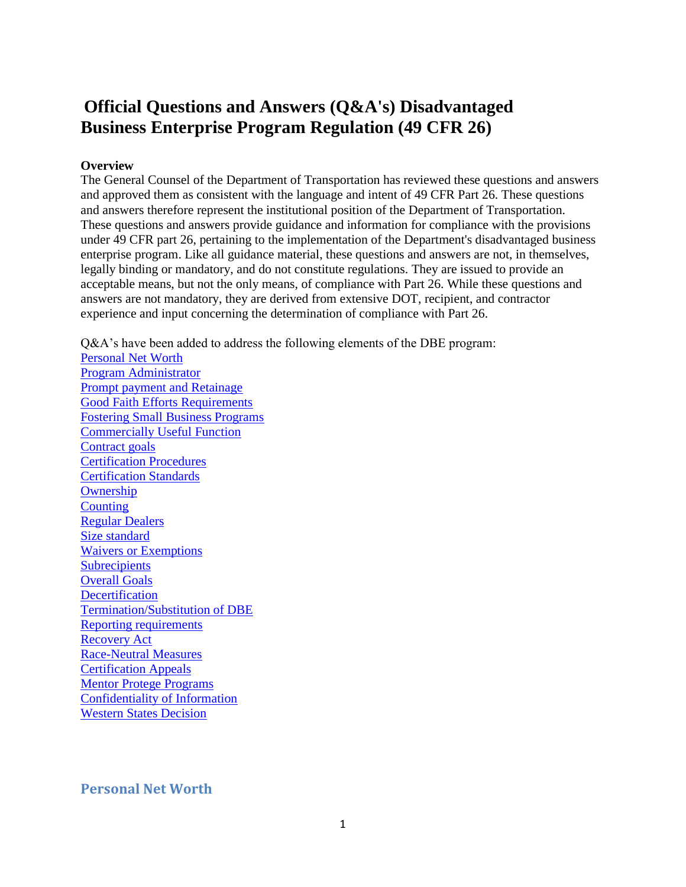# Official Questions and Answers (Q&A's) Disadvantaged Business Enterprise Program Regulation (49 CFR 26)

**Overview**

The General Counsel of the Department of Transportation has reviewed these questions and answers and approved them as consistent with the language and intent of 49 CFR Part 26. These questions and answers therefore represent the institutional position of the Department of Transportation. These questions and answers provide guidance and information for compliance with the provisions under 49 CFR part 26, pertaining to the implementation of the Department's disadvantaged business enterprise program. Like all guidance material, these questions and answers are not, in themselves, legally binding or mandatory, and do not constitute regulations. They are issued to provide an acceptable means, but not the only means, of compliance with Part 26. While these questions and answers are not mandatory, they are derived from extensive DOT, recipient, and contractor experience and input concerning the determination of compliance with Part 26.

Q&A's have been added to address the following elements of the DBE program:

- Personal Net Worth
- Program Administrator
- Prompt payment and Retainage
- Good Faith Efforts Requirements
- Fostering Small Business Programs
- Commercially Useful Function
- Contract goals
- Certification Procedures
- Certification Standards
- Ownership
- Counting
- Regular Dealers
- Size standard
- Waivers or Exemptions
- Subrecipients
- Overall Goals
- Decertification
- Termination/Substitution of DBE
- Reporting requirements
- Recovery Act
- Race-Neutral Measures
- Certification Appeals
- Mentor Protege Programs
- Confidentiality of Information
- Western States Decision

## Personal Net Worth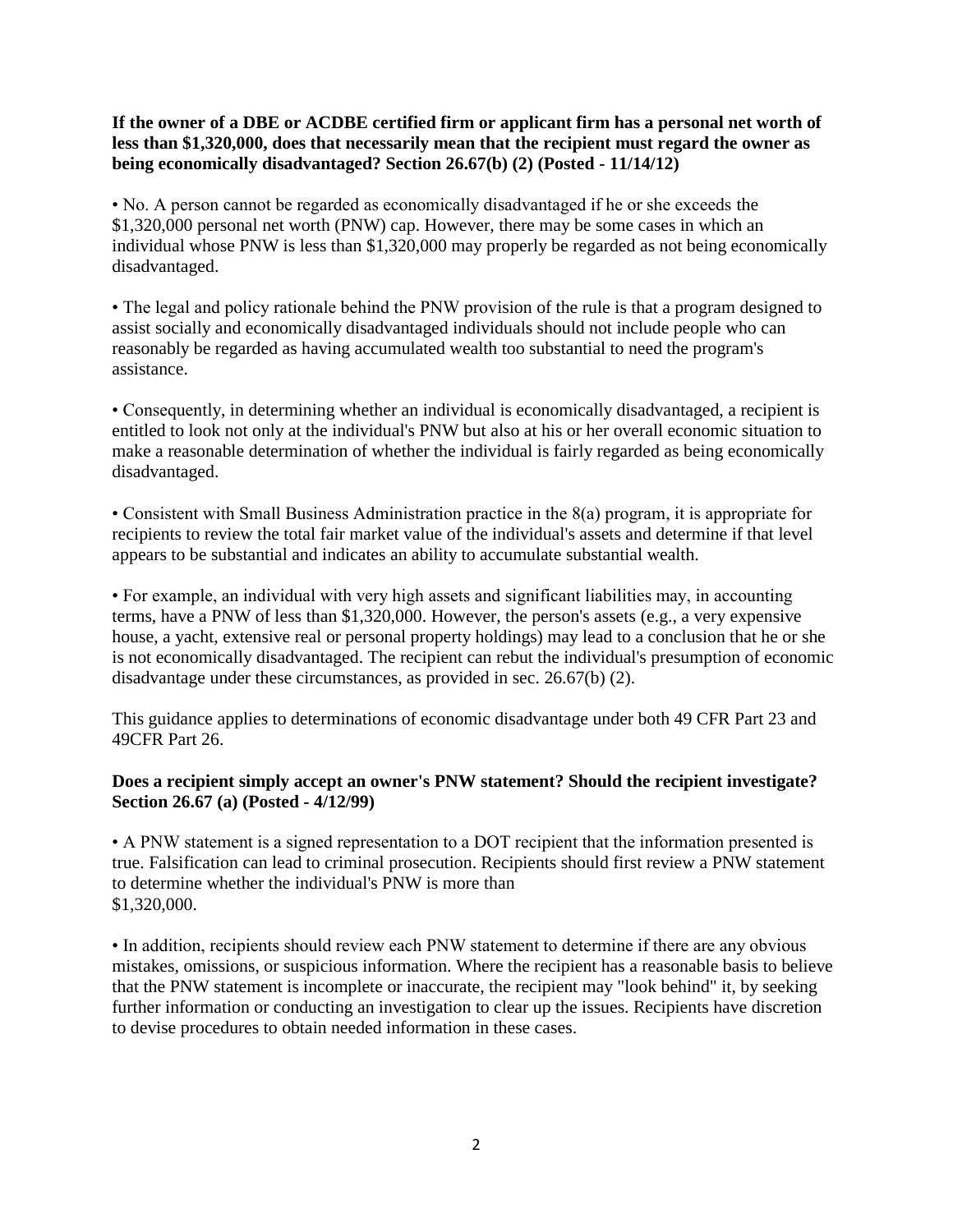**If the owner of a DBE or ACDBE certified firm or applicant firm has a personal net worth of less than $1,320,000, does that necessarily mean that the recipient must regard the owner as being economically disadvantaged? Section 26.67(b) (2) (Posted - 11/14/12)**

• No. A person cannot be regarded as economically disadvantaged if he or she exceeds the $1,320,000 personal net worth (PNW) cap. However, there may be some cases in which an individual whose PNW is less than $1,320,000 may properly be regarded as not being economically disadvantaged.

• The legal and policy rationale behind the PNW provision of the rule is that a program designed to assist socially and economically disadvantaged individuals should not include people who can reasonably be regarded as having accumulated wealth too substantial to need the program's assistance.

• Consequently, in determining whether an individual is economically disadvantaged, a recipient is entitled to look not only at the individual's PNW but also at his or her overall economic situation to make a reasonable determination of whether the individual is fairly regarded as being economically disadvantaged.

• Consistent with Small Business Administration practice in the 8(a) program, it is appropriate for recipients to review the total fair market value of the individual's assets and determine if that level appears to be substantial and indicates an ability to accumulate substantial wealth.

• For example, an individual with very high assets and significant liabilities may, in accounting terms, have a PNW of less than $1,320,000. However, the person's assets (e.g., a very expensive house, a yacht, extensive real or personal property holdings) may lead to a conclusion that he or she is not economically disadvantaged. The recipient can rebut the individual's presumption of economic disadvantage under these circumstances, as provided in sec. 26.67(b) (2).

This guidance applies to determinations of economic disadvantage under both 49 CFR Part 23 and 49CFR Part 26.

**Does a recipient simply accept an owner's PNW statement? Should the recipient investigate? Section 26.67 (a) (Posted - 4/12/99)**

• A PNW statement is a signed representation to a DOT recipient that the information presented is true. Falsification can lead to criminal prosecution. Recipients should first review a PNW statement to determine whether the individual's PNW is more than $1,320,000.

• In addition, recipients should review each PNW statement to determine if there are any obvious mistakes, omissions, or suspicious information. Where the recipient has a reasonable basis to believe that the PNW statement is incomplete or inaccurate, the recipient may "look behind" it, by seeking further information or conducting an investigation to clear up the issues. Recipients have discretion to devise procedures to obtain needed information in these cases.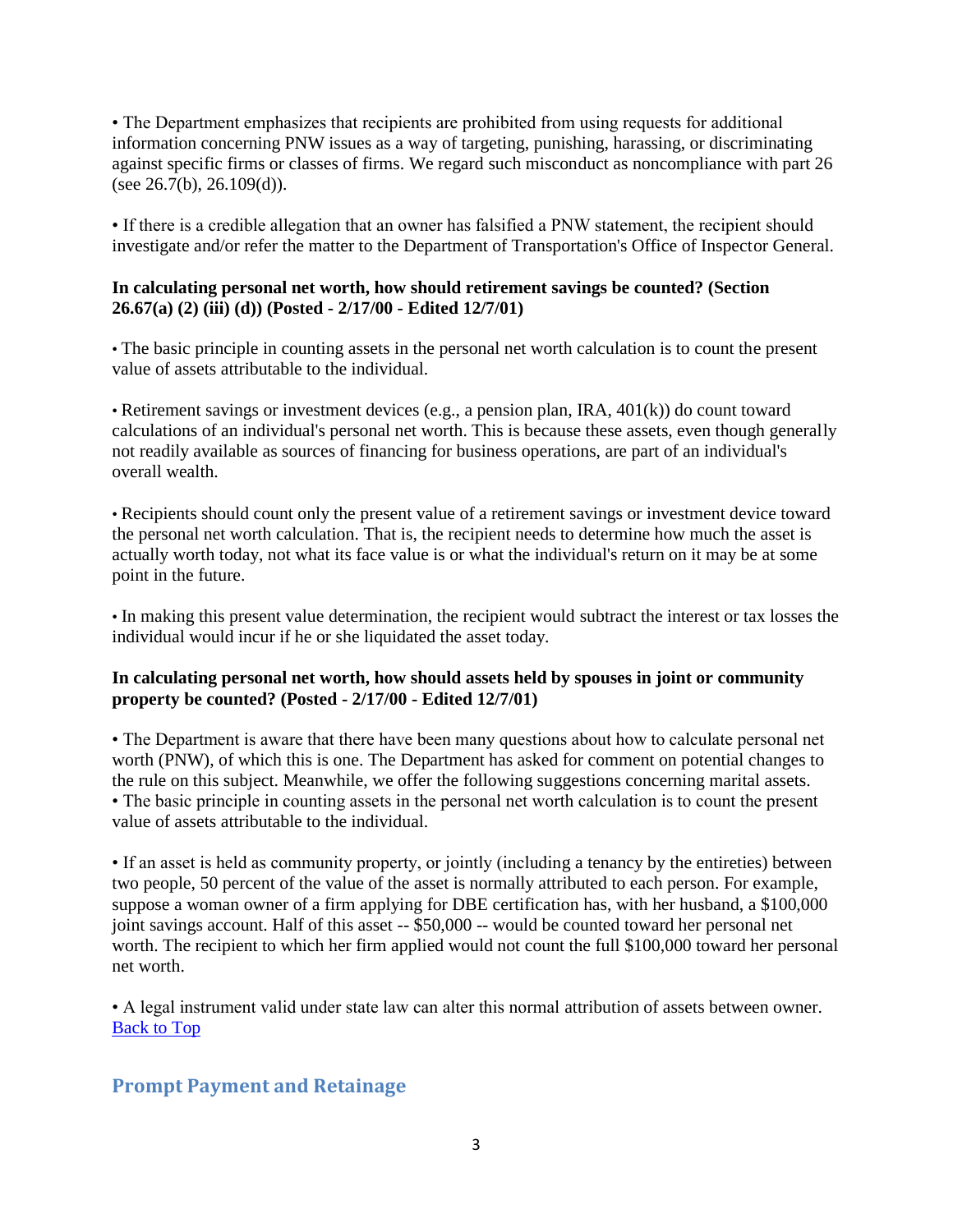• The Department emphasizes that recipients are prohibited from using requests for additional information concerning PNW issues as a way of targeting, punishing, harassing, or discriminating against specific firms or classes of firms. We regard such misconduct as noncompliance with part 26 (see 26.7(b), 26.109(d)).

• If there is a credible allegation that an owner has falsified a PNW statement, the recipient should investigate and/or refer the matter to the Department of Transportation's Office of Inspector General.

**In calculating personal net worth, how should retirement savings be counted? (Section 26.67(a) (2) (iii) (d)) (Posted - 2/17/00 - Edited 12/7/01)**

• The basic principle in counting assets in the personal net worth calculation is to count the present value of assets attributable to the individual.

• Retirement savings or investment devices (e.g., a pension plan, IRA, 401(k)) do count toward calculations of an individual's personal net worth. This is because these assets, even though generally not readily available as sources of financing for business operations, are part of an individual's overall wealth.

• Recipients should count only the present value of a retirement savings or investment device toward the personal net worth calculation. That is, the recipient needs to determine how much the asset is actually worth today, not what its face value is or what the individual's return on it may be at some point in the future.

• In making this present value determination, the recipient would subtract the interest or tax losses the individual would incur if he or she liquidated the asset today.

**In calculating personal net worth, how should assets held by spouses in joint or community property be counted? (Posted - 2/17/00 - Edited 12/7/01)**

• The Department is aware that there have been many questions about how to calculate personal net worth (PNW), of which this is one. The Department has asked for comment on potential changes to the rule on this subject. Meanwhile, we offer the following suggestions concerning marital assets.
• The basic principle in counting assets in the personal net worth calculation is to count the present value of assets attributable to the individual.

• If an asset is held as community property, or jointly (including a tenancy by the entireties) between two people, 50 percent of the value of the asset is normally attributed to each person. For example, suppose a woman owner of a firm applying for DBE certification has, with her husband, a $100,000 joint savings account. Half of this asset -- $50,000 -- would be counted toward her personal net worth. The recipient to which her firm applied would not count the full $100,000 toward her personal net worth.

• A legal instrument valid under state law can alter this normal attribution of assets between owner.
Back to Top

## Prompt Payment and Retainage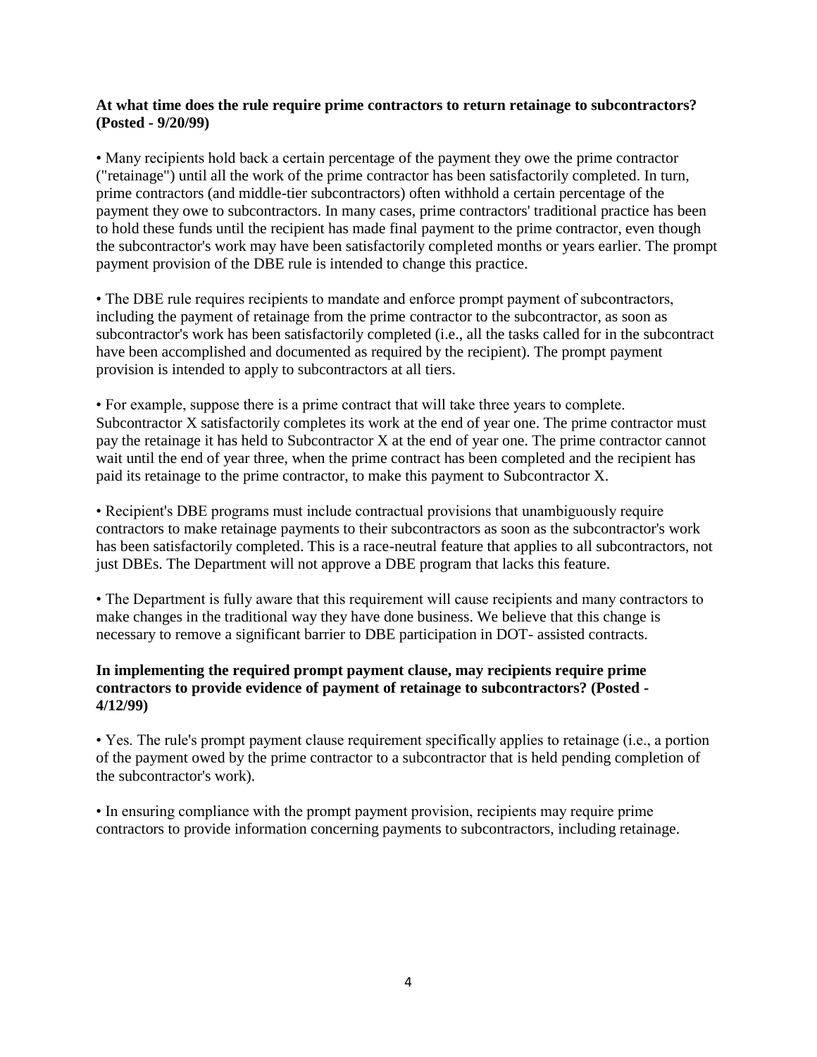**At what time does the rule require prime contractors to return retainage to subcontractors? (Posted - 9/20/99)**

• Many recipients hold back a certain percentage of the payment they owe the prime contractor ("retainage") until all the work of the prime contractor has been satisfactorily completed. In turn, prime contractors (and middle-tier subcontractors) often withhold a certain percentage of the payment they owe to subcontractors. In many cases, prime contractors' traditional practice has been to hold these funds until the recipient has made final payment to the prime contractor, even though the subcontractor's work may have been satisfactorily completed months or years earlier. The prompt payment provision of the DBE rule is intended to change this practice.

• The DBE rule requires recipients to mandate and enforce prompt payment of subcontractors, including the payment of retainage from the prime contractor to the subcontractor, as soon as subcontractor's work has been satisfactorily completed (i.e., all the tasks called for in the subcontract have been accomplished and documented as required by the recipient). The prompt payment provision is intended to apply to subcontractors at all tiers.

• For example, suppose there is a prime contract that will take three years to complete. Subcontractor X satisfactorily completes its work at the end of year one. The prime contractor must pay the retainage it has held to Subcontractor X at the end of year one. The prime contractor cannot wait until the end of year three, when the prime contract has been completed and the recipient has paid its retainage to the prime contractor, to make this payment to Subcontractor X.

• Recipient's DBE programs must include contractual provisions that unambiguously require contractors to make retainage payments to their subcontractors as soon as the subcontractor's work has been satisfactorily completed. This is a race-neutral feature that applies to all subcontractors, not just DBEs. The Department will not approve a DBE program that lacks this feature.

• The Department is fully aware that this requirement will cause recipients and many contractors to make changes in the traditional way they have done business. We believe that this change is necessary to remove a significant barrier to DBE participation in DOT- assisted contracts.

**In implementing the required prompt payment clause, may recipients require prime contractors to provide evidence of payment of retainage to subcontractors? (Posted - 4/12/99)**

• Yes. The rule's prompt payment clause requirement specifically applies to retainage (i.e., a portion of the payment owed by the prime contractor to a subcontractor that is held pending completion of the subcontractor's work).

• In ensuring compliance with the prompt payment provision, recipients may require prime contractors to provide information concerning payments to subcontractors, including retainage.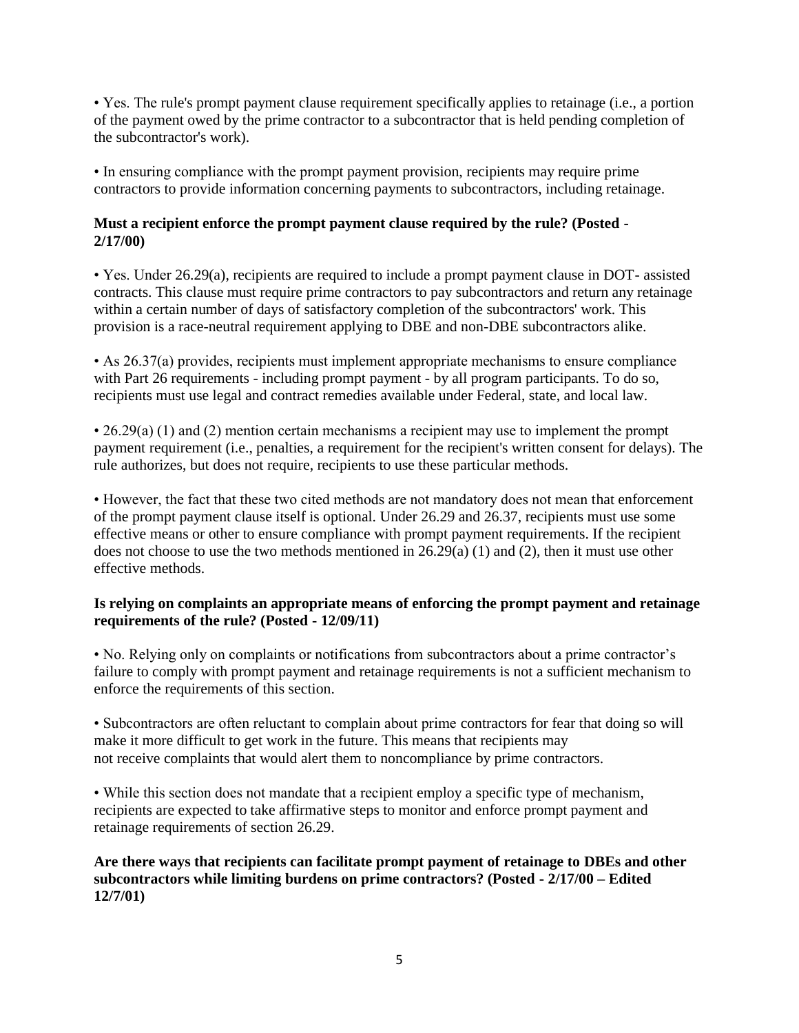• Yes. The rule's prompt payment clause requirement specifically applies to retainage (i.e., a portion of the payment owed by the prime contractor to a subcontractor that is held pending completion of the subcontractor's work).

• In ensuring compliance with the prompt payment provision, recipients may require prime contractors to provide information concerning payments to subcontractors, including retainage.

**Must a recipient enforce the prompt payment clause required by the rule? (Posted - 2/17/00)**

• Yes. Under 26.29(a), recipients are required to include a prompt payment clause in DOT- assisted contracts. This clause must require prime contractors to pay subcontractors and return any retainage within a certain number of days of satisfactory completion of the subcontractors' work. This provision is a race-neutral requirement applying to DBE and non-DBE subcontractors alike.

• As 26.37(a) provides, recipients must implement appropriate mechanisms to ensure compliance with Part 26 requirements - including prompt payment - by all program participants. To do so, recipients must use legal and contract remedies available under Federal, state, and local law.

• 26.29(a) (1) and (2) mention certain mechanisms a recipient may use to implement the prompt payment requirement (i.e., penalties, a requirement for the recipient's written consent for delays). The rule authorizes, but does not require, recipients to use these particular methods.

• However, the fact that these two cited methods are not mandatory does not mean that enforcement of the prompt payment clause itself is optional. Under 26.29 and 26.37, recipients must use some effective means or other to ensure compliance with prompt payment requirements. If the recipient does not choose to use the two methods mentioned in 26.29(a) (1) and (2), then it must use other effective methods.

**Is relying on complaints an appropriate means of enforcing the prompt payment and retainage requirements of the rule? (Posted - 12/09/11)**

• No. Relying only on complaints or notifications from subcontractors about a prime contractor's failure to comply with prompt payment and retainage requirements is not a sufficient mechanism to enforce the requirements of this section.

• Subcontractors are often reluctant to complain about prime contractors for fear that doing so will make it more difficult to get work in the future. This means that recipients may not receive complaints that would alert them to noncompliance by prime contractors.

• While this section does not mandate that a recipient employ a specific type of mechanism, recipients are expected to take affirmative steps to monitor and enforce prompt payment and retainage requirements of section 26.29.

**Are there ways that recipients can facilitate prompt payment of retainage to DBEs and other subcontractors while limiting burdens on prime contractors? (Posted - 2/17/00 – Edited 12/7/01)**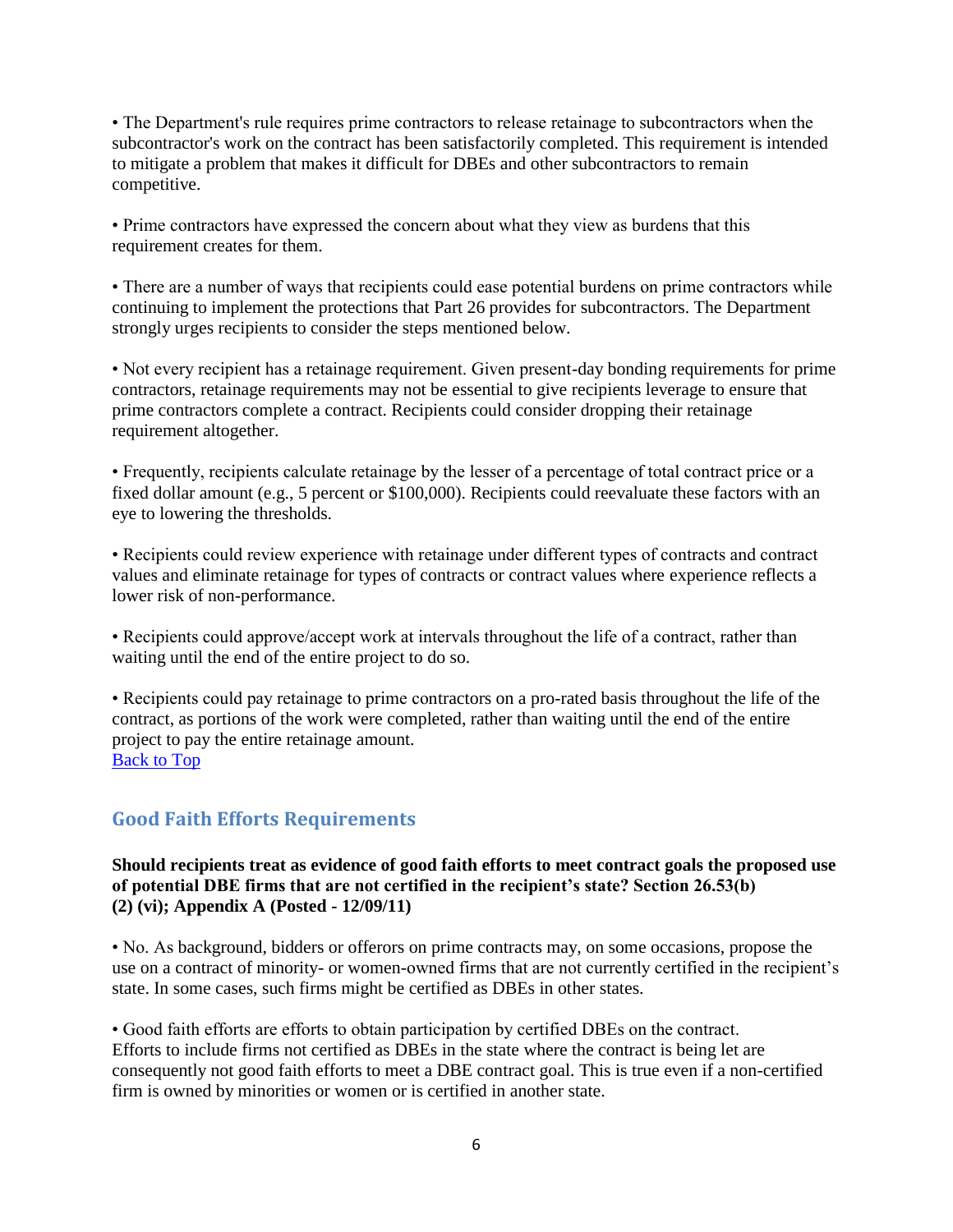• The Department's rule requires prime contractors to release retainage to subcontractors when the subcontractor's work on the contract has been satisfactorily completed. This requirement is intended to mitigate a problem that makes it difficult for DBEs and other subcontractors to remain competitive.

• Prime contractors have expressed the concern about what they view as burdens that this requirement creates for them.

• There are a number of ways that recipients could ease potential burdens on prime contractors while continuing to implement the protections that Part 26 provides for subcontractors. The Department strongly urges recipients to consider the steps mentioned below.

• Not every recipient has a retainage requirement. Given present-day bonding requirements for prime contractors, retainage requirements may not be essential to give recipients leverage to ensure that prime contractors complete a contract. Recipients could consider dropping their retainage requirement altogether.

• Frequently, recipients calculate retainage by the lesser of a percentage of total contract price or a fixed dollar amount (e.g., 5 percent or $100,000). Recipients could reevaluate these factors with an eye to lowering the thresholds.

• Recipients could review experience with retainage under different types of contracts and contract values and eliminate retainage for types of contracts or contract values where experience reflects a lower risk of non-performance.

• Recipients could approve/accept work at intervals throughout the life of a contract, rather than waiting until the end of the entire project to do so.

• Recipients could pay retainage to prime contractors on a pro-rated basis throughout the life of the contract, as portions of the work were completed, rather than waiting until the end of the entire project to pay the entire retainage amount.
Back to Top

## Good Faith Efforts Requirements

**Should recipients treat as evidence of good faith efforts to meet contract goals the proposed use of potential DBE firms that are not certified in the recipient's state? Section 26.53(b)(2) (vi); Appendix A (Posted - 12/09/11)**

• No. As background, bidders or offerors on prime contracts may, on some occasions, propose the use on a contract of minority- or women-owned firms that are not currently certified in the recipient's state. In some cases, such firms might be certified as DBEs in other states.

• Good faith efforts are efforts to obtain participation by certified DBEs on the contract. Efforts to include firms not certified as DBEs in the state where the contract is being let are consequently not good faith efforts to meet a DBE contract goal. This is true even if a non-certified firm is owned by minorities or women or is certified in another state.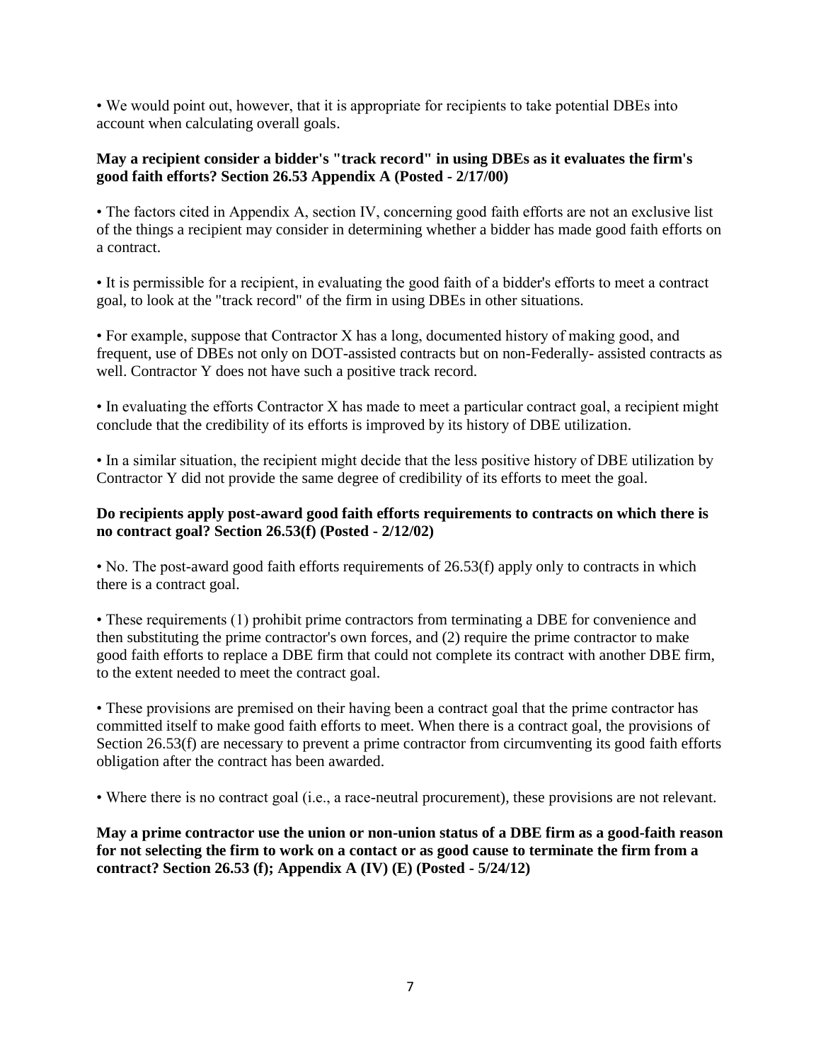• We would point out, however, that it is appropriate for recipients to take potential DBEs into account when calculating overall goals.

**May a recipient consider a bidder's "track record" in using DBEs as it evaluates the firm's good faith efforts? Section 26.53 Appendix A (Posted - 2/17/00)**

• The factors cited in Appendix A, section IV, concerning good faith efforts are not an exclusive list of the things a recipient may consider in determining whether a bidder has made good faith efforts on a contract.

• It is permissible for a recipient, in evaluating the good faith of a bidder's efforts to meet a contract goal, to look at the "track record" of the firm in using DBEs in other situations.

• For example, suppose that Contractor X has a long, documented history of making good, and frequent, use of DBEs not only on DOT-assisted contracts but on non-Federally- assisted contracts as well. Contractor Y does not have such a positive track record.

• In evaluating the efforts Contractor X has made to meet a particular contract goal, a recipient might conclude that the credibility of its efforts is improved by its history of DBE utilization.

• In a similar situation, the recipient might decide that the less positive history of DBE utilization by Contractor Y did not provide the same degree of credibility of its efforts to meet the goal.

**Do recipients apply post-award good faith efforts requirements to contracts on which there is no contract goal? Section 26.53(f) (Posted - 2/12/02)**

• No. The post-award good faith efforts requirements of 26.53(f) apply only to contracts in which there is a contract goal.

• These requirements (1) prohibit prime contractors from terminating a DBE for convenience and then substituting the prime contractor's own forces, and (2) require the prime contractor to make good faith efforts to replace a DBE firm that could not complete its contract with another DBE firm, to the extent needed to meet the contract goal.

• These provisions are premised on their having been a contract goal that the prime contractor has committed itself to make good faith efforts to meet. When there is a contract goal, the provisions of Section 26.53(f) are necessary to prevent a prime contractor from circumventing its good faith efforts obligation after the contract has been awarded.

• Where there is no contract goal (i.e., a race-neutral procurement), these provisions are not relevant.

**May a prime contractor use the union or non-union status of a DBE firm as a good-faith reason for not selecting the firm to work on a contact or as good cause to terminate the firm from a contract? Section 26.53 (f); Appendix A (IV) (E) (Posted - 5/24/12)**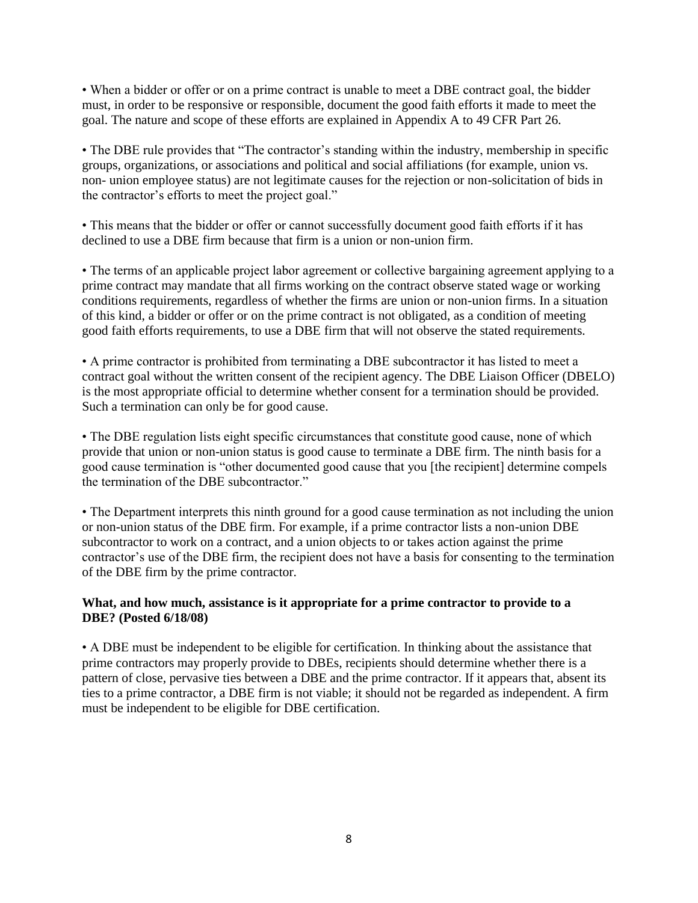• When a bidder or offer or on a prime contract is unable to meet a DBE contract goal, the bidder must, in order to be responsive or responsible, document the good faith efforts it made to meet the goal. The nature and scope of these efforts are explained in Appendix A to 49 CFR Part 26.

• The DBE rule provides that "The contractor's standing within the industry, membership in specific groups, organizations, or associations and political and social affiliations (for example, union vs. non- union employee status) are not legitimate causes for the rejection or non-solicitation of bids in the contractor's efforts to meet the project goal."

• This means that the bidder or offer or cannot successfully document good faith efforts if it has declined to use a DBE firm because that firm is a union or non-union firm.

• The terms of an applicable project labor agreement or collective bargaining agreement applying to a prime contract may mandate that all firms working on the contract observe stated wage or working conditions requirements, regardless of whether the firms are union or non-union firms. In a situation of this kind, a bidder or offer or on the prime contract is not obligated, as a condition of meeting good faith efforts requirements, to use a DBE firm that will not observe the stated requirements.

• A prime contractor is prohibited from terminating a DBE subcontractor it has listed to meet a contract goal without the written consent of the recipient agency. The DBE Liaison Officer (DBELO) is the most appropriate official to determine whether consent for a termination should be provided. Such a termination can only be for good cause.

• The DBE regulation lists eight specific circumstances that constitute good cause, none of which provide that union or non-union status is good cause to terminate a DBE firm. The ninth basis for a good cause termination is "other documented good cause that you [the recipient] determine compels the termination of the DBE subcontractor."

• The Department interprets this ninth ground for a good cause termination as not including the union or non-union status of the DBE firm. For example, if a prime contractor lists a non-union DBE subcontractor to work on a contract, and a union objects to or takes action against the prime contractor's use of the DBE firm, the recipient does not have a basis for consenting to the termination of the DBE firm by the prime contractor.

**What, and how much, assistance is it appropriate for a prime contractor to provide to a DBE? (Posted 6/18/08)**

• A DBE must be independent to be eligible for certification. In thinking about the assistance that prime contractors may properly provide to DBEs, recipients should determine whether there is a pattern of close, pervasive ties between a DBE and the prime contractor. If it appears that, absent its ties to a prime contractor, a DBE firm is not viable; it should not be regarded as independent. A firm must be independent to be eligible for DBE certification.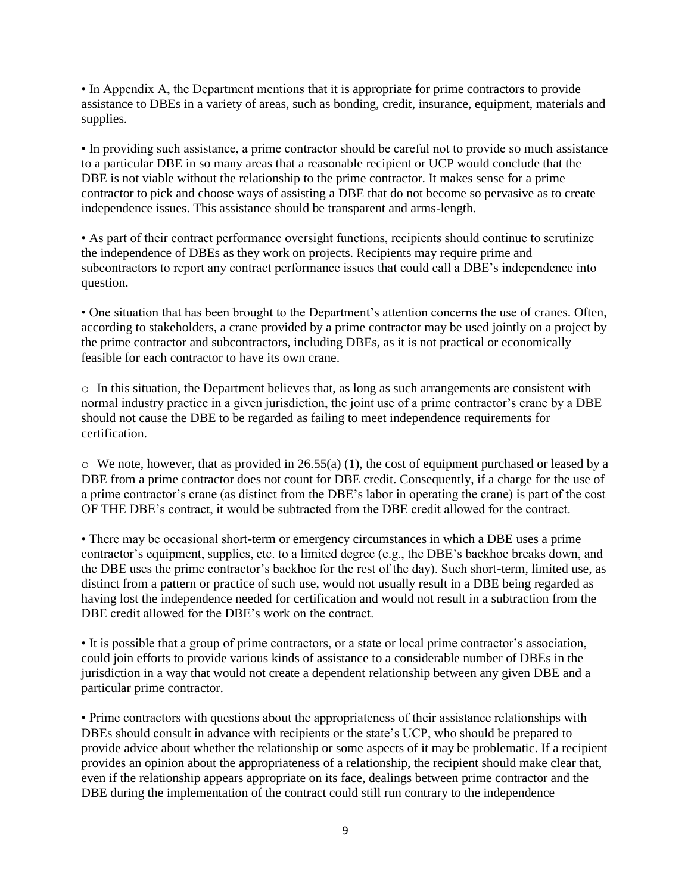- In Appendix A, the Department mentions that it is appropriate for prime contractors to provide assistance to DBEs in a variety of areas, such as bonding, credit, insurance, equipment, materials and supplies.

- In providing such assistance, a prime contractor should be careful not to provide so much assistance to a particular DBE in so many areas that a reasonable recipient or UCP would conclude that the DBE is not viable without the relationship to the prime contractor. It makes sense for a prime contractor to pick and choose ways of assisting a DBE that do not become so pervasive as to create independence issues. This assistance should be transparent and arms-length.

- As part of their contract performance oversight functions, recipients should continue to scrutinize the independence of DBEs as they work on projects. Recipients may require prime and subcontractors to report any contract performance issues that could call a DBE's independence into question.

- One situation that has been brought to the Department's attention concerns the use of cranes. Often, according to stakeholders, a crane provided by a prime contractor may be used jointly on a project by the prime contractor and subcontractors, including DBEs, as it is not practical or economically feasible for each contractor to have its own crane.

  - In this situation, the Department believes that, as long as such arrangements are consistent with normal industry practice in a given jurisdiction, the joint use of a prime contractor's crane by a DBE should not cause the DBE to be regarded as failing to meet independence requirements for certification.

  - We note, however, that as provided in 26.55(a) (1), the cost of equipment purchased or leased by a DBE from a prime contractor does not count for DBE credit. Consequently, if a charge for the use of a prime contractor's crane (as distinct from the DBE's labor in operating the crane) is part of the cost OF THE DBE's contract, it would be subtracted from the DBE credit allowed for the contract.

- There may be occasional short-term or emergency circumstances in which a DBE uses a prime contractor's equipment, supplies, etc. to a limited degree (e.g., the DBE's backhoe breaks down, and the DBE uses the prime contractor's backhoe for the rest of the day). Such short-term, limited use, as distinct from a pattern or practice of such use, would not usually result in a DBE being regarded as having lost the independence needed for certification and would not result in a subtraction from the DBE credit allowed for the DBE's work on the contract.

- It is possible that a group of prime contractors, or a state or local prime contractor's association, could join efforts to provide various kinds of assistance to a considerable number of DBEs in the jurisdiction in a way that would not create a dependent relationship between any given DBE and a particular prime contractor.

- Prime contractors with questions about the appropriateness of their assistance relationships with DBEs should consult in advance with recipients or the state's UCP, who should be prepared to provide advice about whether the relationship or some aspects of it may be problematic. If a recipient provides an opinion about the appropriateness of a relationship, the recipient should make clear that, even if the relationship appears appropriate on its face, dealings between prime contractor and the DBE during the implementation of the contract could still run contrary to the independence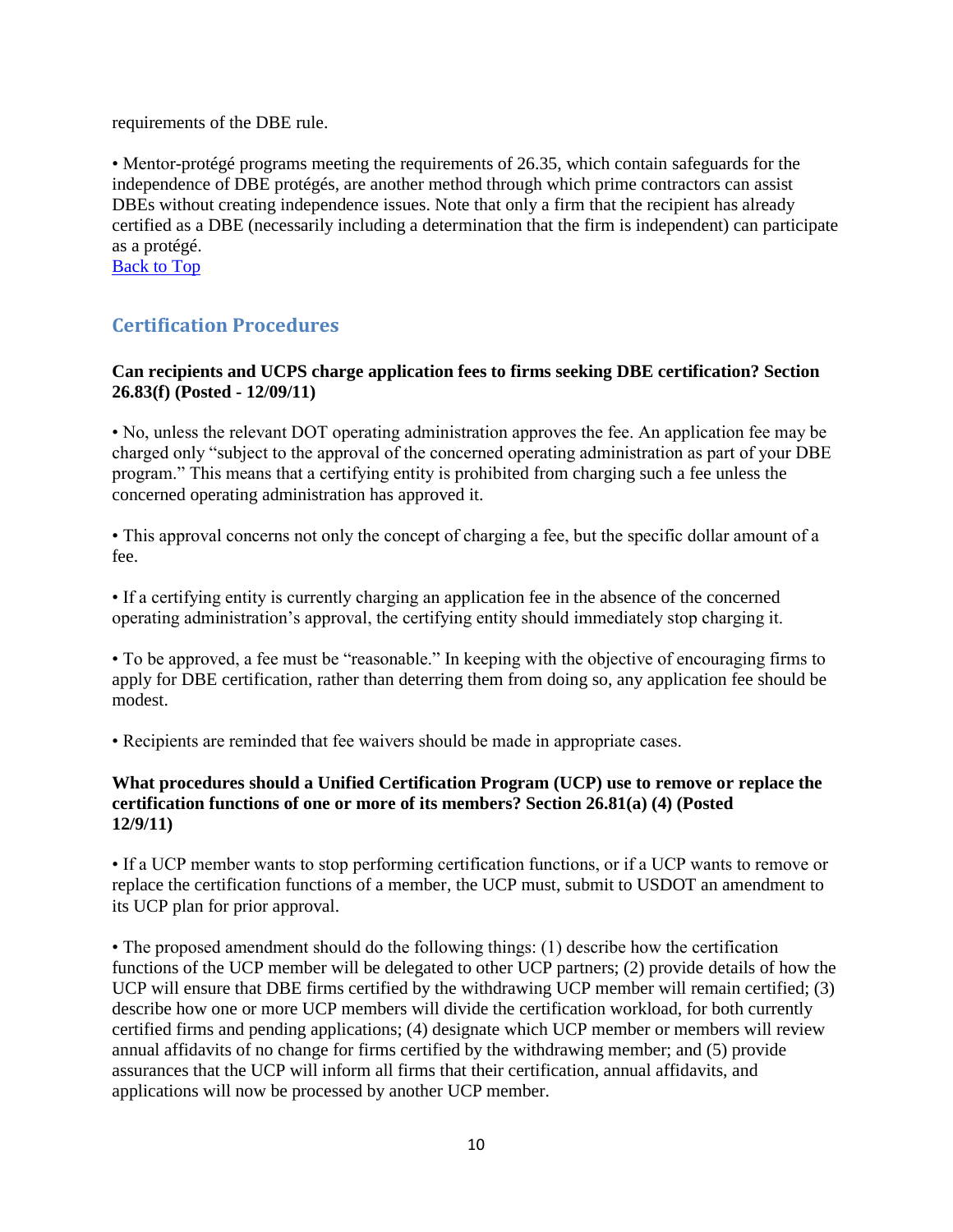requirements of the DBE rule.

• Mentor-protégé programs meeting the requirements of 26.35, which contain safeguards for the independence of DBE protégés, are another method through which prime contractors can assist DBEs without creating independence issues. Note that only a firm that the recipient has already certified as a DBE (necessarily including a determination that the firm is independent) can participate as a protégé.
[Back to Top]

## Certification Procedures

**Can recipients and UCPS charge application fees to firms seeking DBE certification? Section 26.83(f) (Posted - 12/09/11)**

• No, unless the relevant DOT operating administration approves the fee. An application fee may be charged only "subject to the approval of the concerned operating administration as part of your DBE program." This means that a certifying entity is prohibited from charging such a fee unless the concerned operating administration has approved it.

• This approval concerns not only the concept of charging a fee, but the specific dollar amount of a fee.

• If a certifying entity is currently charging an application fee in the absence of the concerned operating administration's approval, the certifying entity should immediately stop charging it.

• To be approved, a fee must be "reasonable." In keeping with the objective of encouraging firms to apply for DBE certification, rather than deterring them from doing so, any application fee should be modest.

• Recipients are reminded that fee waivers should be made in appropriate cases.

**What procedures should a Unified Certification Program (UCP) use to remove or replace the certification functions of one or more of its members? Section 26.81(a) (4) (Posted 12/9/11)**

• If a UCP member wants to stop performing certification functions, or if a UCP wants to remove or replace the certification functions of a member, the UCP must, submit to USDOT an amendment to its UCP plan for prior approval.

• The proposed amendment should do the following things: (1) describe how the certification functions of the UCP member will be delegated to other UCP partners; (2) provide details of how the UCP will ensure that DBE firms certified by the withdrawing UCP member will remain certified; (3) describe how one or more UCP members will divide the certification workload, for both currently certified firms and pending applications; (4) designate which UCP member or members will review annual affidavits of no change for firms certified by the withdrawing member; and (5) provide assurances that the UCP will inform all firms that their certification, annual affidavits, and applications will now be processed by another UCP member.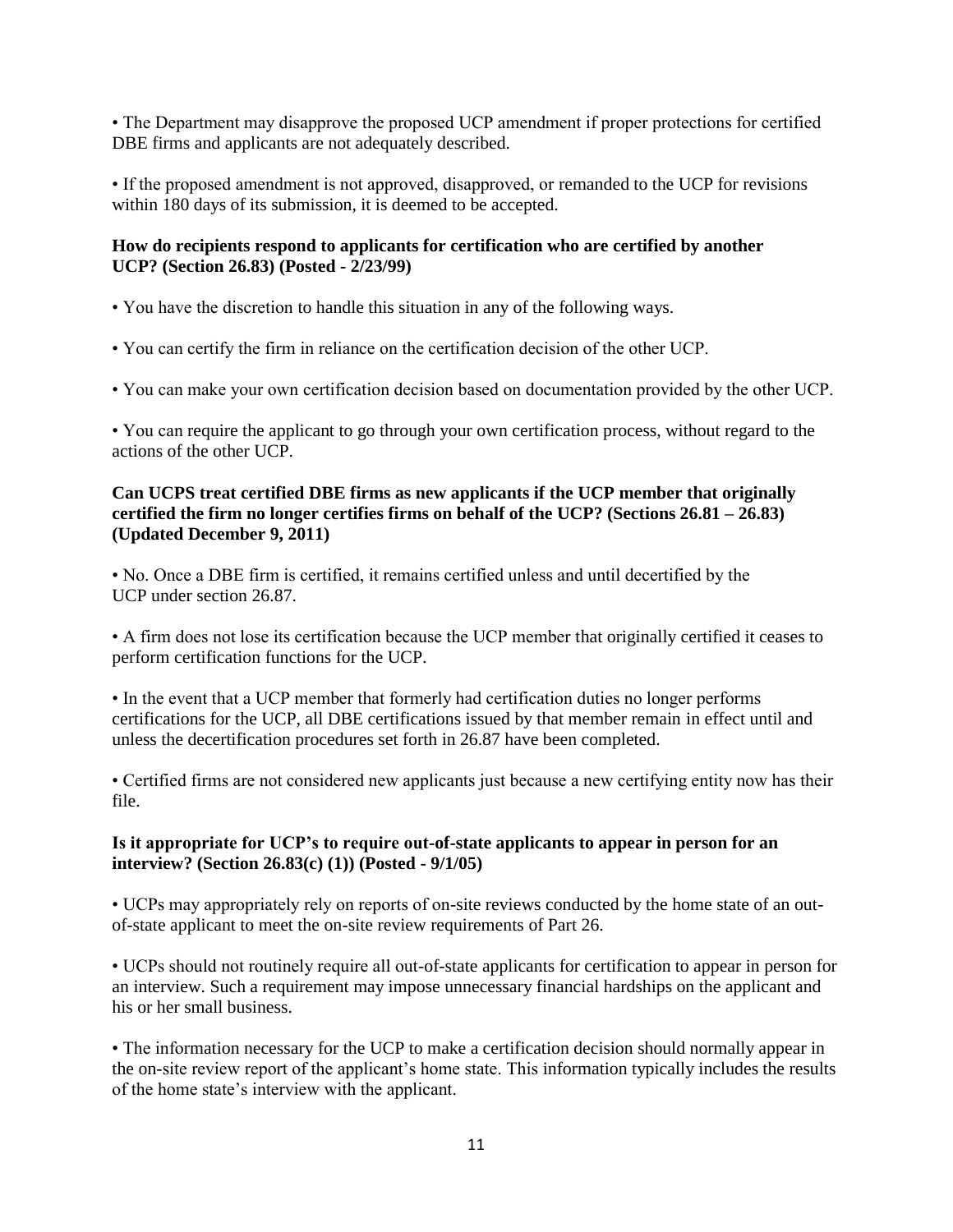• The Department may disapprove the proposed UCP amendment if proper protections for certified DBE firms and applicants are not adequately described.

• If the proposed amendment is not approved, disapproved, or remanded to the UCP for revisions within 180 days of its submission, it is deemed to be accepted.

**How do recipients respond to applicants for certification who are certified by another UCP? (Section 26.83) (Posted - 2/23/99)**

• You have the discretion to handle this situation in any of the following ways.

• You can certify the firm in reliance on the certification decision of the other UCP.

• You can make your own certification decision based on documentation provided by the other UCP.

• You can require the applicant to go through your own certification process, without regard to the actions of the other UCP.

**Can UCPS treat certified DBE firms as new applicants if the UCP member that originally certified the firm no longer certifies firms on behalf of the UCP? (Sections 26.81 – 26.83) (Updated December 9, 2011)**

• No. Once a DBE firm is certified, it remains certified unless and until decertified by the UCP under section 26.87.

• A firm does not lose its certification because the UCP member that originally certified it ceases to perform certification functions for the UCP.

• In the event that a UCP member that formerly had certification duties no longer performs certifications for the UCP, all DBE certifications issued by that member remain in effect until and unless the decertification procedures set forth in 26.87 have been completed.

• Certified firms are not considered new applicants just because a new certifying entity now has their file.

**Is it appropriate for UCP's to require out-of-state applicants to appear in person for an interview? (Section 26.83(c) (1)) (Posted - 9/1/05)**

• UCPs may appropriately rely on reports of on-site reviews conducted by the home state of an out-of-state applicant to meet the on-site review requirements of Part 26.

• UCPs should not routinely require all out-of-state applicants for certification to appear in person for an interview. Such a requirement may impose unnecessary financial hardships on the applicant and his or her small business.

• The information necessary for the UCP to make a certification decision should normally appear in the on-site review report of the applicant's home state. This information typically includes the results of the home state's interview with the applicant.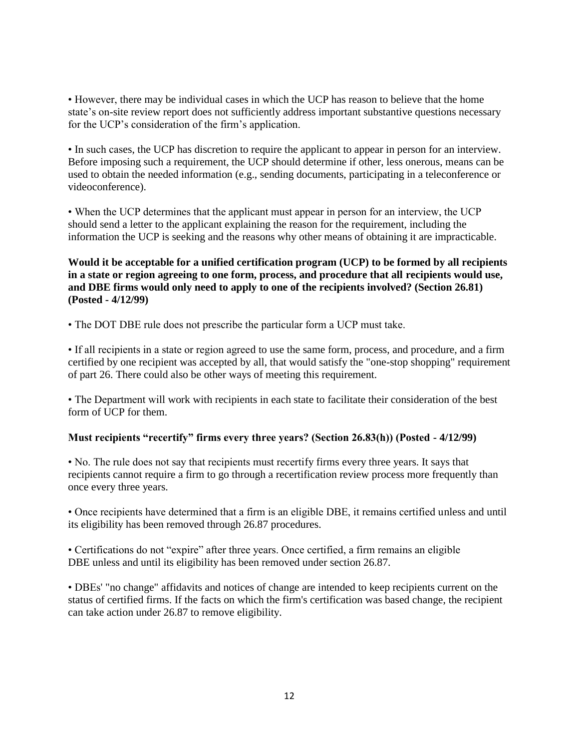• However, there may be individual cases in which the UCP has reason to believe that the home state's on-site review report does not sufficiently address important substantive questions necessary for the UCP's consideration of the firm's application.

• In such cases, the UCP has discretion to require the applicant to appear in person for an interview. Before imposing such a requirement, the UCP should determine if other, less onerous, means can be used to obtain the needed information (e.g., sending documents, participating in a teleconference or videoconference).

• When the UCP determines that the applicant must appear in person for an interview, the UCP should send a letter to the applicant explaining the reason for the requirement, including the information the UCP is seeking and the reasons why other means of obtaining it are impracticable.

**Would it be acceptable for a unified certification program (UCP) to be formed by all recipients in a state or region agreeing to one form, process, and procedure that all recipients would use, and DBE firms would only need to apply to one of the recipients involved? (Section 26.81) (Posted - 4/12/99)**

• The DOT DBE rule does not prescribe the particular form a UCP must take.

• If all recipients in a state or region agreed to use the same form, process, and procedure, and a firm certified by one recipient was accepted by all, that would satisfy the "one-stop shopping" requirement of part 26. There could also be other ways of meeting this requirement.

• The Department will work with recipients in each state to facilitate their consideration of the best form of UCP for them.

**Must recipients "recertify" firms every three years? (Section 26.83(h)) (Posted - 4/12/99)**

• No. The rule does not say that recipients must recertify firms every three years. It says that recipients cannot require a firm to go through a recertification review process more frequently than once every three years.

• Once recipients have determined that a firm is an eligible DBE, it remains certified unless and until its eligibility has been removed through 26.87 procedures.

• Certifications do not "expire" after three years. Once certified, a firm remains an eligible DBE unless and until its eligibility has been removed under section 26.87.

• DBEs' "no change" affidavits and notices of change are intended to keep recipients current on the status of certified firms. If the facts on which the firm's certification was based change, the recipient can take action under 26.87 to remove eligibility.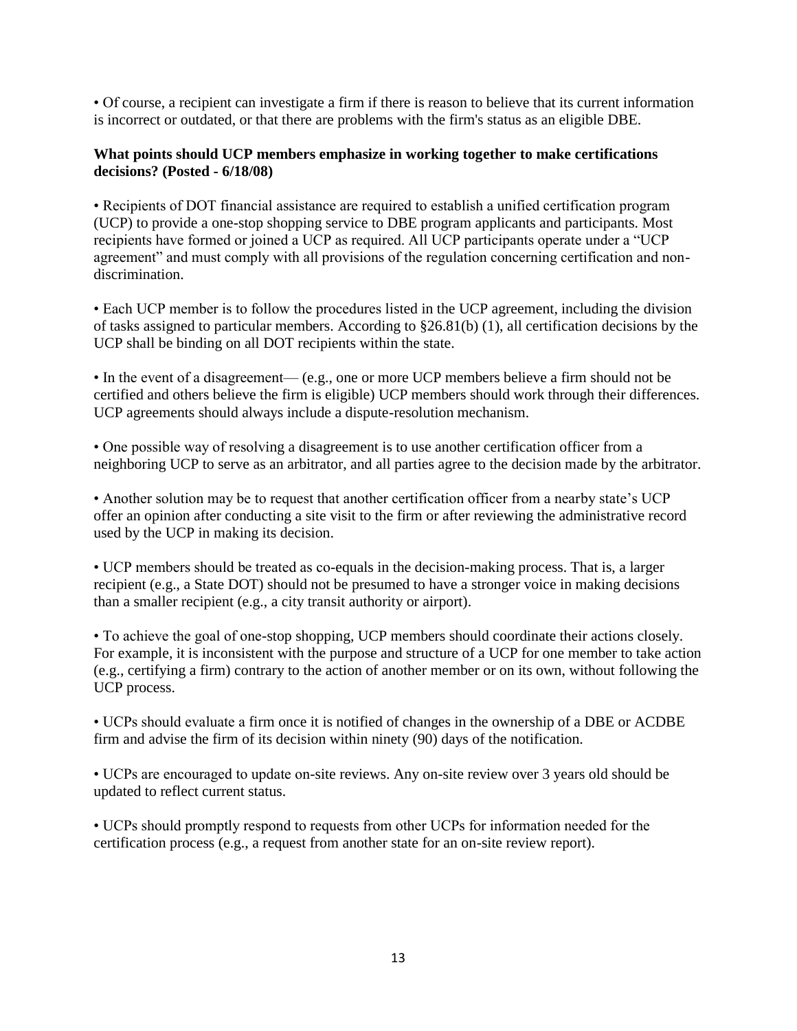• Of course, a recipient can investigate a firm if there is reason to believe that its current information is incorrect or outdated, or that there are problems with the firm's status as an eligible DBE.

**What points should UCP members emphasize in working together to make certifications decisions? (Posted - 6/18/08)**

• Recipients of DOT financial assistance are required to establish a unified certification program (UCP) to provide a one-stop shopping service to DBE program applicants and participants. Most recipients have formed or joined a UCP as required. All UCP participants operate under a "UCP agreement" and must comply with all provisions of the regulation concerning certification and non-discrimination.

• Each UCP member is to follow the procedures listed in the UCP agreement, including the division of tasks assigned to particular members. According to §26.81(b) (1), all certification decisions by the UCP shall be binding on all DOT recipients within the state.

• In the event of a disagreement— (e.g., one or more UCP members believe a firm should not be certified and others believe the firm is eligible) UCP members should work through their differences. UCP agreements should always include a dispute-resolution mechanism.

• One possible way of resolving a disagreement is to use another certification officer from a neighboring UCP to serve as an arbitrator, and all parties agree to the decision made by the arbitrator.

• Another solution may be to request that another certification officer from a nearby state's UCP offer an opinion after conducting a site visit to the firm or after reviewing the administrative record used by the UCP in making its decision.

• UCP members should be treated as co-equals in the decision-making process. That is, a larger recipient (e.g., a State DOT) should not be presumed to have a stronger voice in making decisions than a smaller recipient (e.g., a city transit authority or airport).

• To achieve the goal of one-stop shopping, UCP members should coordinate their actions closely. For example, it is inconsistent with the purpose and structure of a UCP for one member to take action (e.g., certifying a firm) contrary to the action of another member or on its own, without following the UCP process.

• UCPs should evaluate a firm once it is notified of changes in the ownership of a DBE or ACDBE firm and advise the firm of its decision within ninety (90) days of the notification.

• UCPs are encouraged to update on-site reviews. Any on-site review over 3 years old should be updated to reflect current status.

• UCPs should promptly respond to requests from other UCPs for information needed for the certification process (e.g., a request from another state for an on-site review report).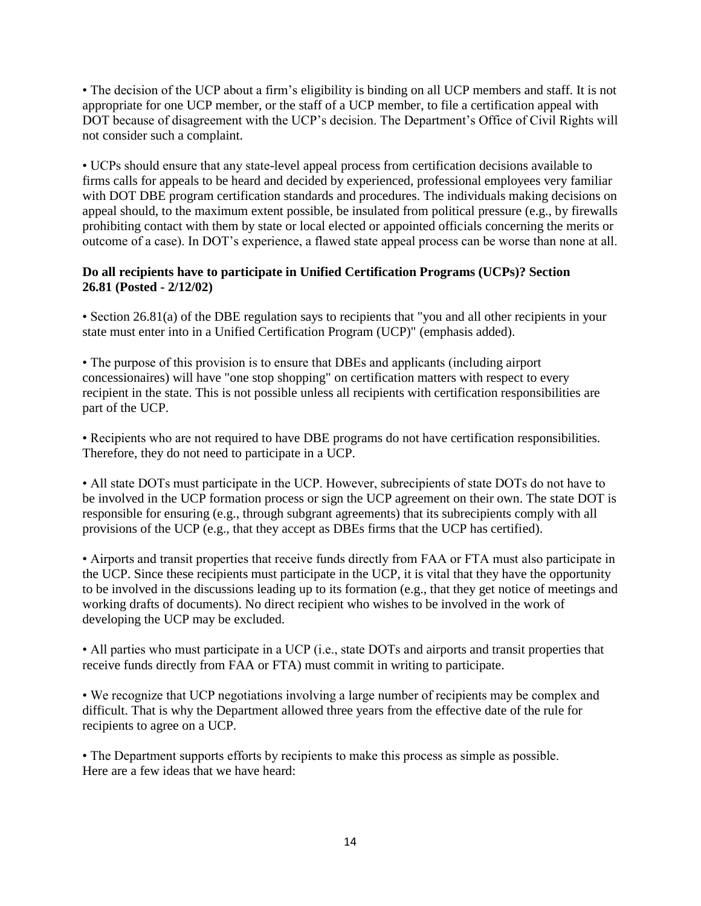• The decision of the UCP about a firm's eligibility is binding on all UCP members and staff. It is not appropriate for one UCP member, or the staff of a UCP member, to file a certification appeal with DOT because of disagreement with the UCP's decision. The Department's Office of Civil Rights will not consider such a complaint.

• UCPs should ensure that any state-level appeal process from certification decisions available to firms calls for appeals to be heard and decided by experienced, professional employees very familiar with DOT DBE program certification standards and procedures. The individuals making decisions on appeal should, to the maximum extent possible, be insulated from political pressure (e.g., by firewalls prohibiting contact with them by state or local elected or appointed officials concerning the merits or outcome of a case). In DOT's experience, a flawed state appeal process can be worse than none at all.

**Do all recipients have to participate in Unified Certification Programs (UCPs)? Section 26.81 (Posted - 2/12/02)**

• Section 26.81(a) of the DBE regulation says to recipients that "you and all other recipients in your state must enter into in a Unified Certification Program (UCP)" (emphasis added).

• The purpose of this provision is to ensure that DBEs and applicants (including airport concessionaires) will have "one stop shopping" on certification matters with respect to every recipient in the state. This is not possible unless all recipients with certification responsibilities are part of the UCP.

• Recipients who are not required to have DBE programs do not have certification responsibilities. Therefore, they do not need to participate in a UCP.

• All state DOTs must participate in the UCP. However, subrecipients of state DOTs do not have to be involved in the UCP formation process or sign the UCP agreement on their own. The state DOT is responsible for ensuring (e.g., through subgrant agreements) that its subrecipients comply with all provisions of the UCP (e.g., that they accept as DBEs firms that the UCP has certified).

• Airports and transit properties that receive funds directly from FAA or FTA must also participate in the UCP. Since these recipients must participate in the UCP, it is vital that they have the opportunity to be involved in the discussions leading up to its formation (e.g., that they get notice of meetings and working drafts of documents). No direct recipient who wishes to be involved in the work of developing the UCP may be excluded.

• All parties who must participate in a UCP (i.e., state DOTs and airports and transit properties that receive funds directly from FAA or FTA) must commit in writing to participate.

• We recognize that UCP negotiations involving a large number of recipients may be complex and difficult. That is why the Department allowed three years from the effective date of the rule for recipients to agree on a UCP.

• The Department supports efforts by recipients to make this process as simple as possible. Here are a few ideas that we have heard: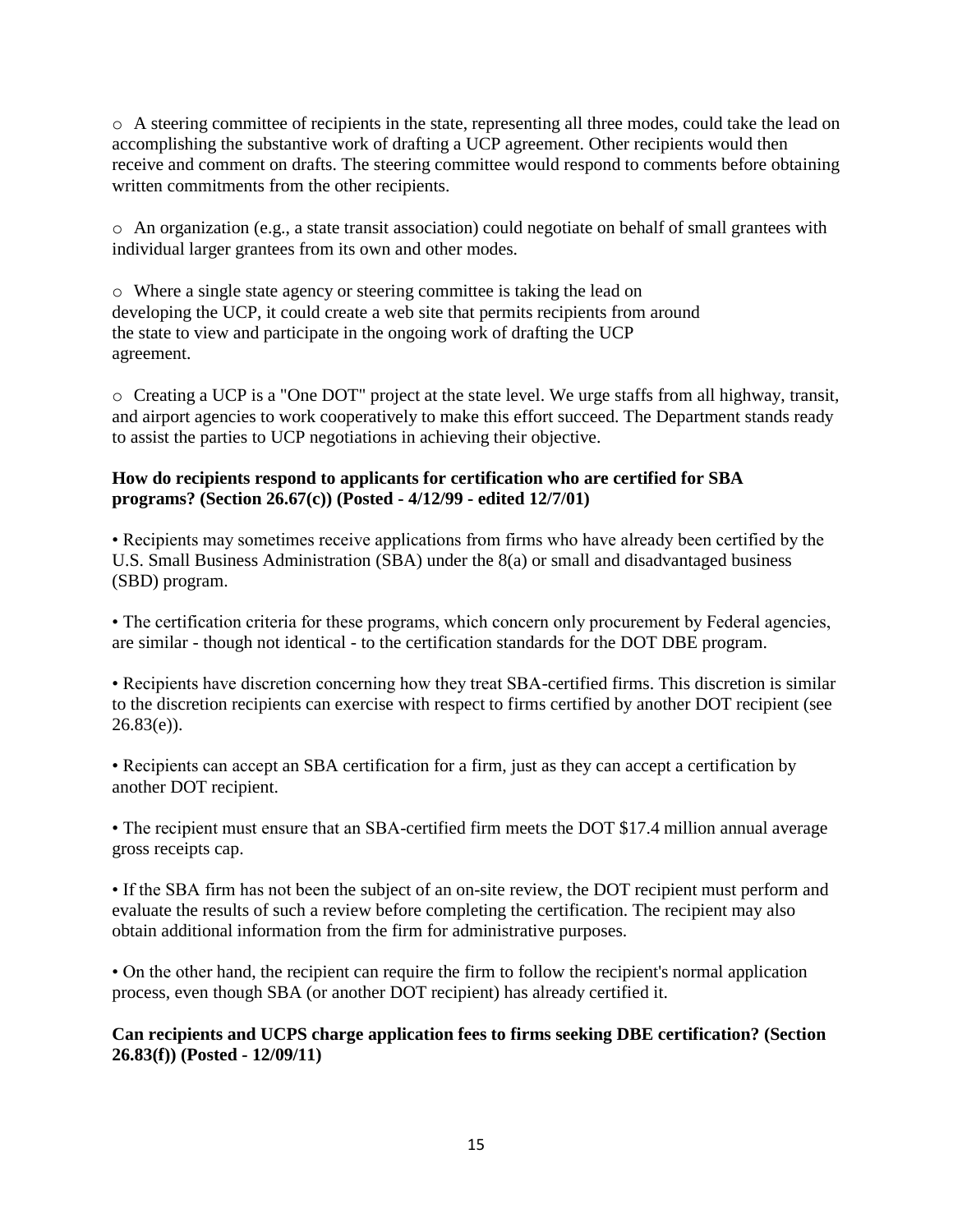- A steering committee of recipients in the state, representing all three modes, could take the lead on accomplishing the substantive work of drafting a UCP agreement. Other recipients would then receive and comment on drafts. The steering committee would respond to comments before obtaining written commitments from the other recipients.

- An organization (e.g., a state transit association) could negotiate on behalf of small grantees with individual larger grantees from its own and other modes.

- Where a single state agency or steering committee is taking the lead on developing the UCP, it could create a web site that permits recipients from around the state to view and participate in the ongoing work of drafting the UCP agreement.

- Creating a UCP is a "One DOT" project at the state level. We urge staffs from all highway, transit, and airport agencies to work cooperatively to make this effort succeed. The Department stands ready to assist the parties to UCP negotiations in achieving their objective.

**How do recipients respond to applicants for certification who are certified for SBA programs? (Section 26.67(c)) (Posted - 4/12/99 - edited 12/7/01)**

- Recipients may sometimes receive applications from firms who have already been certified by the U.S. Small Business Administration (SBA) under the 8(a) or small and disadvantaged business (SBD) program.

- The certification criteria for these programs, which concern only procurement by Federal agencies, are similar - though not identical - to the certification standards for the DOT DBE program.

- Recipients have discretion concerning how they treat SBA-certified firms. This discretion is similar to the discretion recipients can exercise with respect to firms certified by another DOT recipient (see 26.83(e)).

- Recipients can accept an SBA certification for a firm, just as they can accept a certification by another DOT recipient.

- The recipient must ensure that an SBA-certified firm meets the DOT $17.4 million annual average gross receipts cap.

- If the SBA firm has not been the subject of an on-site review, the DOT recipient must perform and evaluate the results of such a review before completing the certification. The recipient may also obtain additional information from the firm for administrative purposes.

- On the other hand, the recipient can require the firm to follow the recipient's normal application process, even though SBA (or another DOT recipient) has already certified it.

**Can recipients and UCPS charge application fees to firms seeking DBE certification? (Section 26.83(f)) (Posted - 12/09/11)**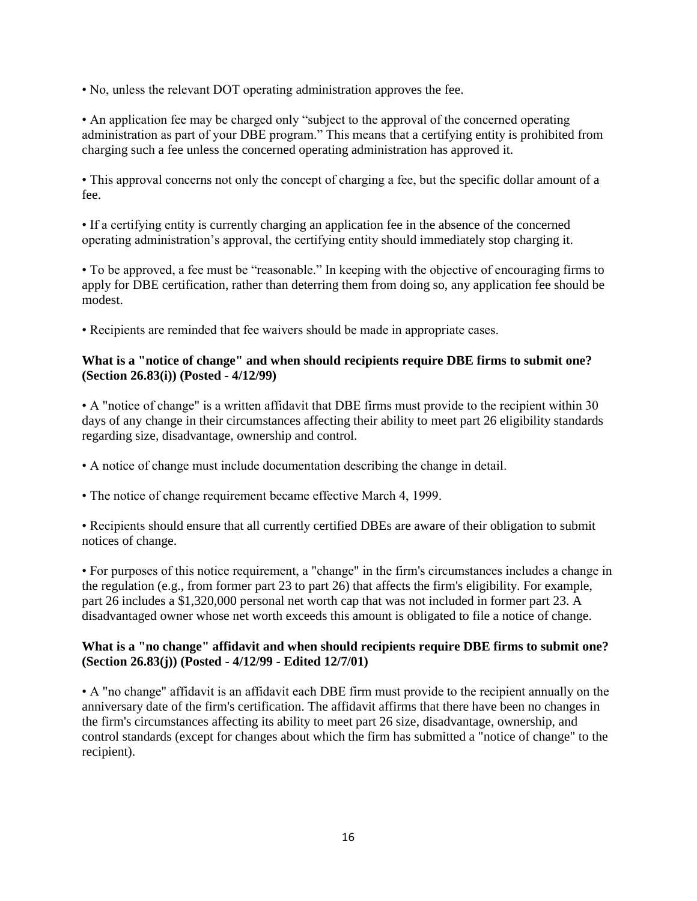• No, unless the relevant DOT operating administration approves the fee.

• An application fee may be charged only “subject to the approval of the concerned operating administration as part of your DBE program.” This means that a certifying entity is prohibited from charging such a fee unless the concerned operating administration has approved it.

• This approval concerns not only the concept of charging a fee, but the specific dollar amount of a fee.

• If a certifying entity is currently charging an application fee in the absence of the concerned operating administration’s approval, the certifying entity should immediately stop charging it.

• To be approved, a fee must be “reasonable.” In keeping with the objective of encouraging firms to apply for DBE certification, rather than deterring them from doing so, any application fee should be modest.

• Recipients are reminded that fee waivers should be made in appropriate cases.

**What is a "notice of change" and when should recipients require DBE firms to submit one? (Section 26.83(i)) (Posted - 4/12/99)**

• A "notice of change" is a written affidavit that DBE firms must provide to the recipient within 30 days of any change in their circumstances affecting their ability to meet part 26 eligibility standards regarding size, disadvantage, ownership and control.

• A notice of change must include documentation describing the change in detail.

• The notice of change requirement became effective March 4, 1999.

• Recipients should ensure that all currently certified DBEs are aware of their obligation to submit notices of change.

• For purposes of this notice requirement, a "change" in the firm's circumstances includes a change in the regulation (e.g., from former part 23 to part 26) that affects the firm's eligibility. For example, part 26 includes a $1,320,000 personal net worth cap that was not included in former part 23. A disadvantaged owner whose net worth exceeds this amount is obligated to file a notice of change.

**What is a "no change" affidavit and when should recipients require DBE firms to submit one? (Section 26.83(j)) (Posted - 4/12/99 - Edited 12/7/01)**

• A "no change" affidavit is an affidavit each DBE firm must provide to the recipient annually on the anniversary date of the firm's certification. The affidavit affirms that there have been no changes in the firm's circumstances affecting its ability to meet part 26 size, disadvantage, ownership, and control standards (except for changes about which the firm has submitted a "notice of change" to the recipient).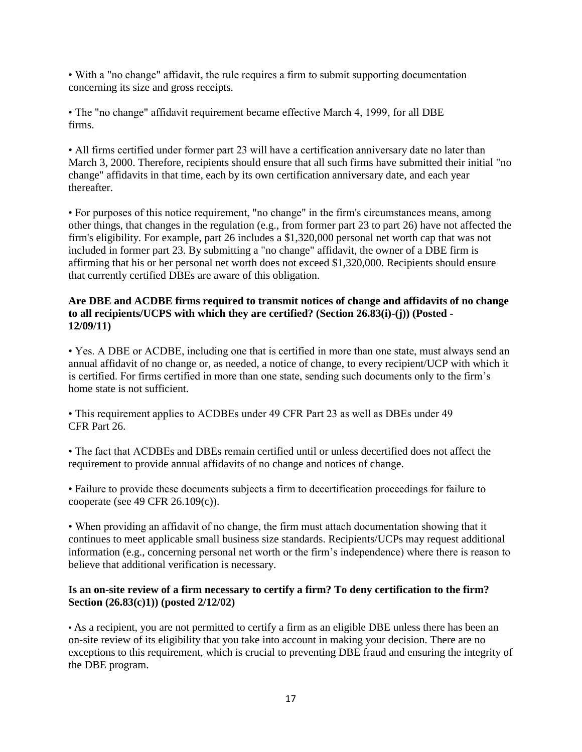• With a "no change" affidavit, the rule requires a firm to submit supporting documentation concerning its size and gross receipts.

• The "no change" affidavit requirement became effective March 4, 1999, for all DBE firms.

• All firms certified under former part 23 will have a certification anniversary date no later than March 3, 2000. Therefore, recipients should ensure that all such firms have submitted their initial "no change" affidavits in that time, each by its own certification anniversary date, and each year thereafter.

• For purposes of this notice requirement, "no change" in the firm's circumstances means, among other things, that changes in the regulation (e.g., from former part 23 to part 26) have not affected the firm's eligibility. For example, part 26 includes a $1,320,000 personal net worth cap that was not included in former part 23. By submitting a "no change" affidavit, the owner of a DBE firm is affirming that his or her personal net worth does not exceed $1,320,000. Recipients should ensure that currently certified DBEs are aware of this obligation.

**Are DBE and ACDBE firms required to transmit notices of change and affidavits of no change to all recipients/UCPS with which they are certified? (Section 26.83(i)-(j)) (Posted - 12/09/11)**

• Yes. A DBE or ACDBE, including one that is certified in more than one state, must always send an annual affidavit of no change or, as needed, a notice of change, to every recipient/UCP with which it is certified. For firms certified in more than one state, sending such documents only to the firm's home state is not sufficient.

• This requirement applies to ACDBEs under 49 CFR Part 23 as well as DBEs under 49 CFR Part 26.

• The fact that ACDBEs and DBEs remain certified until or unless decertified does not affect the requirement to provide annual affidavits of no change and notices of change.

• Failure to provide these documents subjects a firm to decertification proceedings for failure to cooperate (see 49 CFR 26.109(c)).

• When providing an affidavit of no change, the firm must attach documentation showing that it continues to meet applicable small business size standards. Recipients/UCPs may request additional information (e.g., concerning personal net worth or the firm's independence) where there is reason to believe that additional verification is necessary.

**Is an on-site review of a firm necessary to certify a firm? To deny certification to the firm? Section (26.83(c)1)) (posted 2/12/02)**

• As a recipient, you are not permitted to certify a firm as an eligible DBE unless there has been an on-site review of its eligibility that you take into account in making your decision. There are no exceptions to this requirement, which is crucial to preventing DBE fraud and ensuring the integrity of the DBE program.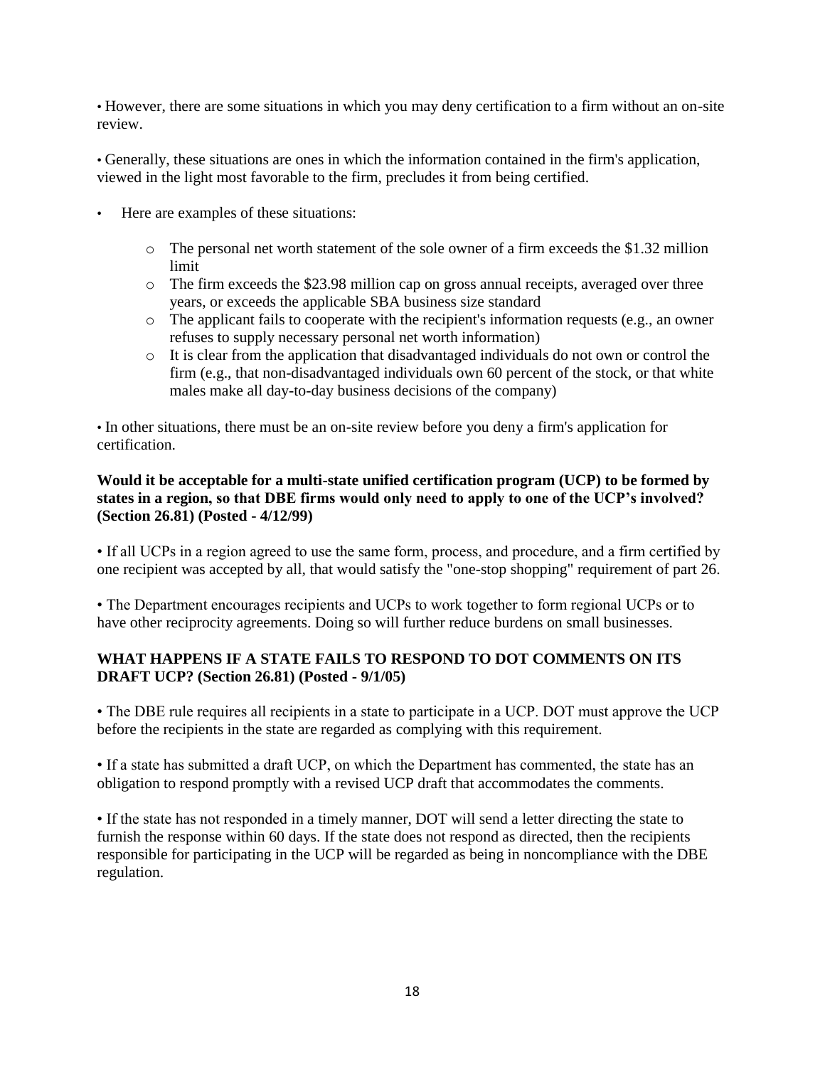• However, there are some situations in which you may deny certification to a firm without an on-site review.

• Generally, these situations are ones in which the information contained in the firm's application, viewed in the light most favorable to the firm, precludes it from being certified.

- Here are examples of these situations:
  - The personal net worth statement of the sole owner of a firm exceeds the $1.32 million limit
  - The firm exceeds the $23.98 million cap on gross annual receipts, averaged over three years, or exceeds the applicable SBA business size standard
  - The applicant fails to cooperate with the recipient's information requests (e.g., an owner refuses to supply necessary personal net worth information)
  - It is clear from the application that disadvantaged individuals do not own or control the firm (e.g., that non-disadvantaged individuals own 60 percent of the stock, or that white males make all day-to-day business decisions of the company)

• In other situations, there must be an on-site review before you deny a firm's application for certification.

**Would it be acceptable for a multi-state unified certification program (UCP) to be formed by states in a region, so that DBE firms would only need to apply to one of the UCP's involved? (Section 26.81) (Posted - 4/12/99)**

• If all UCPs in a region agreed to use the same form, process, and procedure, and a firm certified by one recipient was accepted by all, that would satisfy the "one-stop shopping" requirement of part 26.

• The Department encourages recipients and UCPs to work together to form regional UCPs or to have other reciprocity agreements. Doing so will further reduce burdens on small businesses.

**WHAT HAPPENS IF A STATE FAILS TO RESPOND TO DOT COMMENTS ON ITS DRAFT UCP? (Section 26.81) (Posted - 9/1/05)**

• The DBE rule requires all recipients in a state to participate in a UCP. DOT must approve the UCP before the recipients in the state are regarded as complying with this requirement.

• If a state has submitted a draft UCP, on which the Department has commented, the state has an obligation to respond promptly with a revised UCP draft that accommodates the comments.

• If the state has not responded in a timely manner, DOT will send a letter directing the state to furnish the response within 60 days. If the state does not respond as directed, then the recipients responsible for participating in the UCP will be regarded as being in noncompliance with the DBE regulation.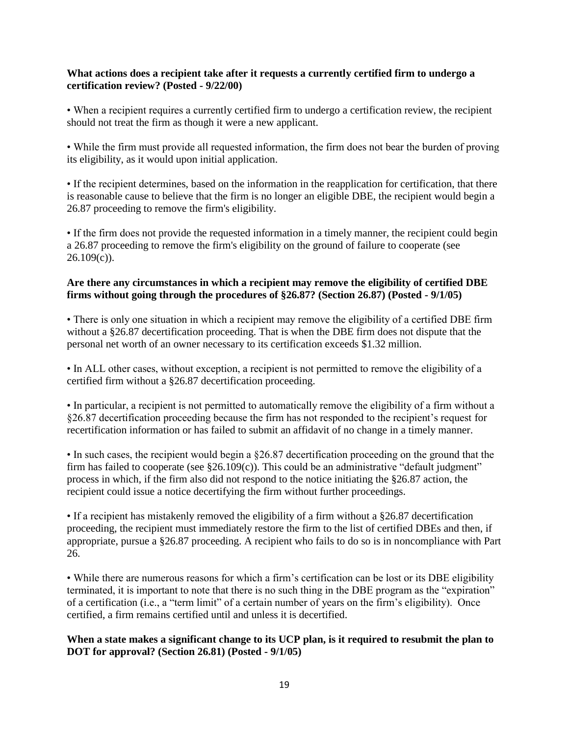**What actions does a recipient take after it requests a currently certified firm to undergo a certification review? (Posted - 9/22/00)**

• When a recipient requires a currently certified firm to undergo a certification review, the recipient should not treat the firm as though it were a new applicant.

• While the firm must provide all requested information, the firm does not bear the burden of proving its eligibility, as it would upon initial application.

• If the recipient determines, based on the information in the reapplication for certification, that there is reasonable cause to believe that the firm is no longer an eligible DBE, the recipient would begin a 26.87 proceeding to remove the firm's eligibility.

• If the firm does not provide the requested information in a timely manner, the recipient could begin a 26.87 proceeding to remove the firm's eligibility on the ground of failure to cooperate (see 26.109(c)).

**Are there any circumstances in which a recipient may remove the eligibility of certified DBE firms without going through the procedures of §26.87? (Section 26.87) (Posted - 9/1/05)**

• There is only one situation in which a recipient may remove the eligibility of a certified DBE firm without a §26.87 decertification proceeding. That is when the DBE firm does not dispute that the personal net worth of an owner necessary to its certification exceeds $1.32 million.

• In ALL other cases, without exception, a recipient is not permitted to remove the eligibility of a certified firm without a §26.87 decertification proceeding.

• In particular, a recipient is not permitted to automatically remove the eligibility of a firm without a §26.87 decertification proceeding because the firm has not responded to the recipient's request for recertification information or has failed to submit an affidavit of no change in a timely manner.

• In such cases, the recipient would begin a §26.87 decertification proceeding on the ground that the firm has failed to cooperate (see §26.109(c)). This could be an administrative "default judgment" process in which, if the firm also did not respond to the notice initiating the §26.87 action, the recipient could issue a notice decertifying the firm without further proceedings.

• If a recipient has mistakenly removed the eligibility of a firm without a §26.87 decertification proceeding, the recipient must immediately restore the firm to the list of certified DBEs and then, if appropriate, pursue a §26.87 proceeding. A recipient who fails to do so is in noncompliance with Part 26.

• While there are numerous reasons for which a firm's certification can be lost or its DBE eligibility terminated, it is important to note that there is no such thing in the DBE program as the "expiration" of a certification (i.e., a "term limit" of a certain number of years on the firm's eligibility). Once certified, a firm remains certified until and unless it is decertified.

**When a state makes a significant change to its UCP plan, is it required to resubmit the plan to DOT for approval? (Section 26.81) (Posted - 9/1/05)**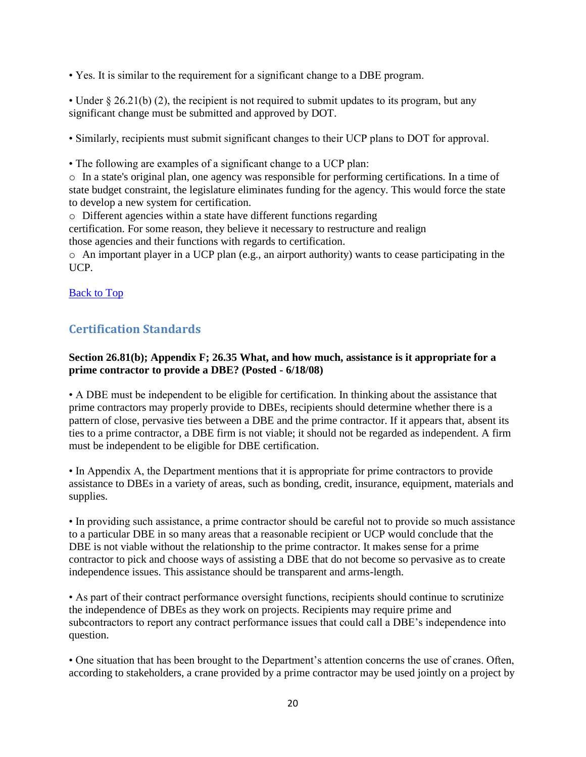• Yes. It is similar to the requirement for a significant change to a DBE program.

• Under § 26.21(b) (2), the recipient is not required to submit updates to its program, but any significant change must be submitted and approved by DOT.

• Similarly, recipients must submit significant changes to their UCP plans to DOT for approval.

• The following are examples of a significant change to a UCP plan:
 - In a state's original plan, one agency was responsible for performing certifications. In a time of state budget constraint, the legislature eliminates funding for the agency. This would force the state to develop a new system for certification.
 - Different agencies within a state have different functions regarding certification. For some reason, they believe it necessary to restructure and realign those agencies and their functions with regards to certification.
 - An important player in a UCP plan (e.g., an airport authority) wants to cease participating in the UCP.

[Back to Top](#)

## Certification Standards

**Section 26.81(b); Appendix F; 26.35 What, and how much, assistance is it appropriate for a prime contractor to provide a DBE? (Posted - 6/18/08)**

• A DBE must be independent to be eligible for certification. In thinking about the assistance that prime contractors may properly provide to DBEs, recipients should determine whether there is a pattern of close, pervasive ties between a DBE and the prime contractor. If it appears that, absent its ties to a prime contractor, a DBE firm is not viable; it should not be regarded as independent. A firm must be independent to be eligible for DBE certification.

• In Appendix A, the Department mentions that it is appropriate for prime contractors to provide assistance to DBEs in a variety of areas, such as bonding, credit, insurance, equipment, materials and supplies.

• In providing such assistance, a prime contractor should be careful not to provide so much assistance to a particular DBE in so many areas that a reasonable recipient or UCP would conclude that the DBE is not viable without the relationship to the prime contractor. It makes sense for a prime contractor to pick and choose ways of assisting a DBE that do not become so pervasive as to create independence issues. This assistance should be transparent and arms-length.

• As part of their contract performance oversight functions, recipients should continue to scrutinize the independence of DBEs as they work on projects. Recipients may require prime and subcontractors to report any contract performance issues that could call a DBE's independence into question.

• One situation that has been brought to the Department's attention concerns the use of cranes. Often, according to stakeholders, a crane provided by a prime contractor may be used jointly on a project by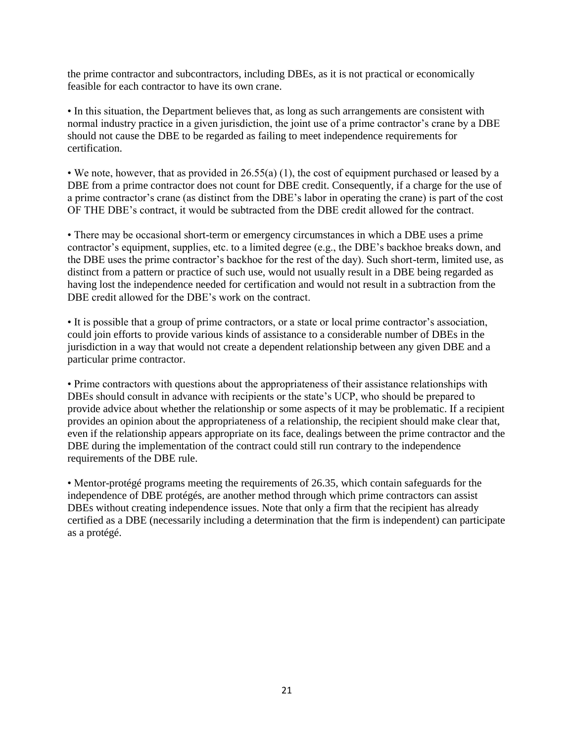the prime contractor and subcontractors, including DBEs, as it is not practical or economically feasible for each contractor to have its own crane.

• In this situation, the Department believes that, as long as such arrangements are consistent with normal industry practice in a given jurisdiction, the joint use of a prime contractor's crane by a DBE should not cause the DBE to be regarded as failing to meet independence requirements for certification.

• We note, however, that as provided in 26.55(a) (1), the cost of equipment purchased or leased by a DBE from a prime contractor does not count for DBE credit. Consequently, if a charge for the use of a prime contractor's crane (as distinct from the DBE's labor in operating the crane) is part of the cost OF THE DBE's contract, it would be subtracted from the DBE credit allowed for the contract.

• There may be occasional short-term or emergency circumstances in which a DBE uses a prime contractor's equipment, supplies, etc. to a limited degree (e.g., the DBE's backhoe breaks down, and the DBE uses the prime contractor's backhoe for the rest of the day). Such short-term, limited use, as distinct from a pattern or practice of such use, would not usually result in a DBE being regarded as having lost the independence needed for certification and would not result in a subtraction from the DBE credit allowed for the DBE's work on the contract.

• It is possible that a group of prime contractors, or a state or local prime contractor's association, could join efforts to provide various kinds of assistance to a considerable number of DBEs in the jurisdiction in a way that would not create a dependent relationship between any given DBE and a particular prime contractor.

• Prime contractors with questions about the appropriateness of their assistance relationships with DBEs should consult in advance with recipients or the state's UCP, who should be prepared to provide advice about whether the relationship or some aspects of it may be problematic. If a recipient provides an opinion about the appropriateness of a relationship, the recipient should make clear that, even if the relationship appears appropriate on its face, dealings between the prime contractor and the DBE during the implementation of the contract could still run contrary to the independence requirements of the DBE rule.

• Mentor-protégé programs meeting the requirements of 26.35, which contain safeguards for the independence of DBE protégés, are another method through which prime contractors can assist DBEs without creating independence issues. Note that only a firm that the recipient has already certified as a DBE (necessarily including a determination that the firm is independent) can participate as a protégé.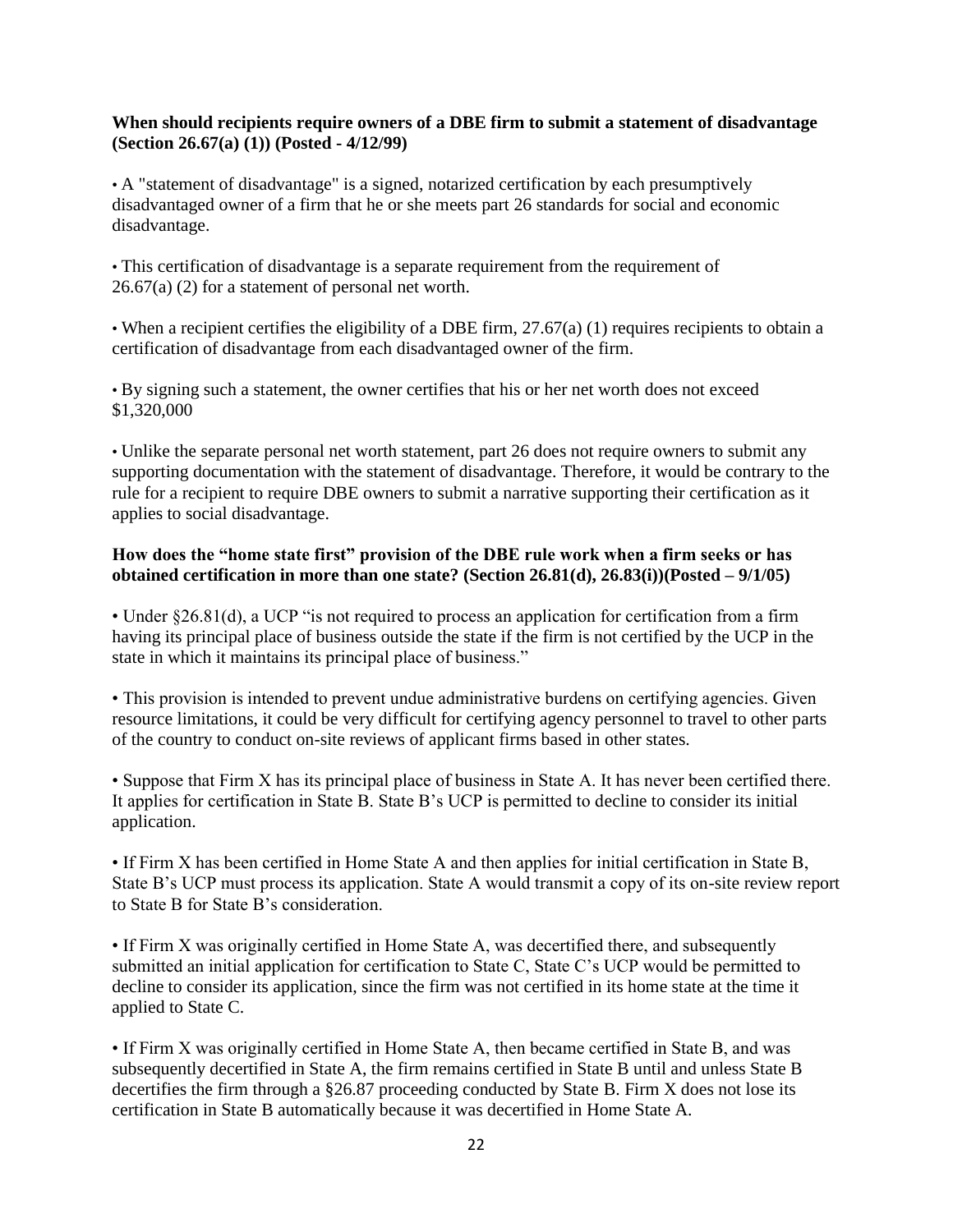**When should recipients require owners of a DBE firm to submit a statement of disadvantage (Section 26.67(a) (1)) (Posted - 4/12/99)**

- A "statement of disadvantage" is a signed, notarized certification by each presumptively disadvantaged owner of a firm that he or she meets part 26 standards for social and economic disadvantage.

- This certification of disadvantage is a separate requirement from the requirement of 26.67(a) (2) for a statement of personal net worth.

- When a recipient certifies the eligibility of a DBE firm, 27.67(a) (1) requires recipients to obtain a certification of disadvantage from each disadvantaged owner of the firm.

- By signing such a statement, the owner certifies that his or her net worth does not exceed $1,320,000

- Unlike the separate personal net worth statement, part 26 does not require owners to submit any supporting documentation with the statement of disadvantage. Therefore, it would be contrary to the rule for a recipient to require DBE owners to submit a narrative supporting their certification as it applies to social disadvantage.

**How does the "home state first" provision of the DBE rule work when a firm seeks or has obtained certification in more than one state? (Section 26.81(d), 26.83(i))(Posted – 9/1/05)**

- Under §26.81(d), a UCP "is not required to process an application for certification from a firm having its principal place of business outside the state if the firm is not certified by the UCP in the state in which it maintains its principal place of business."

- This provision is intended to prevent undue administrative burdens on certifying agencies. Given resource limitations, it could be very difficult for certifying agency personnel to travel to other parts of the country to conduct on-site reviews of applicant firms based in other states.

- Suppose that Firm X has its principal place of business in State A. It has never been certified there. It applies for certification in State B. State B's UCP is permitted to decline to consider its initial application.

- If Firm X has been certified in Home State A and then applies for initial certification in State B, State B's UCP must process its application. State A would transmit a copy of its on-site review report to State B for State B's consideration.

- If Firm X was originally certified in Home State A, was decertified there, and subsequently submitted an initial application for certification to State C, State C's UCP would be permitted to decline to consider its application, since the firm was not certified in its home state at the time it applied to State C.

- If Firm X was originally certified in Home State A, then became certified in State B, and was subsequently decertified in State A, the firm remains certified in State B until and unless State B decertifies the firm through a §26.87 proceeding conducted by State B. Firm X does not lose its certification in State B automatically because it was decertified in Home State A.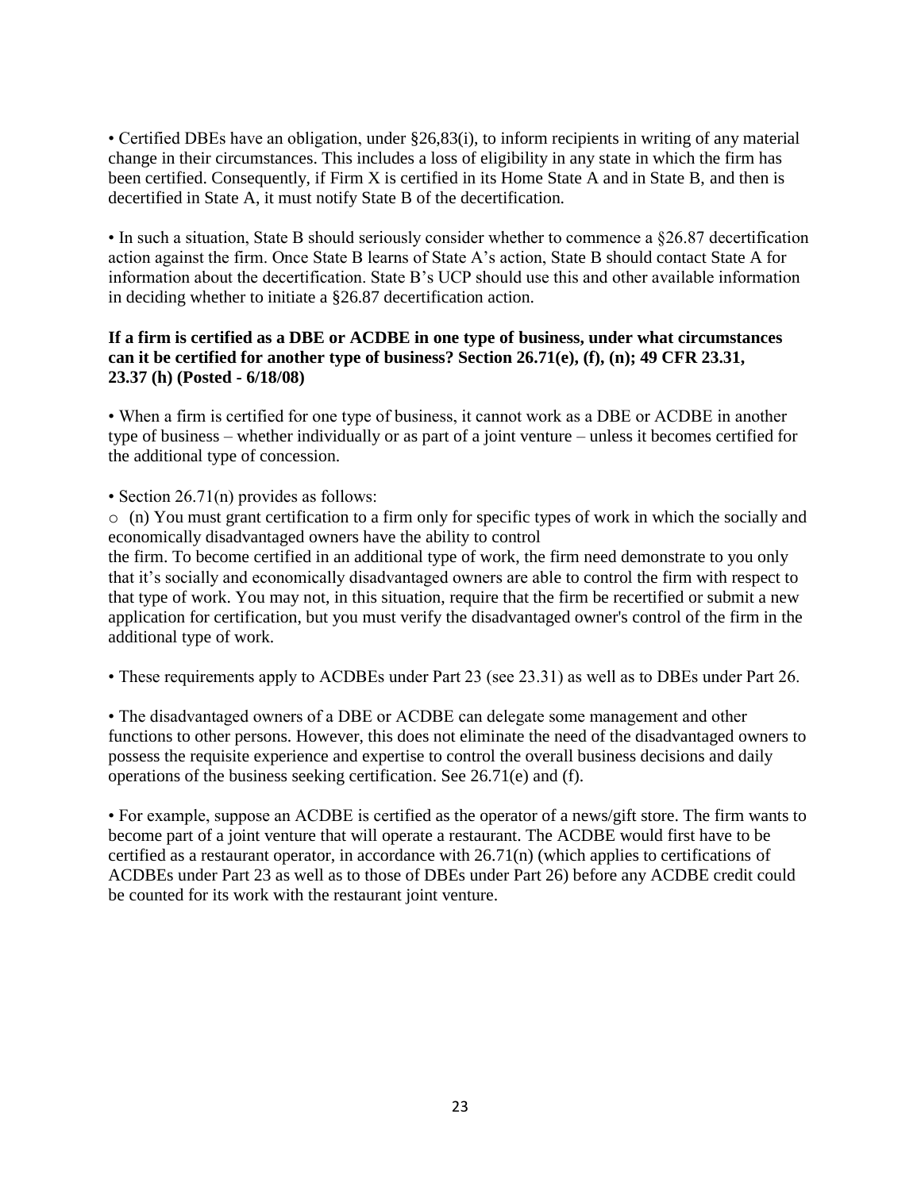• Certified DBEs have an obligation, under §26,83(i), to inform recipients in writing of any material change in their circumstances. This includes a loss of eligibility in any state in which the firm has been certified. Consequently, if Firm X is certified in its Home State A and in State B, and then is decertified in State A, it must notify State B of the decertification.

• In such a situation, State B should seriously consider whether to commence a §26.87 decertification action against the firm. Once State B learns of State A's action, State B should contact State A for information about the decertification. State B's UCP should use this and other available information in deciding whether to initiate a §26.87 decertification action.

**If a firm is certified as a DBE or ACDBE in one type of business, under what circumstances can it be certified for another type of business? Section 26.71(e), (f), (n); 49 CFR 23.31, 23.37 (h) (Posted - 6/18/08)**

• When a firm is certified for one type of business, it cannot work as a DBE or ACDBE in another type of business – whether individually or as part of a joint venture – unless it becomes certified for the additional type of concession.

• Section 26.71(n) provides as follows:

o (n) You must grant certification to a firm only for specific types of work in which the socially and economically disadvantaged owners have the ability to control the firm. To become certified in an additional type of work, the firm need demonstrate to you only that it's socially and economically disadvantaged owners are able to control the firm with respect to that type of work. You may not, in this situation, require that the firm be recertified or submit a new application for certification, but you must verify the disadvantaged owner's control of the firm in the additional type of work.

• These requirements apply to ACDBEs under Part 23 (see 23.31) as well as to DBEs under Part 26.

• The disadvantaged owners of a DBE or ACDBE can delegate some management and other functions to other persons. However, this does not eliminate the need of the disadvantaged owners to possess the requisite experience and expertise to control the overall business decisions and daily operations of the business seeking certification. See 26.71(e) and (f).

• For example, suppose an ACDBE is certified as the operator of a news/gift store. The firm wants to become part of a joint venture that will operate a restaurant. The ACDBE would first have to be certified as a restaurant operator, in accordance with 26.71(n) (which applies to certifications of ACDBEs under Part 23 as well as to those of DBEs under Part 26) before any ACDBE credit could be counted for its work with the restaurant joint venture.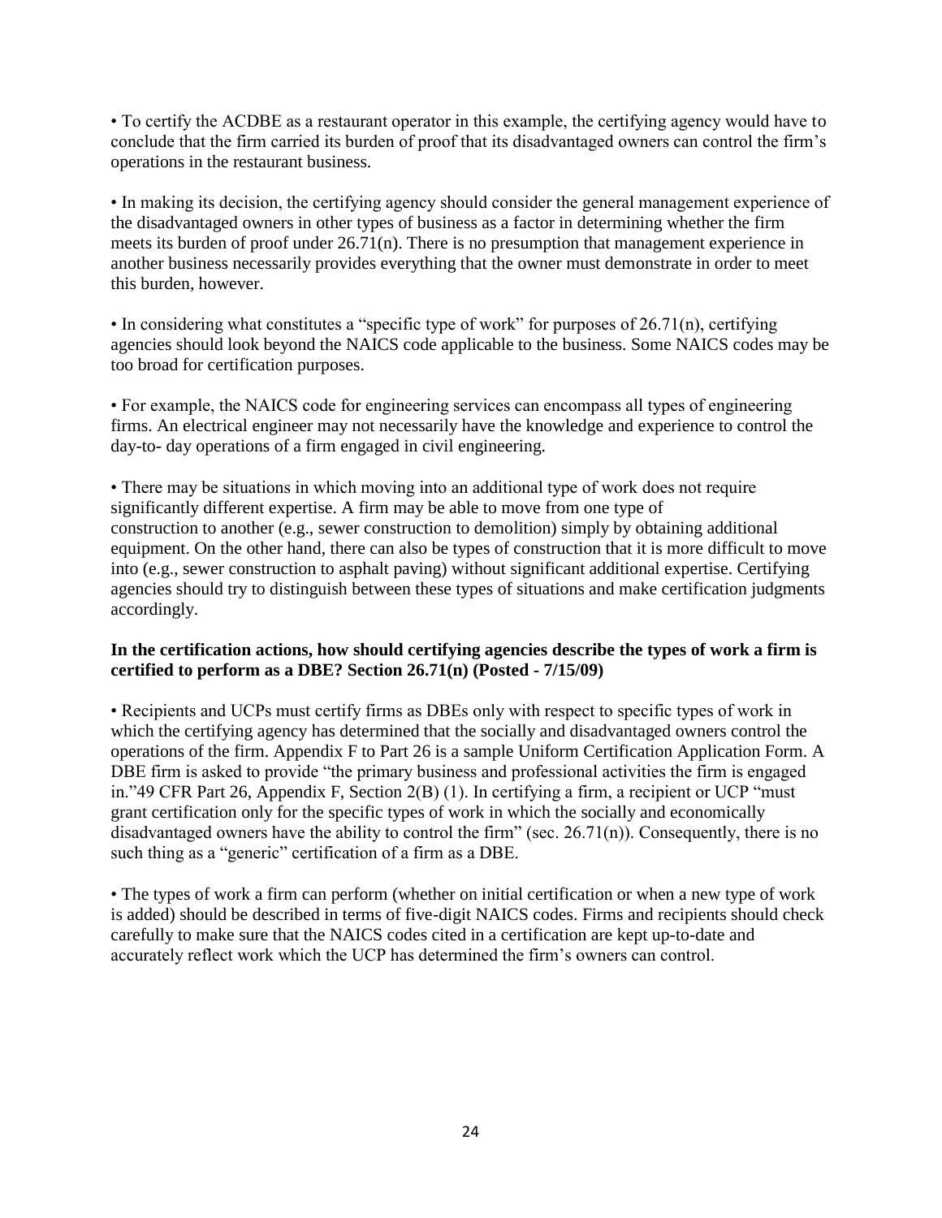• To certify the ACDBE as a restaurant operator in this example, the certifying agency would have to conclude that the firm carried its burden of proof that its disadvantaged owners can control the firm's operations in the restaurant business.

• In making its decision, the certifying agency should consider the general management experience of the disadvantaged owners in other types of business as a factor in determining whether the firm meets its burden of proof under 26.71(n). There is no presumption that management experience in another business necessarily provides everything that the owner must demonstrate in order to meet this burden, however.

• In considering what constitutes a "specific type of work" for purposes of 26.71(n), certifying agencies should look beyond the NAICS code applicable to the business. Some NAICS codes may be too broad for certification purposes.

• For example, the NAICS code for engineering services can encompass all types of engineering firms. An electrical engineer may not necessarily have the knowledge and experience to control the day-to- day operations of a firm engaged in civil engineering.

• There may be situations in which moving into an additional type of work does not require significantly different expertise. A firm may be able to move from one type of construction to another (e.g., sewer construction to demolition) simply by obtaining additional equipment. On the other hand, there can also be types of construction that it is more difficult to move into (e.g., sewer construction to asphalt paving) without significant additional expertise. Certifying agencies should try to distinguish between these types of situations and make certification judgments accordingly.

**In the certification actions, how should certifying agencies describe the types of work a firm is certified to perform as a DBE? Section 26.71(n) (Posted - 7/15/09)**

• Recipients and UCPs must certify firms as DBEs only with respect to specific types of work in which the certifying agency has determined that the socially and disadvantaged owners control the operations of the firm. Appendix F to Part 26 is a sample Uniform Certification Application Form. A DBE firm is asked to provide "the primary business and professional activities the firm is engaged in."49 CFR Part 26, Appendix F, Section 2(B) (1). In certifying a firm, a recipient or UCP "must grant certification only for the specific types of work in which the socially and economically disadvantaged owners have the ability to control the firm" (sec. 26.71(n)). Consequently, there is no such thing as a "generic" certification of a firm as a DBE.

• The types of work a firm can perform (whether on initial certification or when a new type of work is added) should be described in terms of five-digit NAICS codes. Firms and recipients should check carefully to make sure that the NAICS codes cited in a certification are kept up-to-date and accurately reflect work which the UCP has determined the firm's owners can control.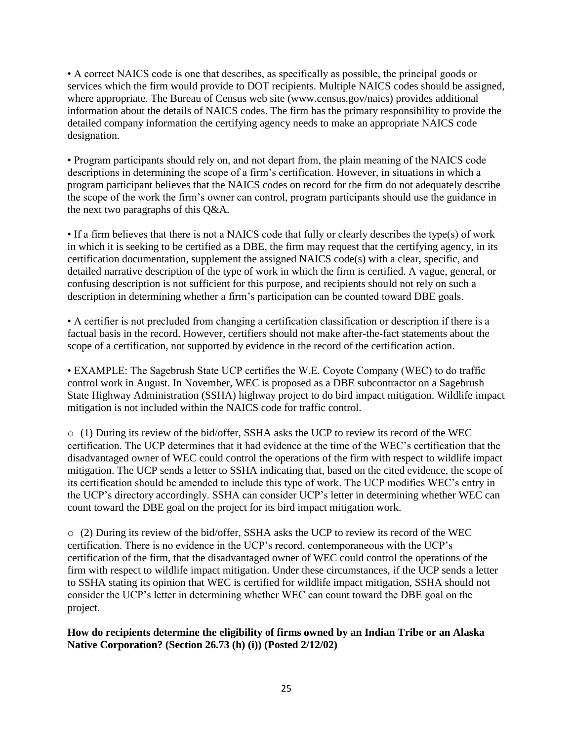• A correct NAICS code is one that describes, as specifically as possible, the principal goods or services which the firm would provide to DOT recipients. Multiple NAICS codes should be assigned, where appropriate. The Bureau of Census web site (www.census.gov/naics) provides additional information about the details of NAICS codes. The firm has the primary responsibility to provide the detailed company information the certifying agency needs to make an appropriate NAICS code designation.

• Program participants should rely on, and not depart from, the plain meaning of the NAICS code descriptions in determining the scope of a firm's certification. However, in situations in which a program participant believes that the NAICS codes on record for the firm do not adequately describe the scope of the work the firm's owner can control, program participants should use the guidance in the next two paragraphs of this Q&A.

• If a firm believes that there is not a NAICS code that fully or clearly describes the type(s) of work in which it is seeking to be certified as a DBE, the firm may request that the certifying agency, in its certification documentation, supplement the assigned NAICS code(s) with a clear, specific, and detailed narrative description of the type of work in which the firm is certified. A vague, general, or confusing description is not sufficient for this purpose, and recipients should not rely on such a description in determining whether a firm's participation can be counted toward DBE goals.

• A certifier is not precluded from changing a certification classification or description if there is a factual basis in the record. However, certifiers should not make after-the-fact statements about the scope of a certification, not supported by evidence in the record of the certification action.

• EXAMPLE: The Sagebrush State UCP certifies the W.E. Coyote Company (WEC) to do traffic control work in August. In November, WEC is proposed as a DBE subcontractor on a Sagebrush State Highway Administration (SSHA) highway project to do bird impact mitigation. Wildlife impact mitigation is not included within the NAICS code for traffic control.

- (1) During its review of the bid/offer, SSHA asks the UCP to review its record of the WEC certification. The UCP determines that it had evidence at the time of the WEC's certification that the disadvantaged owner of WEC could control the operations of the firm with respect to wildlife impact mitigation. The UCP sends a letter to SSHA indicating that, based on the cited evidence, the scope of its certification should be amended to include this type of work. The UCP modifies WEC's entry in the UCP's directory accordingly. SSHA can consider UCP's letter in determining whether WEC can count toward the DBE goal on the project for its bird impact mitigation work.

- (2) During its review of the bid/offer, SSHA asks the UCP to review its record of the WEC certification. There is no evidence in the UCP's record, contemporaneous with the UCP's certification of the firm, that the disadvantaged owner of WEC could control the operations of the firm with respect to wildlife impact mitigation. Under these circumstances, if the UCP sends a letter to SSHA stating its opinion that WEC is certified for wildlife impact mitigation, SSHA should not consider the UCP's letter in determining whether WEC can count toward the DBE goal on the project.

**How do recipients determine the eligibility of firms owned by an Indian Tribe or an Alaska Native Corporation? (Section 26.73 (h) (i)) (Posted 2/12/02)**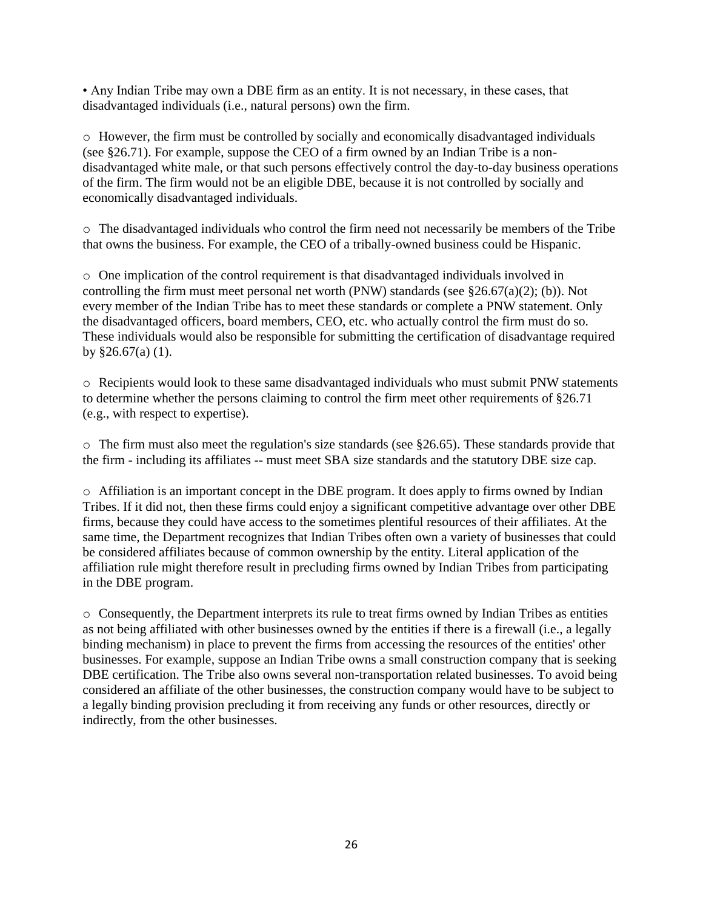- Any Indian Tribe may own a DBE firm as an entity. It is not necessary, in these cases, that disadvantaged individuals (i.e., natural persons) own the firm.

  - However, the firm must be controlled by socially and economically disadvantaged individuals (see §26.71). For example, suppose the CEO of a firm owned by an Indian Tribe is a non-disadvantaged white male, or that such persons effectively control the day-to-day business operations of the firm. The firm would not be an eligible DBE, because it is not controlled by socially and economically disadvantaged individuals.

  - The disadvantaged individuals who control the firm need not necessarily be members of the Tribe that owns the business. For example, the CEO of a tribally-owned business could be Hispanic.

  - One implication of the control requirement is that disadvantaged individuals involved in controlling the firm must meet personal net worth (PNW) standards (see §26.67(a)(2); (b)). Not every member of the Indian Tribe has to meet these standards or complete a PNW statement. Only the disadvantaged officers, board members, CEO, etc. who actually control the firm must do so. These individuals would also be responsible for submitting the certification of disadvantage required by §26.67(a) (1).

  - Recipients would look to these same disadvantaged individuals who must submit PNW statements to determine whether the persons claiming to control the firm meet other requirements of §26.71 (e.g., with respect to expertise).

  - The firm must also meet the regulation's size standards (see §26.65). These standards provide that the firm - including its affiliates -- must meet SBA size standards and the statutory DBE size cap.

  - Affiliation is an important concept in the DBE program. It does apply to firms owned by Indian Tribes. If it did not, then these firms could enjoy a significant competitive advantage over other DBE firms, because they could have access to the sometimes plentiful resources of their affiliates. At the same time, the Department recognizes that Indian Tribes often own a variety of businesses that could be considered affiliates because of common ownership by the entity. Literal application of the affiliation rule might therefore result in precluding firms owned by Indian Tribes from participating in the DBE program.

  - Consequently, the Department interprets its rule to treat firms owned by Indian Tribes as entities as not being affiliated with other businesses owned by the entities if there is a firewall (i.e., a legally binding mechanism) in place to prevent the firms from accessing the resources of the entities' other businesses. For example, suppose an Indian Tribe owns a small construction company that is seeking DBE certification. The Tribe also owns several non-transportation related businesses. To avoid being considered an affiliate of the other businesses, the construction company would have to be subject to a legally binding provision precluding it from receiving any funds or other resources, directly or indirectly, from the other businesses.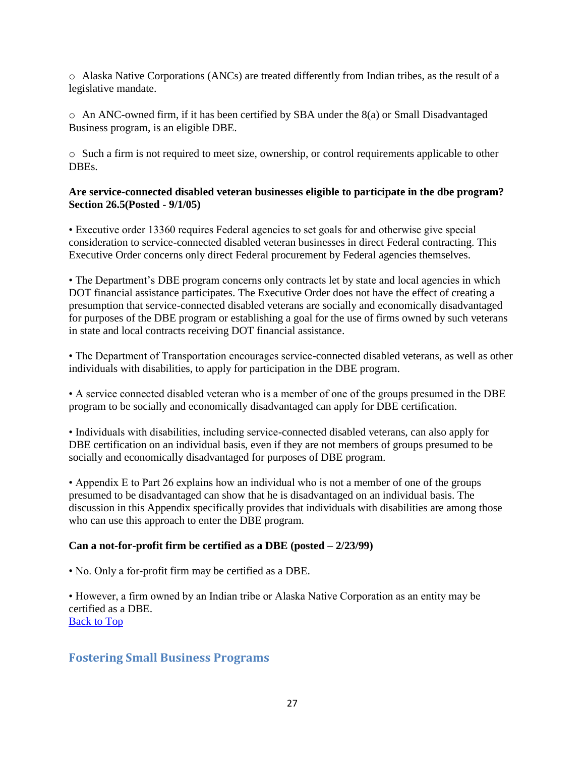- Alaska Native Corporations (ANCs) are treated differently from Indian tribes, as the result of a legislative mandate.

- An ANC-owned firm, if it has been certified by SBA under the 8(a) or Small Disadvantaged Business program, is an eligible DBE.

- Such a firm is not required to meet size, ownership, or control requirements applicable to other DBEs.

**Are service-connected disabled veteran businesses eligible to participate in the dbe program? Section 26.5(Posted - 9/1/05)**

• Executive order 13360 requires Federal agencies to set goals for and otherwise give special consideration to service-connected disabled veteran businesses in direct Federal contracting. This Executive Order concerns only direct Federal procurement by Federal agencies themselves.

• The Department's DBE program concerns only contracts let by state and local agencies in which DOT financial assistance participates. The Executive Order does not have the effect of creating a presumption that service-connected disabled veterans are socially and economically disadvantaged for purposes of the DBE program or establishing a goal for the use of firms owned by such veterans in state and local contracts receiving DOT financial assistance.

• The Department of Transportation encourages service-connected disabled veterans, as well as other individuals with disabilities, to apply for participation in the DBE program.

• A service connected disabled veteran who is a member of one of the groups presumed in the DBE program to be socially and economically disadvantaged can apply for DBE certification.

• Individuals with disabilities, including service-connected disabled veterans, can also apply for DBE certification on an individual basis, even if they are not members of groups presumed to be socially and economically disadvantaged for purposes of DBE program.

• Appendix E to Part 26 explains how an individual who is not a member of one of the groups presumed to be disadvantaged can show that he is disadvantaged on an individual basis. The discussion in this Appendix specifically provides that individuals with disabilities are among those who can use this approach to enter the DBE program.

**Can a not-for-profit firm be certified as a DBE (posted – 2/23/99)**

• No. Only a for-profit firm may be certified as a DBE.

• However, a firm owned by an Indian tribe or Alaska Native Corporation as an entity may be certified as a DBE.
Back to Top

## Fostering Small Business Programs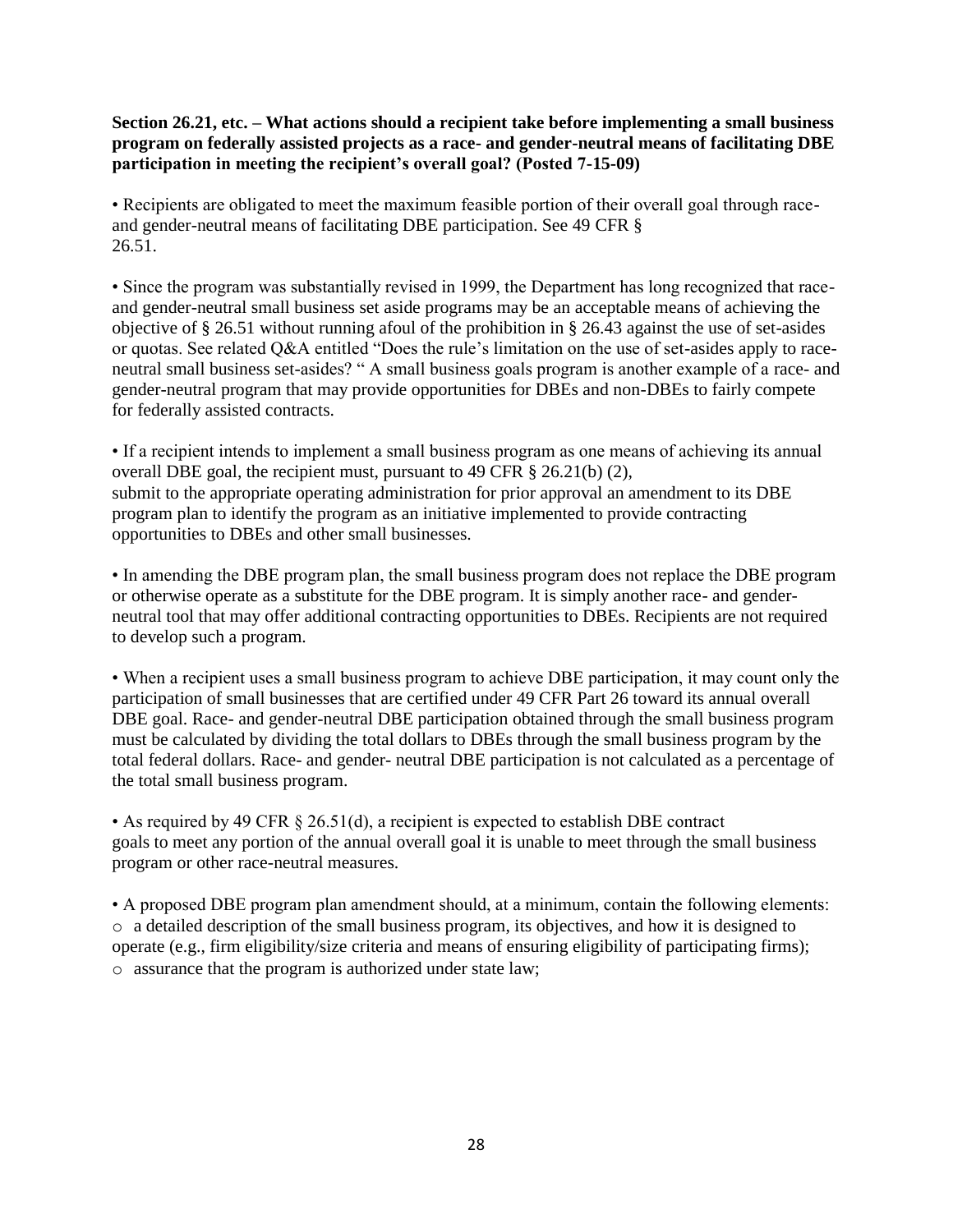**Section 26.21, etc. – What actions should a recipient take before implementing a small business program on federally assisted projects as a race- and gender-neutral means of facilitating DBE participation in meeting the recipient's overall goal? (Posted 7-15-09)**

- Recipients are obligated to meet the maximum feasible portion of their overall goal through race- and gender-neutral means of facilitating DBE participation. See 49 CFR § 26.51.

- Since the program was substantially revised in 1999, the Department has long recognized that race- and gender-neutral small business set aside programs may be an acceptable means of achieving the objective of § 26.51 without running afoul of the prohibition in § 26.43 against the use of set-asides or quotas. See related Q&A entitled "Does the rule's limitation on the use of set-asides apply to race-neutral small business set-asides? " A small business goals program is another example of a race- and gender-neutral program that may provide opportunities for DBEs and non-DBEs to fairly compete for federally assisted contracts.

- If a recipient intends to implement a small business program as one means of achieving its annual overall DBE goal, the recipient must, pursuant to 49 CFR § 26.21(b) (2), submit to the appropriate operating administration for prior approval an amendment to its DBE program plan to identify the program as an initiative implemented to provide contracting opportunities to DBEs and other small businesses.

- In amending the DBE program plan, the small business program does not replace the DBE program or otherwise operate as a substitute for the DBE program. It is simply another race- and gender-neutral tool that may offer additional contracting opportunities to DBEs. Recipients are not required to develop such a program.

- When a recipient uses a small business program to achieve DBE participation, it may count only the participation of small businesses that are certified under 49 CFR Part 26 toward its annual overall DBE goal. Race- and gender-neutral DBE participation obtained through the small business program must be calculated by dividing the total dollars to DBEs through the small business program by the total federal dollars. Race- and gender- neutral DBE participation is not calculated as a percentage of the total small business program.

- As required by 49 CFR § 26.51(d), a recipient is expected to establish DBE contract goals to meet any portion of the annual overall goal it is unable to meet through the small business program or other race-neutral measures.

- A proposed DBE program plan amendment should, at a minimum, contain the following elements:
  - a detailed description of the small business program, its objectives, and how it is designed to operate (e.g., firm eligibility/size criteria and means of ensuring eligibility of participating firms);
  - assurance that the program is authorized under state law;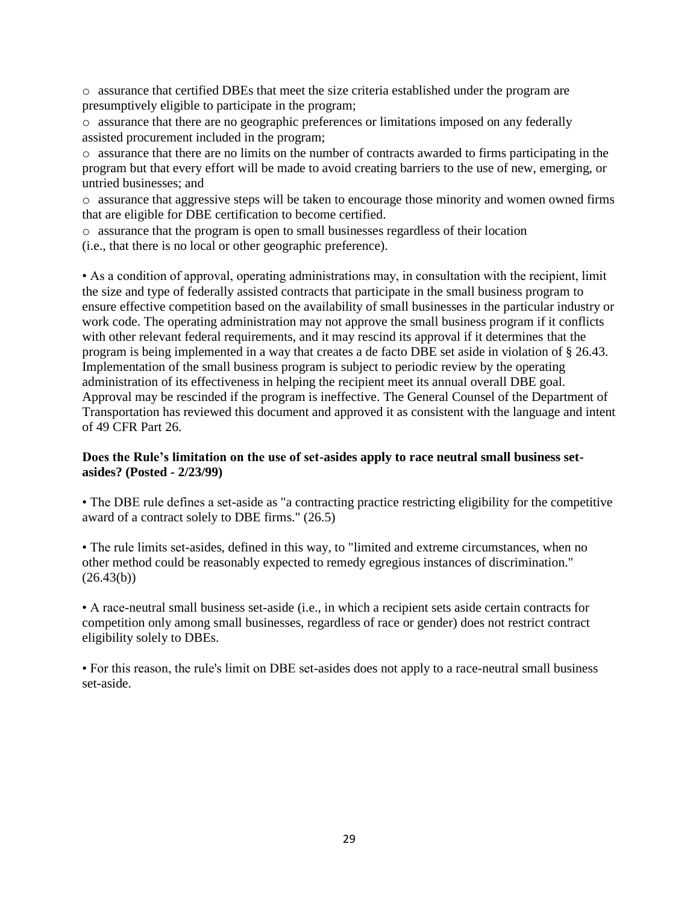- assurance that certified DBEs that meet the size criteria established under the program are presumptively eligible to participate in the program;
- assurance that there are no geographic preferences or limitations imposed on any federally assisted procurement included in the program;
- assurance that there are no limits on the number of contracts awarded to firms participating in the program but that every effort will be made to avoid creating barriers to the use of new, emerging, or untried businesses; and
- assurance that aggressive steps will be taken to encourage those minority and women owned firms that are eligible for DBE certification to become certified.
- assurance that the program is open to small businesses regardless of their location (i.e., that there is no local or other geographic preference).

• As a condition of approval, operating administrations may, in consultation with the recipient, limit the size and type of federally assisted contracts that participate in the small business program to ensure effective competition based on the availability of small businesses in the particular industry or work code. The operating administration may not approve the small business program if it conflicts with other relevant federal requirements, and it may rescind its approval if it determines that the program is being implemented in a way that creates a de facto DBE set aside in violation of § 26.43. Implementation of the small business program is subject to periodic review by the operating administration of its effectiveness in helping the recipient meet its annual overall DBE goal. Approval may be rescinded if the program is ineffective. The General Counsel of the Department of Transportation has reviewed this document and approved it as consistent with the language and intent of 49 CFR Part 26.

**Does the Rule's limitation on the use of set-asides apply to race neutral small business set-asides? (Posted - 2/23/99)**

• The DBE rule defines a set-aside as "a contracting practice restricting eligibility for the competitive award of a contract solely to DBE firms." (26.5)

• The rule limits set-asides, defined in this way, to "limited and extreme circumstances, when no other method could be reasonably expected to remedy egregious instances of discrimination." (26.43(b))

• A race-neutral small business set-aside (i.e., in which a recipient sets aside certain contracts for competition only among small businesses, regardless of race or gender) does not restrict contract eligibility solely to DBEs.

• For this reason, the rule's limit on DBE set-asides does not apply to a race-neutral small business set-aside.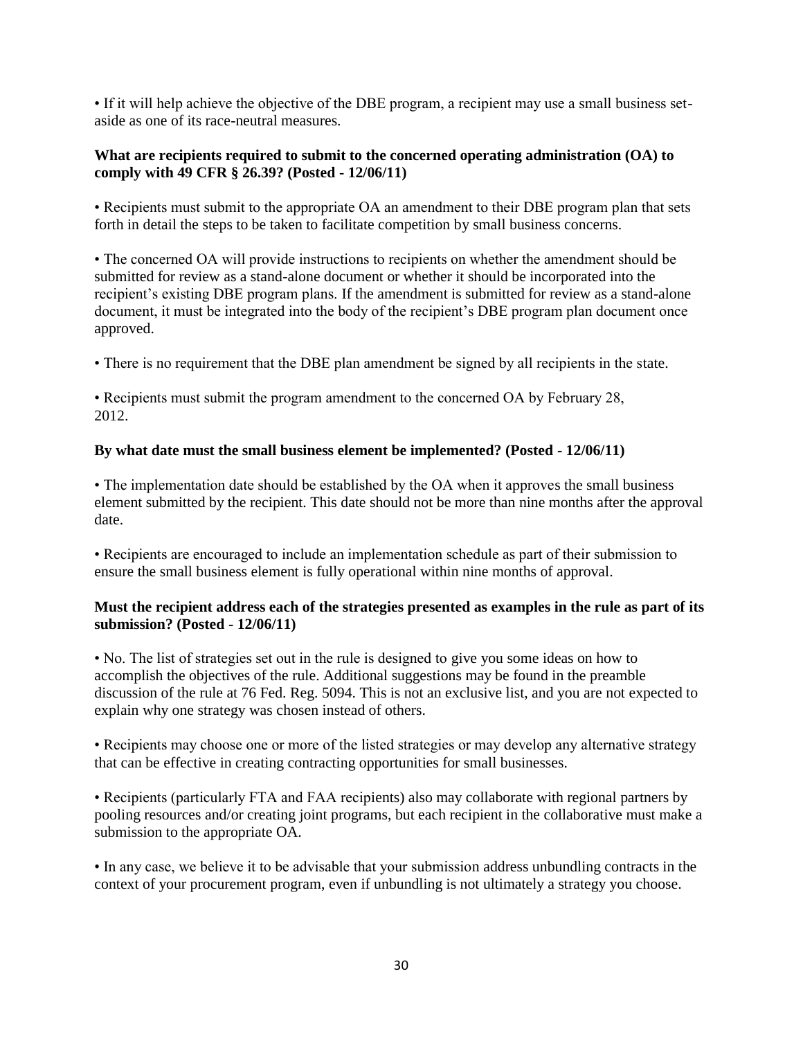• If it will help achieve the objective of the DBE program, a recipient may use a small business set-aside as one of its race-neutral measures.

**What are recipients required to submit to the concerned operating administration (OA) to comply with 49 CFR § 26.39? (Posted - 12/06/11)**

• Recipients must submit to the appropriate OA an amendment to their DBE program plan that sets forth in detail the steps to be taken to facilitate competition by small business concerns.

• The concerned OA will provide instructions to recipients on whether the amendment should be submitted for review as a stand-alone document or whether it should be incorporated into the recipient's existing DBE program plans. If the amendment is submitted for review as a stand-alone document, it must be integrated into the body of the recipient's DBE program plan document once approved.

• There is no requirement that the DBE plan amendment be signed by all recipients in the state.

• Recipients must submit the program amendment to the concerned OA by February 28, 2012.

**By what date must the small business element be implemented? (Posted - 12/06/11)**

• The implementation date should be established by the OA when it approves the small business element submitted by the recipient. This date should not be more than nine months after the approval date.

• Recipients are encouraged to include an implementation schedule as part of their submission to ensure the small business element is fully operational within nine months of approval.

**Must the recipient address each of the strategies presented as examples in the rule as part of its submission? (Posted - 12/06/11)**

• No. The list of strategies set out in the rule is designed to give you some ideas on how to accomplish the objectives of the rule. Additional suggestions may be found in the preamble discussion of the rule at 76 Fed. Reg. 5094. This is not an exclusive list, and you are not expected to explain why one strategy was chosen instead of others.

• Recipients may choose one or more of the listed strategies or may develop any alternative strategy that can be effective in creating contracting opportunities for small businesses.

• Recipients (particularly FTA and FAA recipients) also may collaborate with regional partners by pooling resources and/or creating joint programs, but each recipient in the collaborative must make a submission to the appropriate OA.

• In any case, we believe it to be advisable that your submission address unbundling contracts in the context of your procurement program, even if unbundling is not ultimately a strategy you choose.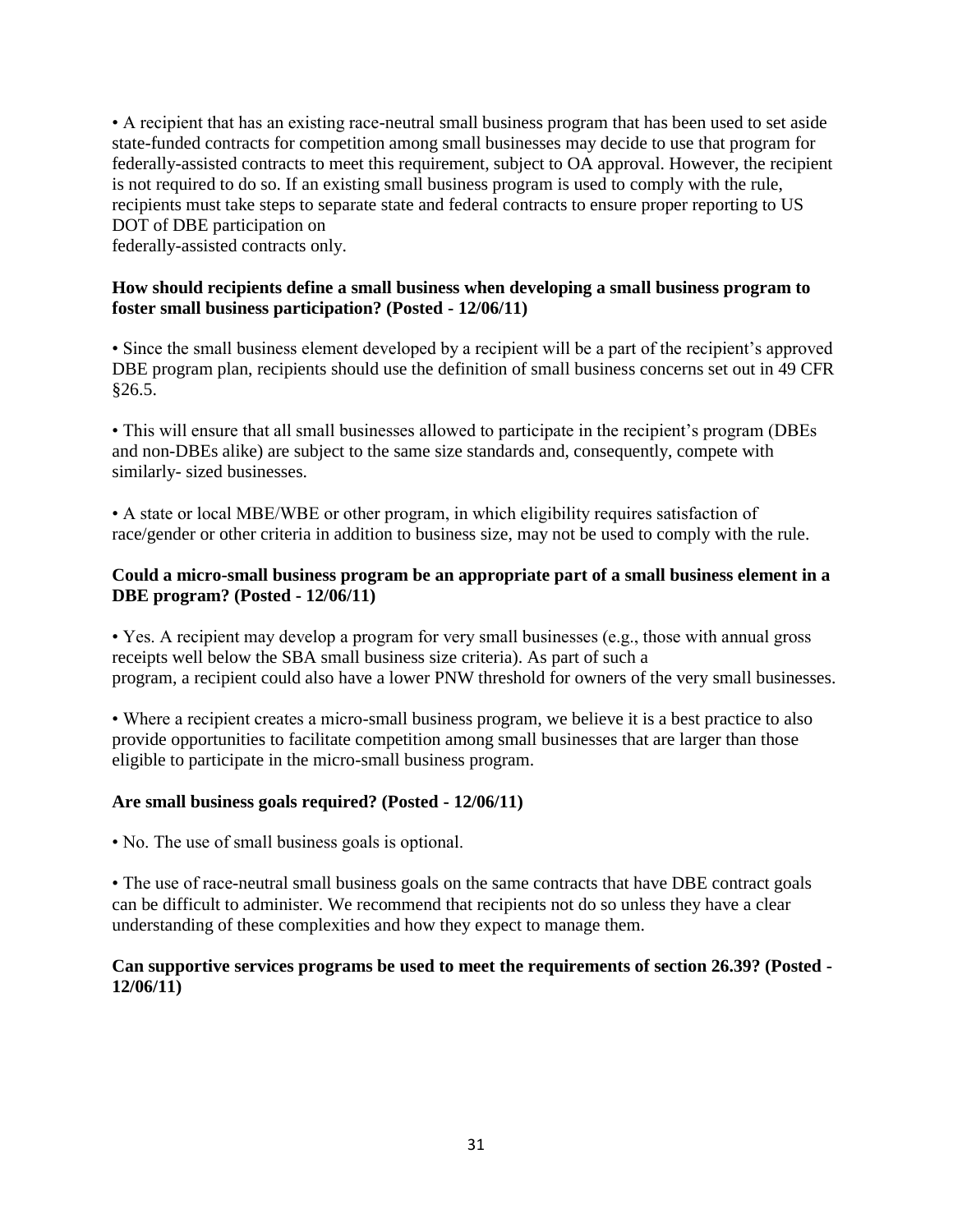• A recipient that has an existing race-neutral small business program that has been used to set aside state-funded contracts for competition among small businesses may decide to use that program for federally-assisted contracts to meet this requirement, subject to OA approval. However, the recipient is not required to do so. If an existing small business program is used to comply with the rule, recipients must take steps to separate state and federal contracts to ensure proper reporting to US DOT of DBE participation on federally-assisted contracts only.

**How should recipients define a small business when developing a small business program to foster small business participation? (Posted - 12/06/11)**

• Since the small business element developed by a recipient will be a part of the recipient's approved DBE program plan, recipients should use the definition of small business concerns set out in 49 CFR §26.5.

• This will ensure that all small businesses allowed to participate in the recipient's program (DBEs and non-DBEs alike) are subject to the same size standards and, consequently, compete with similarly- sized businesses.

• A state or local MBE/WBE or other program, in which eligibility requires satisfaction of race/gender or other criteria in addition to business size, may not be used to comply with the rule.

**Could a micro-small business program be an appropriate part of a small business element in a DBE program? (Posted - 12/06/11)**

• Yes. A recipient may develop a program for very small businesses (e.g., those with annual gross receipts well below the SBA small business size criteria). As part of such a program, a recipient could also have a lower PNW threshold for owners of the very small businesses.

• Where a recipient creates a micro-small business program, we believe it is a best practice to also provide opportunities to facilitate competition among small businesses that are larger than those eligible to participate in the micro-small business program.

**Are small business goals required? (Posted - 12/06/11)**

• No. The use of small business goals is optional.

• The use of race-neutral small business goals on the same contracts that have DBE contract goals can be difficult to administer. We recommend that recipients not do so unless they have a clear understanding of these complexities and how they expect to manage them.

**Can supportive services programs be used to meet the requirements of section 26.39? (Posted - 12/06/11)**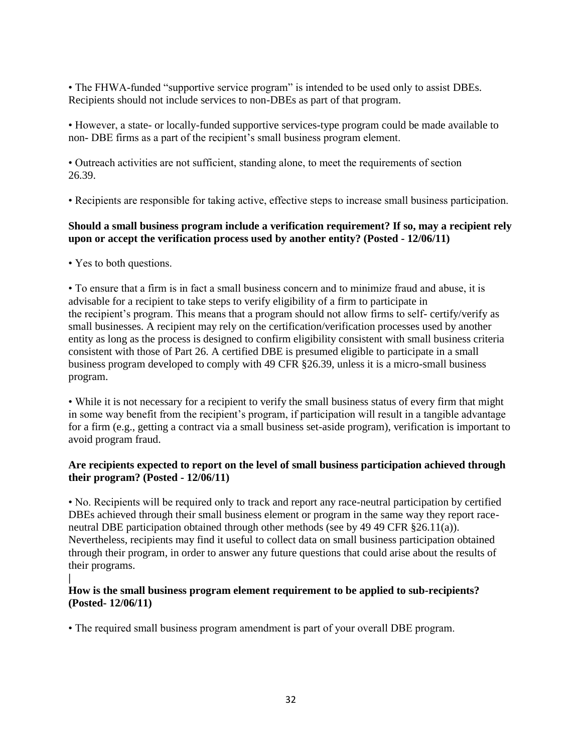• The FHWA-funded “supportive service program” is intended to be used only to assist DBEs. Recipients should not include services to non-DBEs as part of that program.

• However, a state- or locally-funded supportive services-type program could be made available to non- DBE firms as a part of the recipient’s small business program element.

• Outreach activities are not sufficient, standing alone, to meet the requirements of section 26.39.

• Recipients are responsible for taking active, effective steps to increase small business participation.

**Should a small business program include a verification requirement? If so, may a recipient rely upon or accept the verification process used by another entity? (Posted - 12/06/11)**

• Yes to both questions.

• To ensure that a firm is in fact a small business concern and to minimize fraud and abuse, it is advisable for a recipient to take steps to verify eligibility of a firm to participate in the recipient’s program. This means that a program should not allow firms to self- certify/verify as small businesses. A recipient may rely on the certification/verification processes used by another entity as long as the process is designed to confirm eligibility consistent with small business criteria consistent with those of Part 26. A certified DBE is presumed eligible to participate in a small business program developed to comply with 49 CFR §26.39, unless it is a micro-small business program.

• While it is not necessary for a recipient to verify the small business status of every firm that might in some way benefit from the recipient’s program, if participation will result in a tangible advantage for a firm (e.g., getting a contract via a small business set-aside program), verification is important to avoid program fraud.

**Are recipients expected to report on the level of small business participation achieved through their program? (Posted - 12/06/11)**

• No. Recipients will be required only to track and report any race-neutral participation by certified DBEs achieved through their small business element or program in the same way they report race-neutral DBE participation obtained through other methods (see by 49 49 CFR §26.11(a)). Nevertheless, recipients may find it useful to collect data on small business participation obtained through their program, in order to answer any future questions that could arise about the results of their programs.

**How is the small business program element requirement to be applied to sub-recipients? (Posted- 12/06/11)**

• The required small business program amendment is part of your overall DBE program.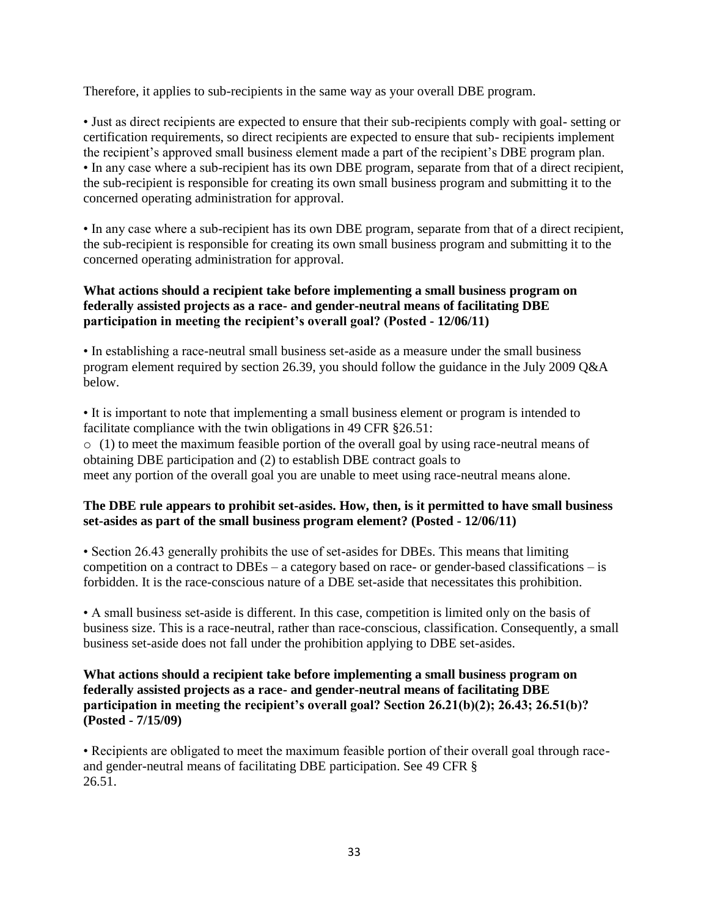Therefore, it applies to sub-recipients in the same way as your overall DBE program.

• Just as direct recipients are expected to ensure that their sub-recipients comply with goal- setting or certification requirements, so direct recipients are expected to ensure that sub- recipients implement the recipient's approved small business element made a part of the recipient's DBE program plan.
• In any case where a sub-recipient has its own DBE program, separate from that of a direct recipient, the sub-recipient is responsible for creating its own small business program and submitting it to the concerned operating administration for approval.

• In any case where a sub-recipient has its own DBE program, separate from that of a direct recipient, the sub-recipient is responsible for creating its own small business program and submitting it to the concerned operating administration for approval.

**What actions should a recipient take before implementing a small business program on federally assisted projects as a race- and gender-neutral means of facilitating DBE participation in meeting the recipient's overall goal? (Posted - 12/06/11)**

• In establishing a race-neutral small business set-aside as a measure under the small business program element required by section 26.39, you should follow the guidance in the July 2009 Q&A below.

• It is important to note that implementing a small business element or program is intended to facilitate compliance with the twin obligations in 49 CFR §26.51:
o (1) to meet the maximum feasible portion of the overall goal by using race-neutral means of obtaining DBE participation and (2) to establish DBE contract goals to meet any portion of the overall goal you are unable to meet using race-neutral means alone.

**The DBE rule appears to prohibit set-asides. How, then, is it permitted to have small business set-asides as part of the small business program element? (Posted - 12/06/11)**

• Section 26.43 generally prohibits the use of set-asides for DBEs. This means that limiting competition on a contract to DBEs – a category based on race- or gender-based classifications – is forbidden. It is the race-conscious nature of a DBE set-aside that necessitates this prohibition.

• A small business set-aside is different. In this case, competition is limited only on the basis of business size. This is a race-neutral, rather than race-conscious, classification. Consequently, a small business set-aside does not fall under the prohibition applying to DBE set-asides.

**What actions should a recipient take before implementing a small business program on federally assisted projects as a race- and gender-neutral means of facilitating DBE participation in meeting the recipient's overall goal? Section 26.21(b)(2); 26.43; 26.51(b)? (Posted - 7/15/09)**

• Recipients are obligated to meet the maximum feasible portion of their overall goal through race- and gender-neutral means of facilitating DBE participation. See 49 CFR § 26.51.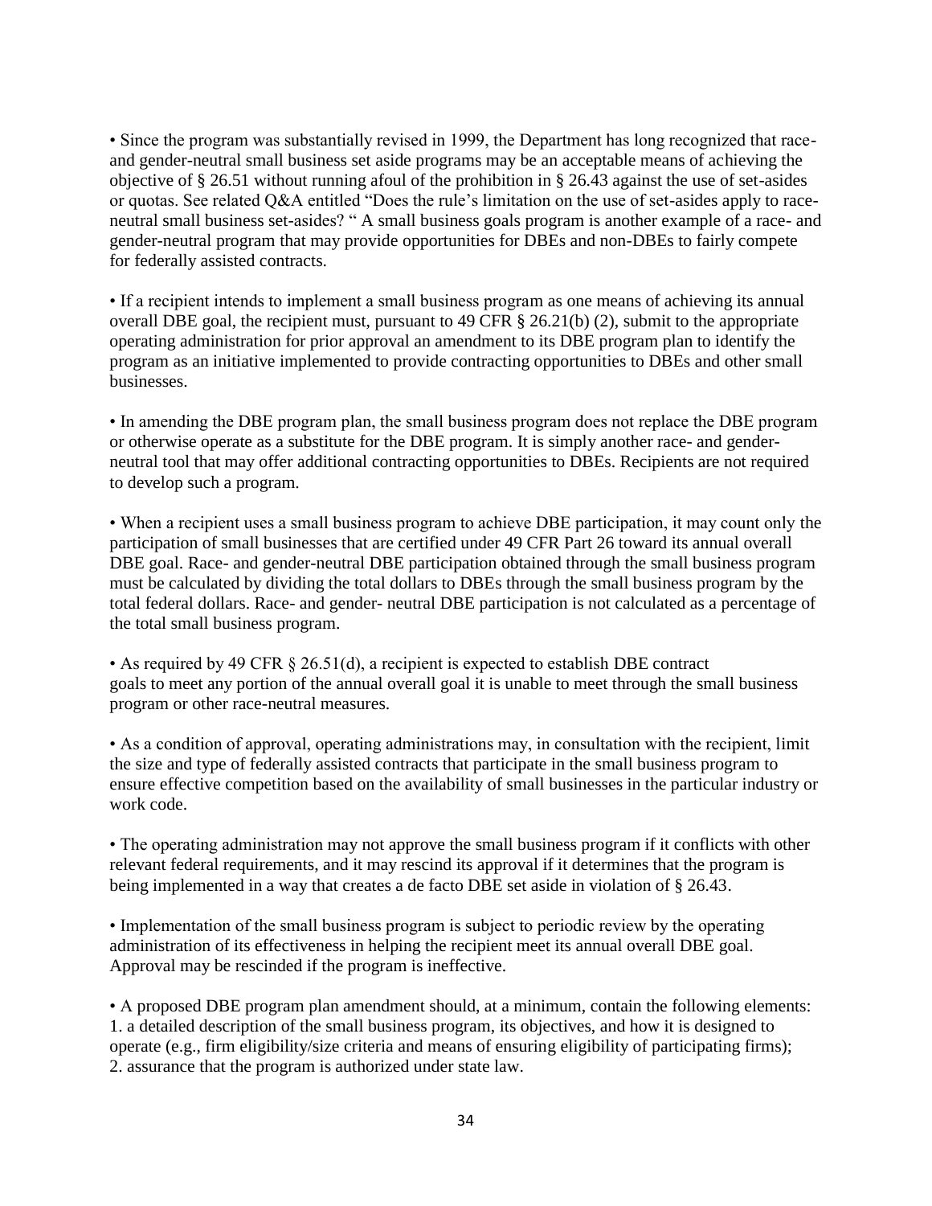• Since the program was substantially revised in 1999, the Department has long recognized that race- and gender-neutral small business set aside programs may be an acceptable means of achieving the objective of § 26.51 without running afoul of the prohibition in § 26.43 against the use of set-asides or quotas. See related Q&A entitled "Does the rule's limitation on the use of set-asides apply to race-neutral small business set-asides? " A small business goals program is another example of a race- and gender-neutral program that may provide opportunities for DBEs and non-DBEs to fairly compete for federally assisted contracts.

• If a recipient intends to implement a small business program as one means of achieving its annual overall DBE goal, the recipient must, pursuant to 49 CFR § 26.21(b) (2), submit to the appropriate operating administration for prior approval an amendment to its DBE program plan to identify the program as an initiative implemented to provide contracting opportunities to DBEs and other small businesses.

• In amending the DBE program plan, the small business program does not replace the DBE program or otherwise operate as a substitute for the DBE program. It is simply another race- and gender-neutral tool that may offer additional contracting opportunities to DBEs. Recipients are not required to develop such a program.

• When a recipient uses a small business program to achieve DBE participation, it may count only the participation of small businesses that are certified under 49 CFR Part 26 toward its annual overall DBE goal. Race- and gender-neutral DBE participation obtained through the small business program must be calculated by dividing the total dollars to DBEs through the small business program by the total federal dollars. Race- and gender- neutral DBE participation is not calculated as a percentage of the total small business program.

• As required by 49 CFR § 26.51(d), a recipient is expected to establish DBE contract goals to meet any portion of the annual overall goal it is unable to meet through the small business program or other race-neutral measures.

• As a condition of approval, operating administrations may, in consultation with the recipient, limit the size and type of federally assisted contracts that participate in the small business program to ensure effective competition based on the availability of small businesses in the particular industry or work code.

• The operating administration may not approve the small business program if it conflicts with other relevant federal requirements, and it may rescind its approval if it determines that the program is being implemented in a way that creates a de facto DBE set aside in violation of § 26.43.

• Implementation of the small business program is subject to periodic review by the operating administration of its effectiveness in helping the recipient meet its annual overall DBE goal. Approval may be rescinded if the program is ineffective.

• A proposed DBE program plan amendment should, at a minimum, contain the following elements:
1. a detailed description of the small business program, its objectives, and how it is designed to operate (e.g., firm eligibility/size criteria and means of ensuring eligibility of participating firms);
2. assurance that the program is authorized under state law.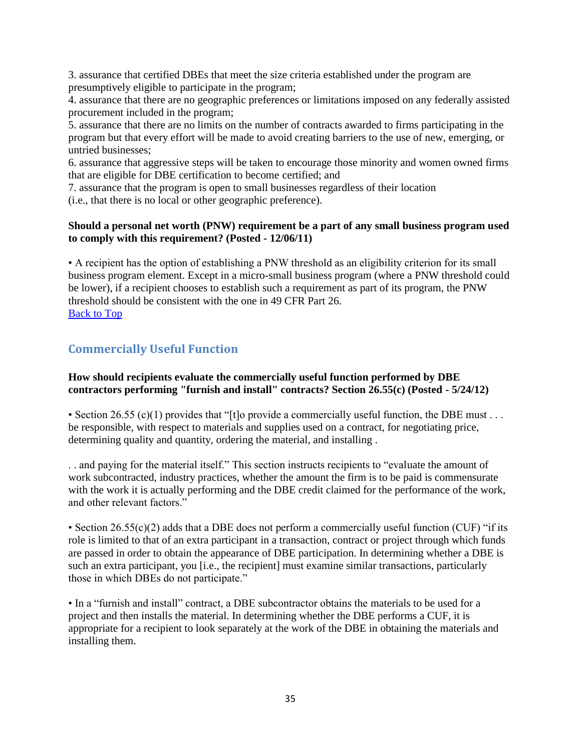3. assurance that certified DBEs that meet the size criteria established under the program are presumptively eligible to participate in the program;
4. assurance that there are no geographic preferences or limitations imposed on any federally assisted procurement included in the program;
5. assurance that there are no limits on the number of contracts awarded to firms participating in the program but that every effort will be made to avoid creating barriers to the use of new, emerging, or untried businesses;
6. assurance that aggressive steps will be taken to encourage those minority and women owned firms that are eligible for DBE certification to become certified; and
7. assurance that the program is open to small businesses regardless of their location (i.e., that there is no local or other geographic preference).

**Should a personal net worth (PNW) requirement be a part of any small business program used to comply with this requirement? (Posted - 12/06/11)**

• A recipient has the option of establishing a PNW threshold as an eligibility criterion for its small business program element. Except in a micro-small business program (where a PNW threshold could be lower), if a recipient chooses to establish such a requirement as part of its program, the PNW threshold should be consistent with the one in 49 CFR Part 26.
[Back to Top]

## Commercially Useful Function

**How should recipients evaluate the commercially useful function performed by DBE contractors performing "furnish and install" contracts? Section 26.55(c) (Posted - 5/24/12)**

• Section 26.55 (c)(1) provides that "[t]o provide a commercially useful function, the DBE must . . . be responsible, with respect to materials and supplies used on a contract, for negotiating price, determining quality and quantity, ordering the material, and installing .

. . and paying for the material itself." This section instructs recipients to "evaluate the amount of work subcontracted, industry practices, whether the amount the firm is to be paid is commensurate with the work it is actually performing and the DBE credit claimed for the performance of the work, and other relevant factors."

• Section 26.55(c)(2) adds that a DBE does not perform a commercially useful function (CUF) "if its role is limited to that of an extra participant in a transaction, contract or project through which funds are passed in order to obtain the appearance of DBE participation. In determining whether a DBE is such an extra participant, you [i.e., the recipient] must examine similar transactions, particularly those in which DBEs do not participate."

• In a "furnish and install" contract, a DBE subcontractor obtains the materials to be used for a project and then installs the material. In determining whether the DBE performs a CUF, it is appropriate for a recipient to look separately at the work of the DBE in obtaining the materials and installing them.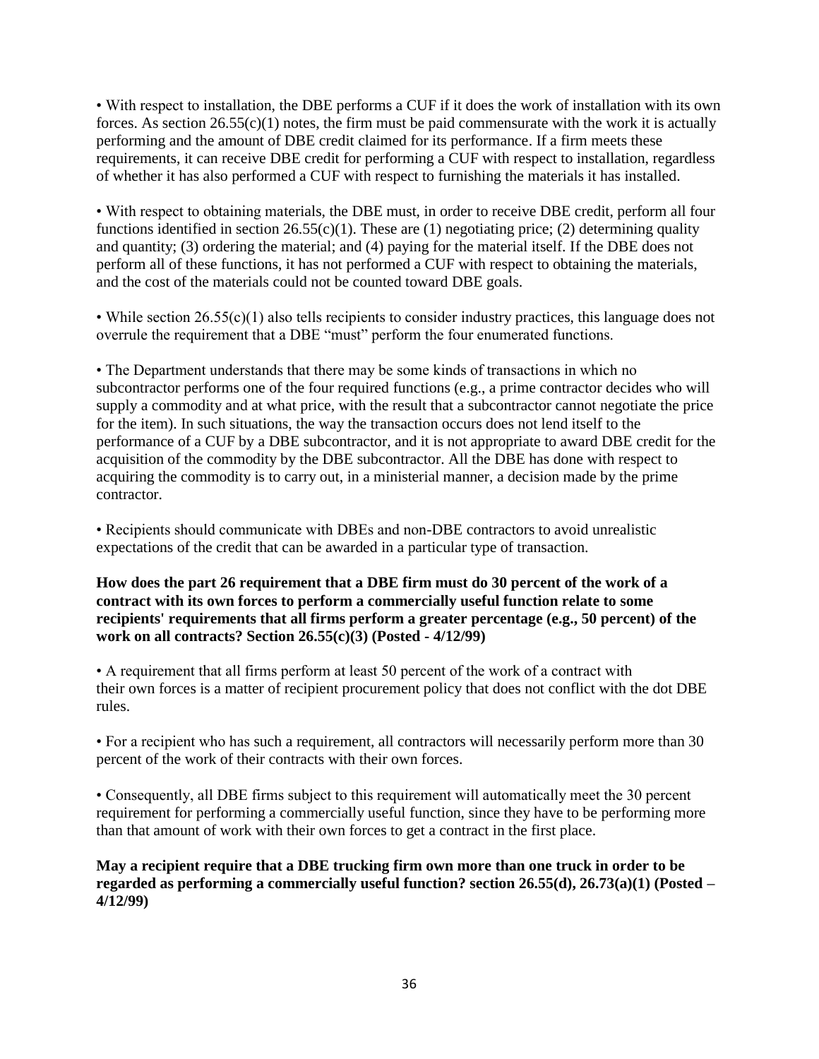• With respect to installation, the DBE performs a CUF if it does the work of installation with its own forces. As section 26.55(c)(1) notes, the firm must be paid commensurate with the work it is actually performing and the amount of DBE credit claimed for its performance. If a firm meets these requirements, it can receive DBE credit for performing a CUF with respect to installation, regardless of whether it has also performed a CUF with respect to furnishing the materials it has installed.

• With respect to obtaining materials, the DBE must, in order to receive DBE credit, perform all four functions identified in section 26.55(c)(1). These are (1) negotiating price; (2) determining quality and quantity; (3) ordering the material; and (4) paying for the material itself. If the DBE does not perform all of these functions, it has not performed a CUF with respect to obtaining the materials, and the cost of the materials could not be counted toward DBE goals.

• While section 26.55(c)(1) also tells recipients to consider industry practices, this language does not overrule the requirement that a DBE "must" perform the four enumerated functions.

• The Department understands that there may be some kinds of transactions in which no subcontractor performs one of the four required functions (e.g., a prime contractor decides who will supply a commodity and at what price, with the result that a subcontractor cannot negotiate the price for the item). In such situations, the way the transaction occurs does not lend itself to the performance of a CUF by a DBE subcontractor, and it is not appropriate to award DBE credit for the acquisition of the commodity by the DBE subcontractor. All the DBE has done with respect to acquiring the commodity is to carry out, in a ministerial manner, a decision made by the prime contractor.

• Recipients should communicate with DBEs and non-DBE contractors to avoid unrealistic expectations of the credit that can be awarded in a particular type of transaction.

**How does the part 26 requirement that a DBE firm must do 30 percent of the work of a contract with its own forces to perform a commercially useful function relate to some recipients' requirements that all firms perform a greater percentage (e.g., 50 percent) of the work on all contracts? Section 26.55(c)(3) (Posted - 4/12/99)**

• A requirement that all firms perform at least 50 percent of the work of a contract with their own forces is a matter of recipient procurement policy that does not conflict with the dot DBE rules.

• For a recipient who has such a requirement, all contractors will necessarily perform more than 30 percent of the work of their contracts with their own forces.

• Consequently, all DBE firms subject to this requirement will automatically meet the 30 percent requirement for performing a commercially useful function, since they have to be performing more than that amount of work with their own forces to get a contract in the first place.

**May a recipient require that a DBE trucking firm own more than one truck in order to be regarded as performing a commercially useful function? section 26.55(d), 26.73(a)(1) (Posted – 4/12/99)**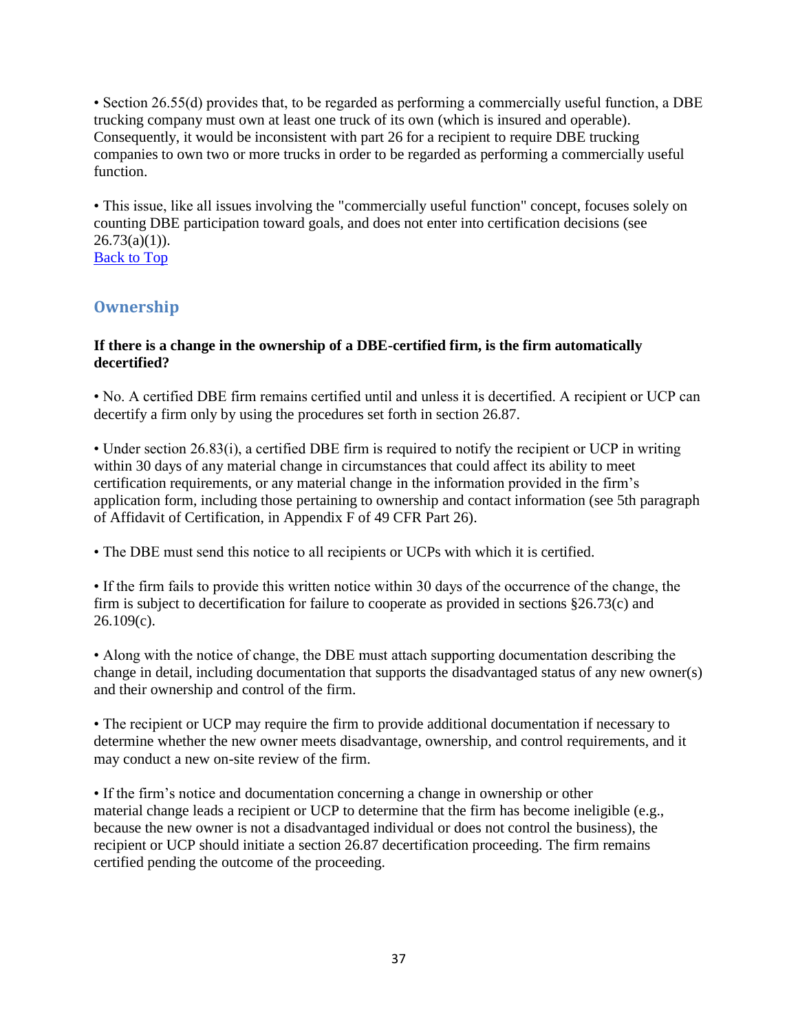• Section 26.55(d) provides that, to be regarded as performing a commercially useful function, a DBE trucking company must own at least one truck of its own (which is insured and operable). Consequently, it would be inconsistent with part 26 for a recipient to require DBE trucking companies to own two or more trucks in order to be regarded as performing a commercially useful function.

• This issue, like all issues involving the "commercially useful function" concept, focuses solely on counting DBE participation toward goals, and does not enter into certification decisions (see 26.73(a)(1)).
Back to Top

## Ownership

**If there is a change in the ownership of a DBE-certified firm, is the firm automatically decertified?**

• No. A certified DBE firm remains certified until and unless it is decertified. A recipient or UCP can decertify a firm only by using the procedures set forth in section 26.87.

• Under section 26.83(i), a certified DBE firm is required to notify the recipient or UCP in writing within 30 days of any material change in circumstances that could affect its ability to meet certification requirements, or any material change in the information provided in the firm's application form, including those pertaining to ownership and contact information (see 5th paragraph of Affidavit of Certification, in Appendix F of 49 CFR Part 26).

• The DBE must send this notice to all recipients or UCPs with which it is certified.

• If the firm fails to provide this written notice within 30 days of the occurrence of the change, the firm is subject to decertification for failure to cooperate as provided in sections §26.73(c) and 26.109(c).

• Along with the notice of change, the DBE must attach supporting documentation describing the change in detail, including documentation that supports the disadvantaged status of any new owner(s) and their ownership and control of the firm.

• The recipient or UCP may require the firm to provide additional documentation if necessary to determine whether the new owner meets disadvantage, ownership, and control requirements, and it may conduct a new on-site review of the firm.

• If the firm's notice and documentation concerning a change in ownership or other material change leads a recipient or UCP to determine that the firm has become ineligible (e.g., because the new owner is not a disadvantaged individual or does not control the business), the recipient or UCP should initiate a section 26.87 decertification proceeding. The firm remains certified pending the outcome of the proceeding.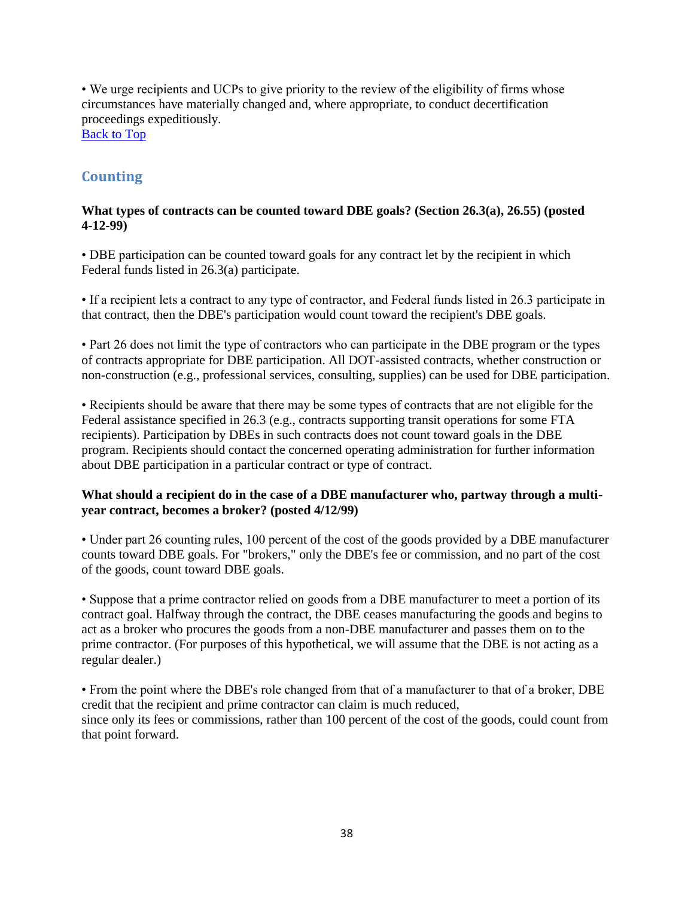• We urge recipients and UCPs to give priority to the review of the eligibility of firms whose circumstances have materially changed and, where appropriate, to conduct decertification proceedings expeditiously.

[Back to Top]

## Counting

**What types of contracts can be counted toward DBE goals? (Section 26.3(a), 26.55) (posted 4-12-99)**

• DBE participation can be counted toward goals for any contract let by the recipient in which Federal funds listed in 26.3(a) participate.

• If a recipient lets a contract to any type of contractor, and Federal funds listed in 26.3 participate in that contract, then the DBE's participation would count toward the recipient's DBE goals.

• Part 26 does not limit the type of contractors who can participate in the DBE program or the types of contracts appropriate for DBE participation. All DOT-assisted contracts, whether construction or non-construction (e.g., professional services, consulting, supplies) can be used for DBE participation.

• Recipients should be aware that there may be some types of contracts that are not eligible for the Federal assistance specified in 26.3 (e.g., contracts supporting transit operations for some FTA recipients). Participation by DBEs in such contracts does not count toward goals in the DBE program. Recipients should contact the concerned operating administration for further information about DBE participation in a particular contract or type of contract.

**What should a recipient do in the case of a DBE manufacturer who, partway through a multi-year contract, becomes a broker? (posted 4/12/99)**

• Under part 26 counting rules, 100 percent of the cost of the goods provided by a DBE manufacturer counts toward DBE goals. For "brokers," only the DBE's fee or commission, and no part of the cost of the goods, count toward DBE goals.

• Suppose that a prime contractor relied on goods from a DBE manufacturer to meet a portion of its contract goal. Halfway through the contract, the DBE ceases manufacturing the goods and begins to act as a broker who procures the goods from a non-DBE manufacturer and passes them on to the prime contractor. (For purposes of this hypothetical, we will assume that the DBE is not acting as a regular dealer.)

• From the point where the DBE's role changed from that of a manufacturer to that of a broker, DBE credit that the recipient and prime contractor can claim is much reduced, since only its fees or commissions, rather than 100 percent of the cost of the goods, could count from that point forward.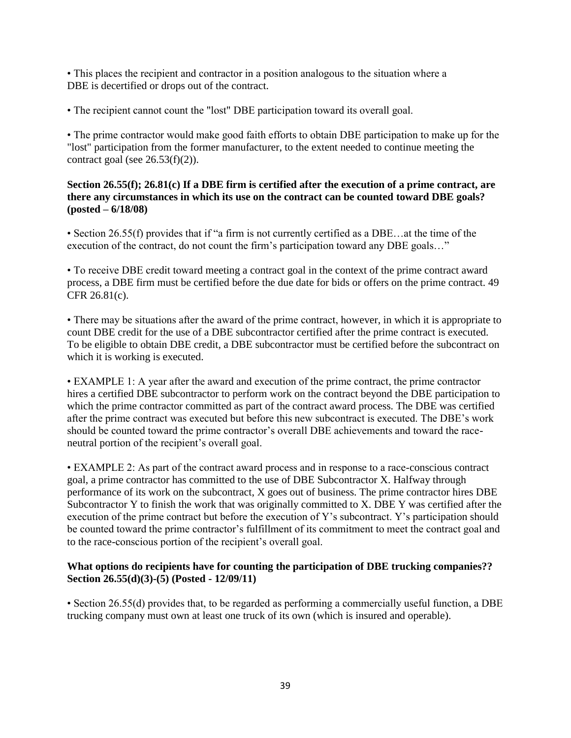• This places the recipient and contractor in a position analogous to the situation where a DBE is decertified or drops out of the contract.

• The recipient cannot count the "lost" DBE participation toward its overall goal.

• The prime contractor would make good faith efforts to obtain DBE participation to make up for the "lost" participation from the former manufacturer, to the extent needed to continue meeting the contract goal (see 26.53(f)(2)).

**Section 26.55(f); 26.81(c) If a DBE firm is certified after the execution of a prime contract, are there any circumstances in which its use on the contract can be counted toward DBE goals? (posted – 6/18/08)**

• Section 26.55(f) provides that if "a firm is not currently certified as a DBE…at the time of the execution of the contract, do not count the firm's participation toward any DBE goals…"

• To receive DBE credit toward meeting a contract goal in the context of the prime contract award process, a DBE firm must be certified before the due date for bids or offers on the prime contract. 49 CFR 26.81(c).

• There may be situations after the award of the prime contract, however, in which it is appropriate to count DBE credit for the use of a DBE subcontractor certified after the prime contract is executed. To be eligible to obtain DBE credit, a DBE subcontractor must be certified before the subcontract on which it is working is executed.

• EXAMPLE 1: A year after the award and execution of the prime contract, the prime contractor hires a certified DBE subcontractor to perform work on the contract beyond the DBE participation to which the prime contractor committed as part of the contract award process. The DBE was certified after the prime contract was executed but before this new subcontract is executed. The DBE's work should be counted toward the prime contractor's overall DBE achievements and toward the race-neutral portion of the recipient's overall goal.

• EXAMPLE 2: As part of the contract award process and in response to a race-conscious contract goal, a prime contractor has committed to the use of DBE Subcontractor X. Halfway through performance of its work on the subcontract, X goes out of business. The prime contractor hires DBE Subcontractor Y to finish the work that was originally committed to X. DBE Y was certified after the execution of the prime contract but before the execution of Y's subcontract. Y's participation should be counted toward the prime contractor's fulfillment of its commitment to meet the contract goal and to the race-conscious portion of the recipient's overall goal.

**What options do recipients have for counting the participation of DBE trucking companies?? Section 26.55(d)(3)-(5) (Posted - 12/09/11)**

• Section 26.55(d) provides that, to be regarded as performing a commercially useful function, a DBE trucking company must own at least one truck of its own (which is insured and operable).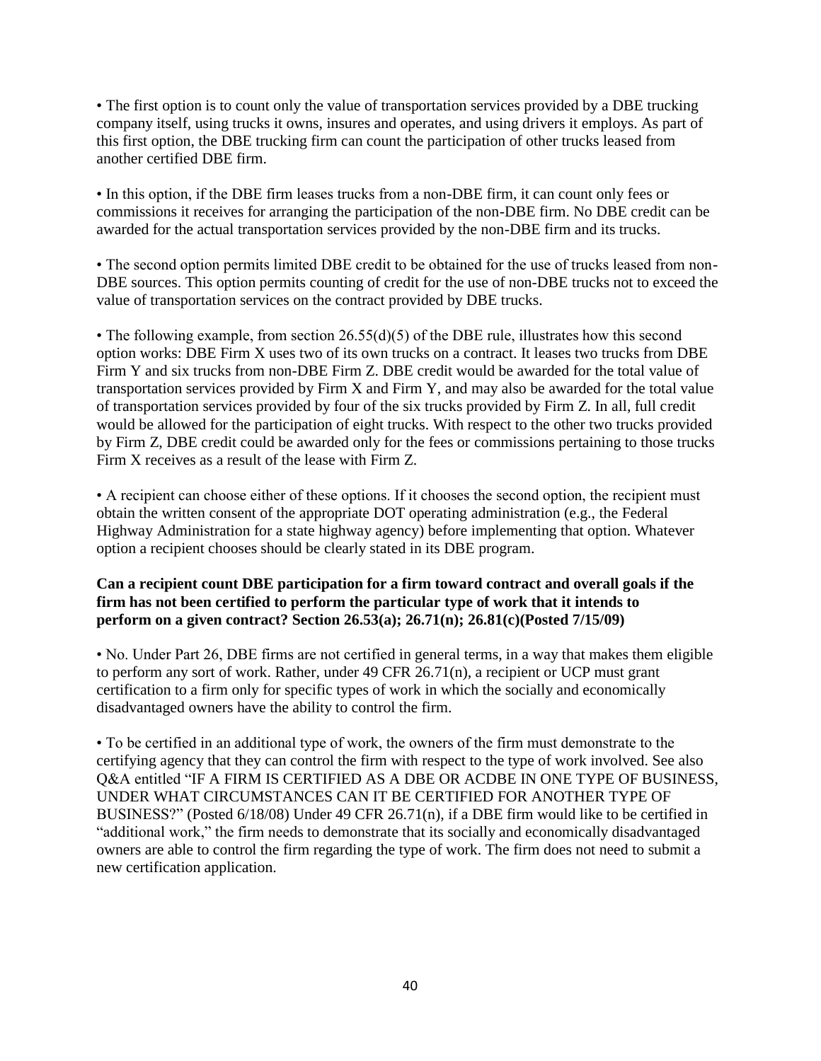• The first option is to count only the value of transportation services provided by a DBE trucking company itself, using trucks it owns, insures and operates, and using drivers it employs. As part of this first option, the DBE trucking firm can count the participation of other trucks leased from another certified DBE firm.

• In this option, if the DBE firm leases trucks from a non-DBE firm, it can count only fees or commissions it receives for arranging the participation of the non-DBE firm. No DBE credit can be awarded for the actual transportation services provided by the non-DBE firm and its trucks.

• The second option permits limited DBE credit to be obtained for the use of trucks leased from non-DBE sources. This option permits counting of credit for the use of non-DBE trucks not to exceed the value of transportation services on the contract provided by DBE trucks.

• The following example, from section 26.55(d)(5) of the DBE rule, illustrates how this second option works: DBE Firm X uses two of its own trucks on a contract. It leases two trucks from DBE Firm Y and six trucks from non-DBE Firm Z. DBE credit would be awarded for the total value of transportation services provided by Firm X and Firm Y, and may also be awarded for the total value of transportation services provided by four of the six trucks provided by Firm Z. In all, full credit would be allowed for the participation of eight trucks. With respect to the other two trucks provided by Firm Z, DBE credit could be awarded only for the fees or commissions pertaining to those trucks Firm X receives as a result of the lease with Firm Z.

• A recipient can choose either of these options. If it chooses the second option, the recipient must obtain the written consent of the appropriate DOT operating administration (e.g., the Federal Highway Administration for a state highway agency) before implementing that option. Whatever option a recipient chooses should be clearly stated in its DBE program.

**Can a recipient count DBE participation for a firm toward contract and overall goals if the firm has not been certified to perform the particular type of work that it intends to perform on a given contract? Section 26.53(a); 26.71(n); 26.81(c)(Posted 7/15/09)**

• No. Under Part 26, DBE firms are not certified in general terms, in a way that makes them eligible to perform any sort of work. Rather, under 49 CFR 26.71(n), a recipient or UCP must grant certification to a firm only for specific types of work in which the socially and economically disadvantaged owners have the ability to control the firm.

• To be certified in an additional type of work, the owners of the firm must demonstrate to the certifying agency that they can control the firm with respect to the type of work involved. See also Q&A entitled "IF A FIRM IS CERTIFIED AS A DBE OR ACDBE IN ONE TYPE OF BUSINESS, UNDER WHAT CIRCUMSTANCES CAN IT BE CERTIFIED FOR ANOTHER TYPE OF BUSINESS?" (Posted 6/18/08) Under 49 CFR 26.71(n), if a DBE firm would like to be certified in "additional work," the firm needs to demonstrate that its socially and economically disadvantaged owners are able to control the firm regarding the type of work. The firm does not need to submit a new certification application.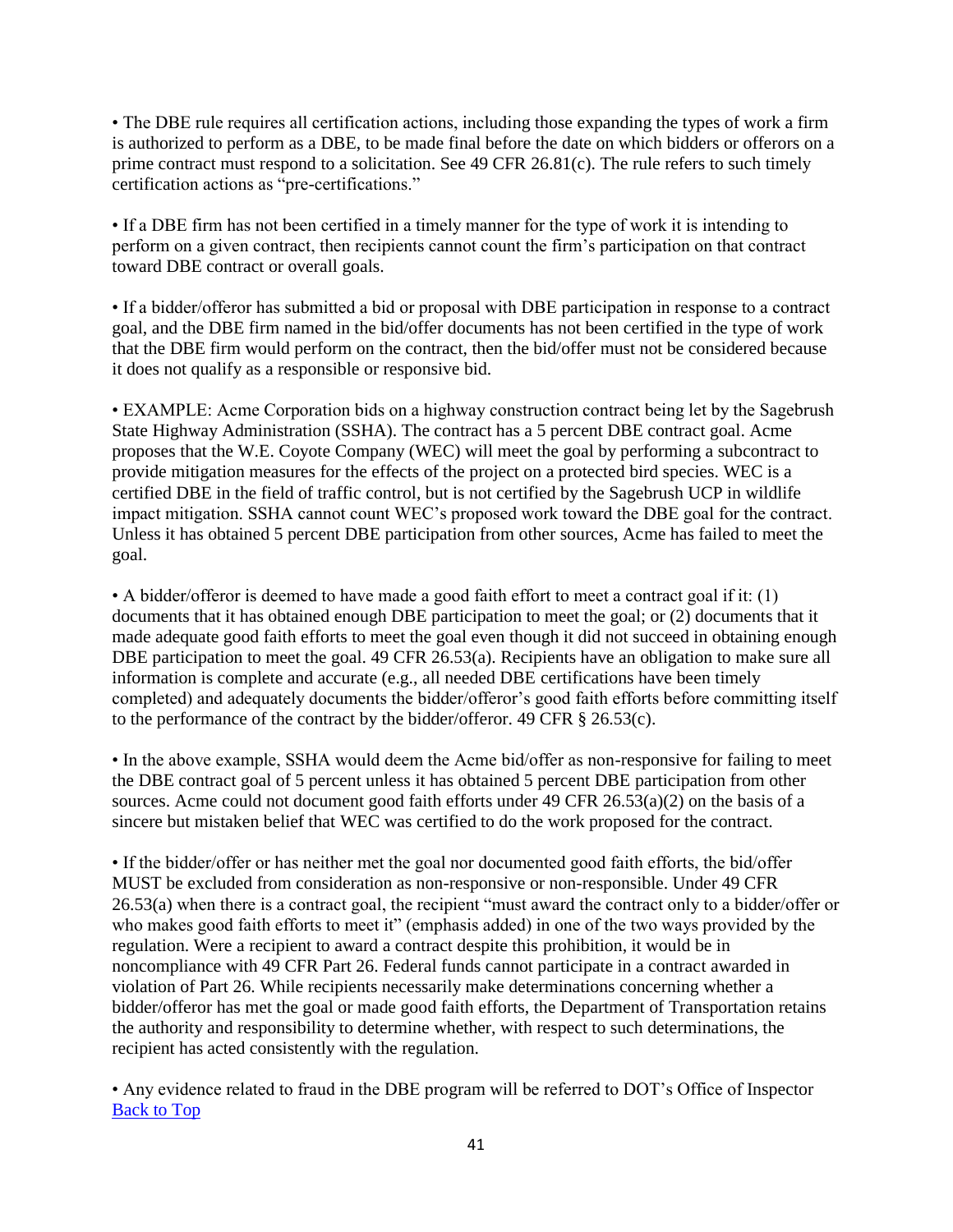• The DBE rule requires all certification actions, including those expanding the types of work a firm is authorized to perform as a DBE, to be made final before the date on which bidders or offerors on a prime contract must respond to a solicitation. See 49 CFR 26.81(c). The rule refers to such timely certification actions as "pre-certifications."

• If a DBE firm has not been certified in a timely manner for the type of work it is intending to perform on a given contract, then recipients cannot count the firm's participation on that contract toward DBE contract or overall goals.

• If a bidder/offeror has submitted a bid or proposal with DBE participation in response to a contract goal, and the DBE firm named in the bid/offer documents has not been certified in the type of work that the DBE firm would perform on the contract, then the bid/offer must not be considered because it does not qualify as a responsible or responsive bid.

• EXAMPLE: Acme Corporation bids on a highway construction contract being let by the Sagebrush State Highway Administration (SSHA). The contract has a 5 percent DBE contract goal. Acme proposes that the W.E. Coyote Company (WEC) will meet the goal by performing a subcontract to provide mitigation measures for the effects of the project on a protected bird species. WEC is a certified DBE in the field of traffic control, but is not certified by the Sagebrush UCP in wildlife impact mitigation. SSHA cannot count WEC's proposed work toward the DBE goal for the contract. Unless it has obtained 5 percent DBE participation from other sources, Acme has failed to meet the goal.

• A bidder/offeror is deemed to have made a good faith effort to meet a contract goal if it: (1) documents that it has obtained enough DBE participation to meet the goal; or (2) documents that it made adequate good faith efforts to meet the goal even though it did not succeed in obtaining enough DBE participation to meet the goal. 49 CFR 26.53(a). Recipients have an obligation to make sure all information is complete and accurate (e.g., all needed DBE certifications have been timely completed) and adequately documents the bidder/offeror's good faith efforts before committing itself to the performance of the contract by the bidder/offeror. 49 CFR § 26.53(c).

• In the above example, SSHA would deem the Acme bid/offer as non-responsive for failing to meet the DBE contract goal of 5 percent unless it has obtained 5 percent DBE participation from other sources. Acme could not document good faith efforts under 49 CFR 26.53(a)(2) on the basis of a sincere but mistaken belief that WEC was certified to do the work proposed for the contract.

• If the bidder/offer or has neither met the goal nor documented good faith efforts, the bid/offer MUST be excluded from consideration as non-responsive or non-responsible. Under 49 CFR 26.53(a) when there is a contract goal, the recipient "must award the contract only to a bidder/offer or who makes good faith efforts to meet it" (emphasis added) in one of the two ways provided by the regulation. Were a recipient to award a contract despite this prohibition, it would be in noncompliance with 49 CFR Part 26. Federal funds cannot participate in a contract awarded in violation of Part 26. While recipients necessarily make determinations concerning whether a bidder/offeror has met the goal or made good faith efforts, the Department of Transportation retains the authority and responsibility to determine whether, with respect to such determinations, the recipient has acted consistently with the regulation.

• Any evidence related to fraud in the DBE program will be referred to DOT's Office of Inspector
Back to Top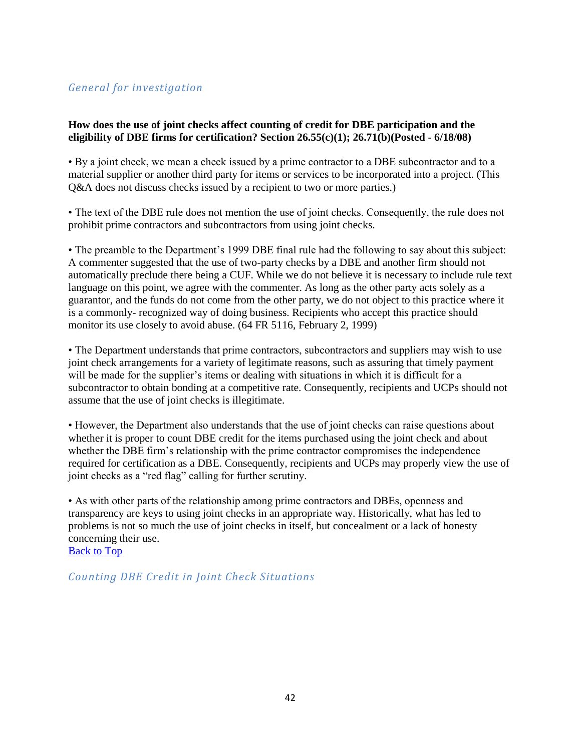## *General for investigation*

**How does the use of joint checks affect counting of credit for DBE participation and the eligibility of DBE firms for certification? Section 26.55(c)(1); 26.71(b)(Posted - 6/18/08)**

- By a joint check, we mean a check issued by a prime contractor to a DBE subcontractor and to a material supplier or another third party for items or services to be incorporated into a project. (This Q&A does not discuss checks issued by a recipient to two or more parties.)

- The text of the DBE rule does not mention the use of joint checks. Consequently, the rule does not prohibit prime contractors and subcontractors from using joint checks.

- The preamble to the Department's 1999 DBE final rule had the following to say about this subject: A commenter suggested that the use of two-party checks by a DBE and another firm should not automatically preclude there being a CUF. While we do not believe it is necessary to include rule text language on this point, we agree with the commenter. As long as the other party acts solely as a guarantor, and the funds do not come from the other party, we do not object to this practice where it is a commonly- recognized way of doing business. Recipients who accept this practice should monitor its use closely to avoid abuse. (64 FR 5116, February 2, 1999)

- The Department understands that prime contractors, subcontractors and suppliers may wish to use joint check arrangements for a variety of legitimate reasons, such as assuring that timely payment will be made for the supplier's items or dealing with situations in which it is difficult for a subcontractor to obtain bonding at a competitive rate. Consequently, recipients and UCPs should not assume that the use of joint checks is illegitimate.

- However, the Department also understands that the use of joint checks can raise questions about whether it is proper to count DBE credit for the items purchased using the joint check and about whether the DBE firm's relationship with the prime contractor compromises the independence required for certification as a DBE. Consequently, recipients and UCPs may properly view the use of joint checks as a "red flag" calling for further scrutiny.

- As with other parts of the relationship among prime contractors and DBEs, openness and transparency are keys to using joint checks in an appropriate way. Historically, what has led to problems is not so much the use of joint checks in itself, but concealment or a lack of honesty concerning their use.

Back to Top

## *Counting DBE Credit in Joint Check Situations*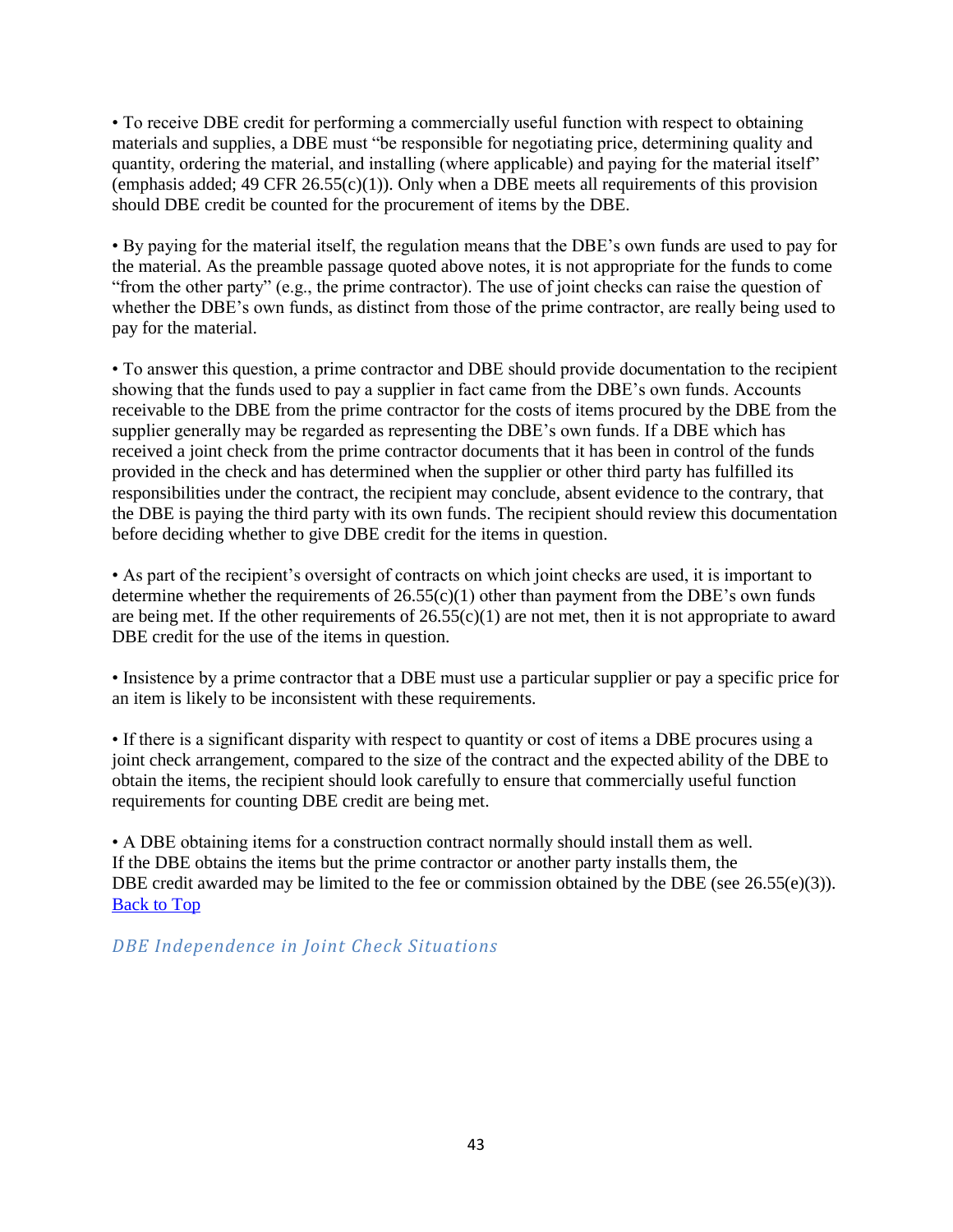- To receive DBE credit for performing a commercially useful function with respect to obtaining materials and supplies, a DBE must "be responsible for negotiating price, determining quality and quantity, ordering the material, and installing (where applicable) and paying for the material itself" (emphasis added; 49 CFR 26.55(c)(1)). Only when a DBE meets all requirements of this provision should DBE credit be counted for the procurement of items by the DBE.

- By paying for the material itself, the regulation means that the DBE's own funds are used to pay for the material. As the preamble passage quoted above notes, it is not appropriate for the funds to come "from the other party" (e.g., the prime contractor). The use of joint checks can raise the question of whether the DBE's own funds, as distinct from those of the prime contractor, are really being used to pay for the material.

- To answer this question, a prime contractor and DBE should provide documentation to the recipient showing that the funds used to pay a supplier in fact came from the DBE's own funds. Accounts receivable to the DBE from the prime contractor for the costs of items procured by the DBE from the supplier generally may be regarded as representing the DBE's own funds. If a DBE which has received a joint check from the prime contractor documents that it has been in control of the funds provided in the check and has determined when the supplier or other third party has fulfilled its responsibilities under the contract, the recipient may conclude, absent evidence to the contrary, that the DBE is paying the third party with its own funds. The recipient should review this documentation before deciding whether to give DBE credit for the items in question.

- As part of the recipient's oversight of contracts on which joint checks are used, it is important to determine whether the requirements of 26.55(c)(1) other than payment from the DBE's own funds are being met. If the other requirements of 26.55(c)(1) are not met, then it is not appropriate to award DBE credit for the use of the items in question.

- Insistence by a prime contractor that a DBE must use a particular supplier or pay a specific price for an item is likely to be inconsistent with these requirements.

- If there is a significant disparity with respect to quantity or cost of items a DBE procures using a joint check arrangement, compared to the size of the contract and the expected ability of the DBE to obtain the items, the recipient should look carefully to ensure that commercially useful function requirements for counting DBE credit are being met.

- A DBE obtaining items for a construction contract normally should install them as well. If the DBE obtains the items but the prime contractor or another party installs them, the DBE credit awarded may be limited to the fee or commission obtained by the DBE (see 26.55(e)(3)).

[Back to Top]

### *DBE Independence in Joint Check Situations*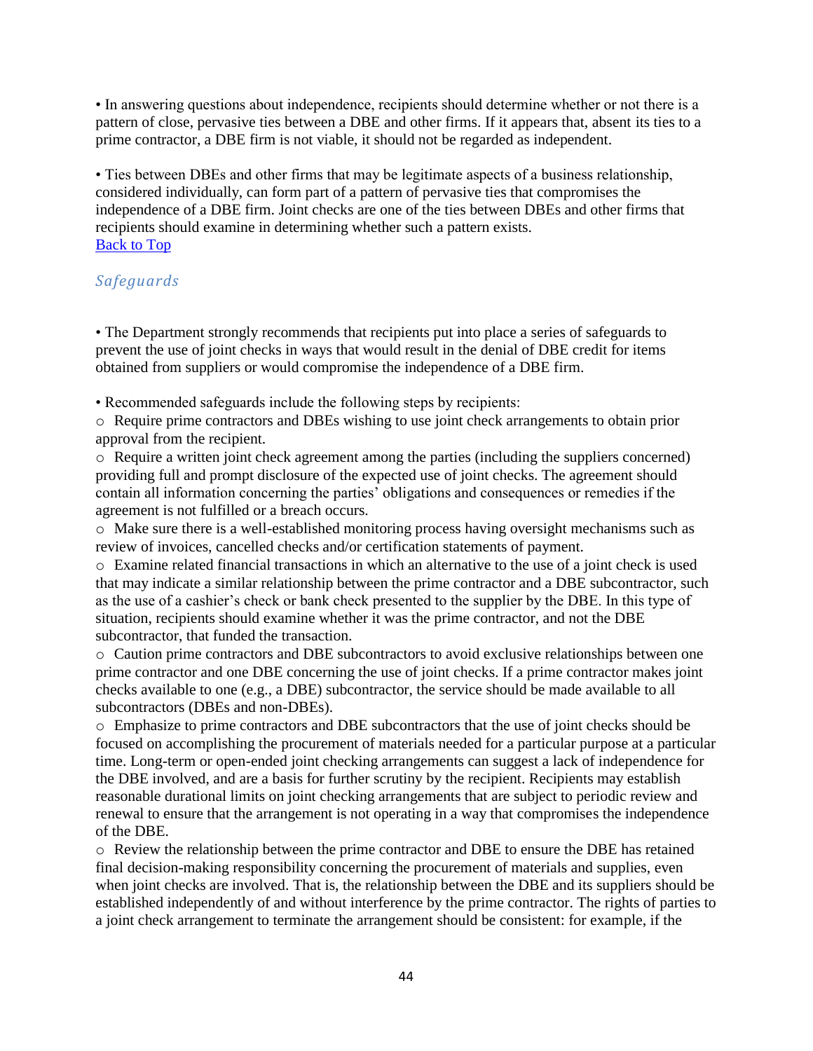• In answering questions about independence, recipients should determine whether or not there is a pattern of close, pervasive ties between a DBE and other firms. If it appears that, absent its ties to a prime contractor, a DBE firm is not viable, it should not be regarded as independent.

• Ties between DBEs and other firms that may be legitimate aspects of a business relationship, considered individually, can form part of a pattern of pervasive ties that compromises the independence of a DBE firm. Joint checks are one of the ties between DBEs and other firms that recipients should examine in determining whether such a pattern exists.
[Back to Top](#)

### *Safeguards*

• The Department strongly recommends that recipients put into place a series of safeguards to prevent the use of joint checks in ways that would result in the denial of DBE credit for items obtained from suppliers or would compromise the independence of a DBE firm.

• Recommended safeguards include the following steps by recipients:

- Require prime contractors and DBEs wishing to use joint check arrangements to obtain prior approval from the recipient.
- Require a written joint check agreement among the parties (including the suppliers concerned) providing full and prompt disclosure of the expected use of joint checks. The agreement should contain all information concerning the parties' obligations and consequences or remedies if the agreement is not fulfilled or a breach occurs.
- Make sure there is a well-established monitoring process having oversight mechanisms such as review of invoices, cancelled checks and/or certification statements of payment.
- Examine related financial transactions in which an alternative to the use of a joint check is used that may indicate a similar relationship between the prime contractor and a DBE subcontractor, such as the use of a cashier's check or bank check presented to the supplier by the DBE. In this type of situation, recipients should examine whether it was the prime contractor, and not the DBE subcontractor, that funded the transaction.
- Caution prime contractors and DBE subcontractors to avoid exclusive relationships between one prime contractor and one DBE concerning the use of joint checks. If a prime contractor makes joint checks available to one (e.g., a DBE) subcontractor, the service should be made available to all subcontractors (DBEs and non-DBEs).
- Emphasize to prime contractors and DBE subcontractors that the use of joint checks should be focused on accomplishing the procurement of materials needed for a particular purpose at a particular time. Long-term or open-ended joint checking arrangements can suggest a lack of independence for the DBE involved, and are a basis for further scrutiny by the recipient. Recipients may establish reasonable durational limits on joint checking arrangements that are subject to periodic review and renewal to ensure that the arrangement is not operating in a way that compromises the independence of the DBE.
- Review the relationship between the prime contractor and DBE to ensure the DBE has retained final decision-making responsibility concerning the procurement of materials and supplies, even when joint checks are involved. That is, the relationship between the DBE and its suppliers should be established independently of and without interference by the prime contractor. The rights of parties to a joint check arrangement to terminate the arrangement should be consistent: for example, if the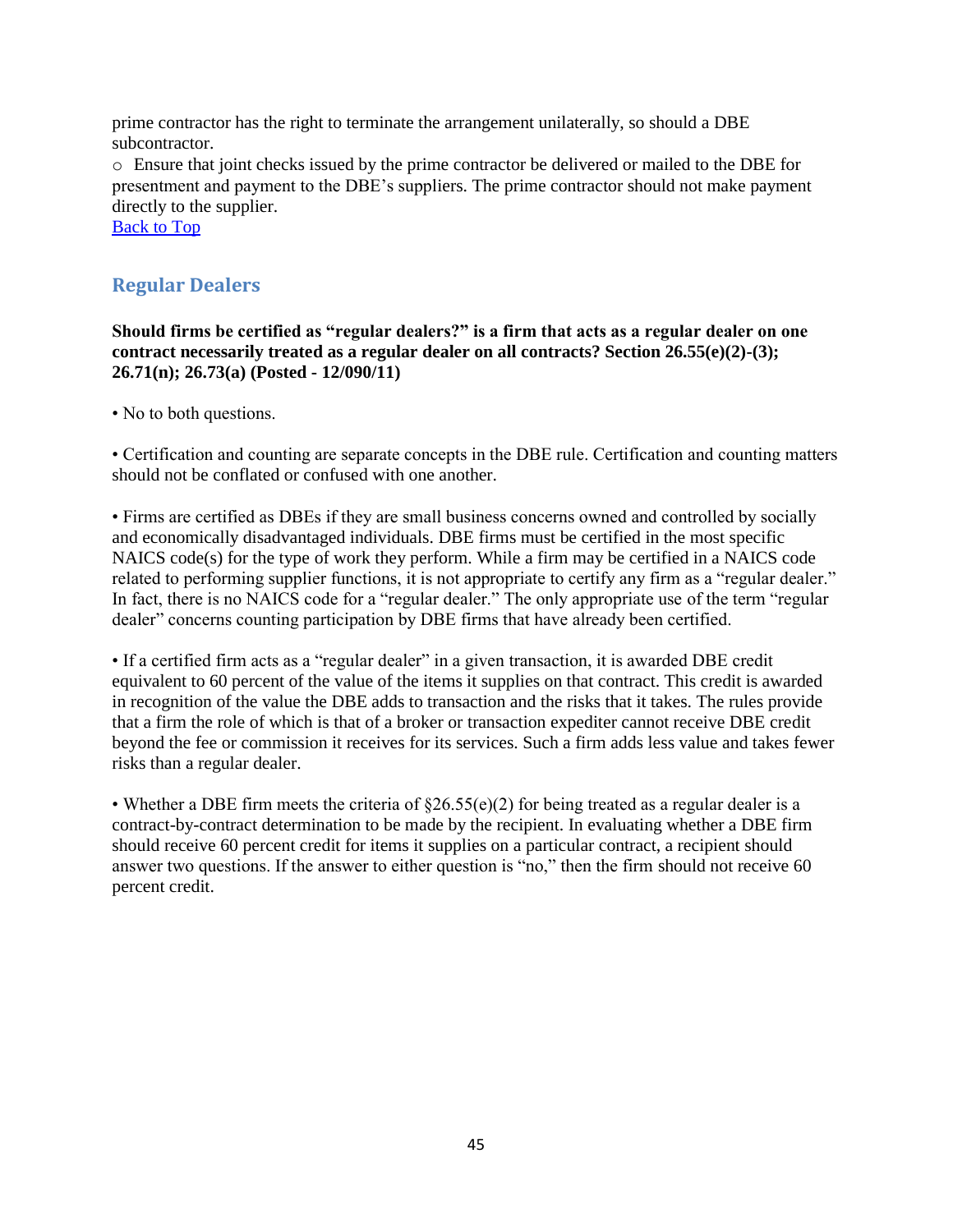prime contractor has the right to terminate the arrangement unilaterally, so should a DBE subcontractor.

- Ensure that joint checks issued by the prime contractor be delivered or mailed to the DBE for presentment and payment to the DBE's suppliers. The prime contractor should not make payment directly to the supplier.

Back to Top

## Regular Dealers

**Should firms be certified as "regular dealers?" is a firm that acts as a regular dealer on one contract necessarily treated as a regular dealer on all contracts? Section 26.55(e)(2)-(3); 26.71(n); 26.73(a) (Posted - 12/090/11)**

• No to both questions.

• Certification and counting are separate concepts in the DBE rule. Certification and counting matters should not be conflated or confused with one another.

• Firms are certified as DBEs if they are small business concerns owned and controlled by socially and economically disadvantaged individuals. DBE firms must be certified in the most specific NAICS code(s) for the type of work they perform. While a firm may be certified in a NAICS code related to performing supplier functions, it is not appropriate to certify any firm as a "regular dealer." In fact, there is no NAICS code for a "regular dealer." The only appropriate use of the term "regular dealer" concerns counting participation by DBE firms that have already been certified.

• If a certified firm acts as a "regular dealer" in a given transaction, it is awarded DBE credit equivalent to 60 percent of the value of the items it supplies on that contract. This credit is awarded in recognition of the value the DBE adds to transaction and the risks that it takes. The rules provide that a firm the role of which is that of a broker or transaction expediter cannot receive DBE credit beyond the fee or commission it receives for its services. Such a firm adds less value and takes fewer risks than a regular dealer.

• Whether a DBE firm meets the criteria of §26.55(e)(2) for being treated as a regular dealer is a contract-by-contract determination to be made by the recipient. In evaluating whether a DBE firm should receive 60 percent credit for items it supplies on a particular contract, a recipient should answer two questions. If the answer to either question is "no," then the firm should not receive 60 percent credit.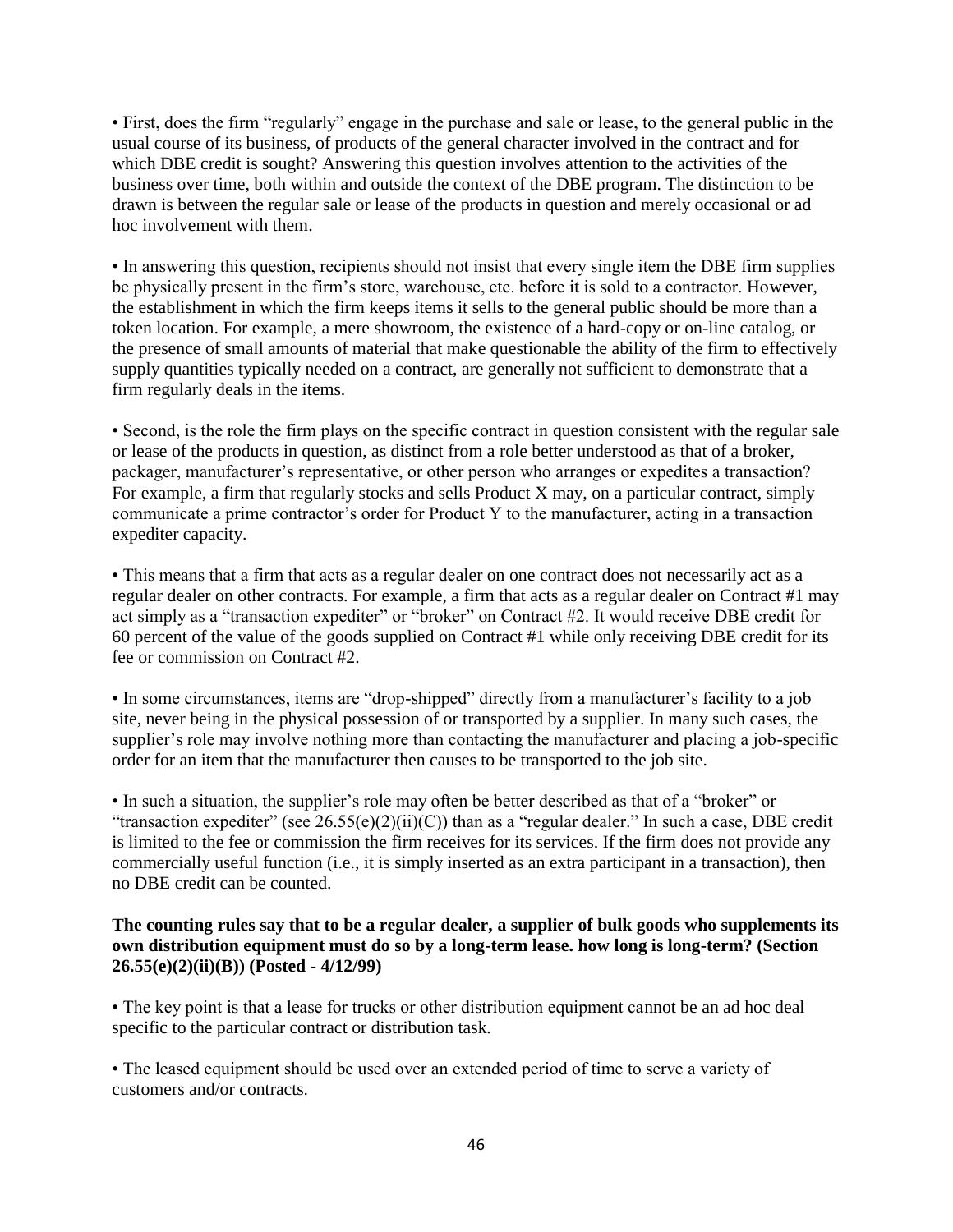• First, does the firm "regularly" engage in the purchase and sale or lease, to the general public in the usual course of its business, of products of the general character involved in the contract and for which DBE credit is sought? Answering this question involves attention to the activities of the business over time, both within and outside the context of the DBE program. The distinction to be drawn is between the regular sale or lease of the products in question and merely occasional or ad hoc involvement with them.

• In answering this question, recipients should not insist that every single item the DBE firm supplies be physically present in the firm's store, warehouse, etc. before it is sold to a contractor. However, the establishment in which the firm keeps items it sells to the general public should be more than a token location. For example, a mere showroom, the existence of a hard-copy or on-line catalog, or the presence of small amounts of material that make questionable the ability of the firm to effectively supply quantities typically needed on a contract, are generally not sufficient to demonstrate that a firm regularly deals in the items.

• Second, is the role the firm plays on the specific contract in question consistent with the regular sale or lease of the products in question, as distinct from a role better understood as that of a broker, packager, manufacturer's representative, or other person who arranges or expedites a transaction? For example, a firm that regularly stocks and sells Product X may, on a particular contract, simply communicate a prime contractor's order for Product Y to the manufacturer, acting in a transaction expediter capacity.

• This means that a firm that acts as a regular dealer on one contract does not necessarily act as a regular dealer on other contracts. For example, a firm that acts as a regular dealer on Contract #1 may act simply as a "transaction expediter" or "broker" on Contract #2. It would receive DBE credit for 60 percent of the value of the goods supplied on Contract #1 while only receiving DBE credit for its fee or commission on Contract #2.

• In some circumstances, items are "drop-shipped" directly from a manufacturer's facility to a job site, never being in the physical possession of or transported by a supplier. In many such cases, the supplier's role may involve nothing more than contacting the manufacturer and placing a job-specific order for an item that the manufacturer then causes to be transported to the job site.

• In such a situation, the supplier's role may often be better described as that of a "broker" or "transaction expediter" (see 26.55(e)(2)(ii)(C)) than as a "regular dealer." In such a case, DBE credit is limited to the fee or commission the firm receives for its services. If the firm does not provide any commercially useful function (i.e., it is simply inserted as an extra participant in a transaction), then no DBE credit can be counted.

**The counting rules say that to be a regular dealer, a supplier of bulk goods who supplements its own distribution equipment must do so by a long-term lease. how long is long-term? (Section 26.55(e)(2)(ii)(B)) (Posted - 4/12/99)**

• The key point is that a lease for trucks or other distribution equipment cannot be an ad hoc deal specific to the particular contract or distribution task.

• The leased equipment should be used over an extended period of time to serve a variety of customers and/or contracts.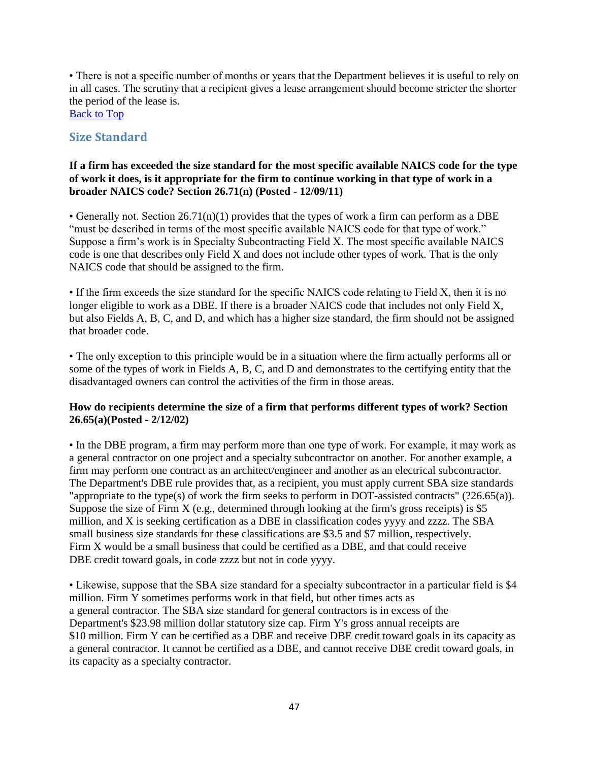• There is not a specific number of months or years that the Department believes it is useful to rely on in all cases. The scrutiny that a recipient gives a lease arrangement should become stricter the shorter the period of the lease is.

[Back to Top]

## Size Standard

**If a firm has exceeded the size standard for the most specific available NAICS code for the type of work it does, is it appropriate for the firm to continue working in that type of work in a broader NAICS code? Section 26.71(n) (Posted - 12/09/11)**

• Generally not. Section 26.71(n)(1) provides that the types of work a firm can perform as a DBE "must be described in terms of the most specific available NAICS code for that type of work." Suppose a firm's work is in Specialty Subcontracting Field X. The most specific available NAICS code is one that describes only Field X and does not include other types of work. That is the only NAICS code that should be assigned to the firm.

• If the firm exceeds the size standard for the specific NAICS code relating to Field X, then it is no longer eligible to work as a DBE. If there is a broader NAICS code that includes not only Field X, but also Fields A, B, C, and D, and which has a higher size standard, the firm should not be assigned that broader code.

• The only exception to this principle would be in a situation where the firm actually performs all or some of the types of work in Fields A, B, C, and D and demonstrates to the certifying entity that the disadvantaged owners can control the activities of the firm in those areas.

**How do recipients determine the size of a firm that performs different types of work? Section 26.65(a)(Posted - 2/12/02)**

• In the DBE program, a firm may perform more than one type of work. For example, it may work as a general contractor on one project and a specialty subcontractor on another. For another example, a firm may perform one contract as an architect/engineer and another as an electrical subcontractor. The Department's DBE rule provides that, as a recipient, you must apply current SBA size standards "appropriate to the type(s) of work the firm seeks to perform in DOT-assisted contracts" (?26.65(a)). Suppose the size of Firm X (e.g., determined through looking at the firm's gross receipts) is $5 million, and X is seeking certification as a DBE in classification codes yyyy and zzzz. The SBA small business size standards for these classifications are $3.5 and $7 million, respectively. Firm X would be a small business that could be certified as a DBE, and that could receive DBE credit toward goals, in code zzzz but not in code yyyy.

• Likewise, suppose that the SBA size standard for a specialty subcontractor in a particular field is $4 million. Firm Y sometimes performs work in that field, but other times acts as a general contractor. The SBA size standard for general contractors is in excess of the Department's $23.98 million dollar statutory size cap. Firm Y's gross annual receipts are $10 million. Firm Y can be certified as a DBE and receive DBE credit toward goals in its capacity as a general contractor. It cannot be certified as a DBE, and cannot receive DBE credit toward goals, in its capacity as a specialty contractor.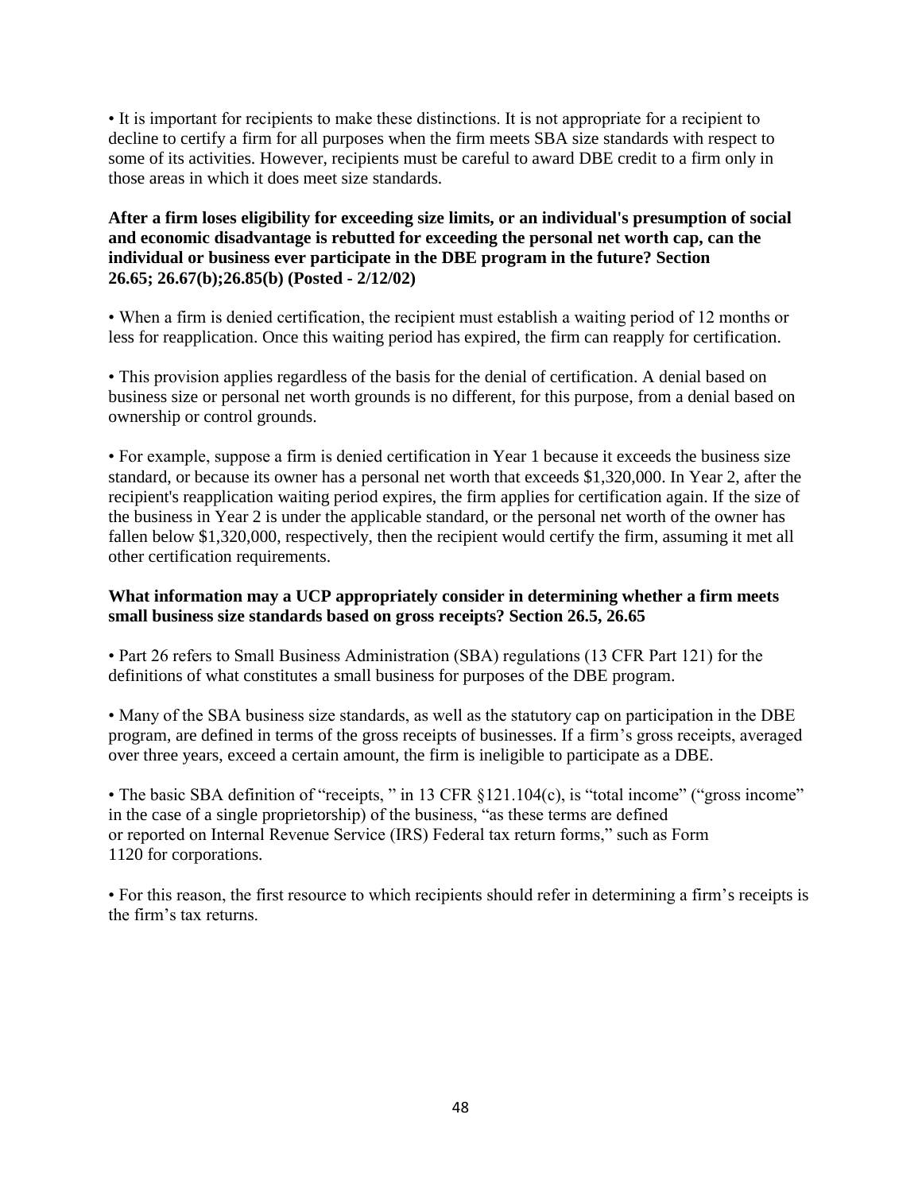• It is important for recipients to make these distinctions. It is not appropriate for a recipient to decline to certify a firm for all purposes when the firm meets SBA size standards with respect to some of its activities. However, recipients must be careful to award DBE credit to a firm only in those areas in which it does meet size standards.

**After a firm loses eligibility for exceeding size limits, or an individual's presumption of social and economic disadvantage is rebutted for exceeding the personal net worth cap, can the individual or business ever participate in the DBE program in the future? Section 26.65; 26.67(b);26.85(b) (Posted - 2/12/02)**

• When a firm is denied certification, the recipient must establish a waiting period of 12 months or less for reapplication. Once this waiting period has expired, the firm can reapply for certification.

• This provision applies regardless of the basis for the denial of certification. A denial based on business size or personal net worth grounds is no different, for this purpose, from a denial based on ownership or control grounds.

• For example, suppose a firm is denied certification in Year 1 because it exceeds the business size standard, or because its owner has a personal net worth that exceeds $1,320,000. In Year 2, after the recipient's reapplication waiting period expires, the firm applies for certification again. If the size of the business in Year 2 is under the applicable standard, or the personal net worth of the owner has fallen below $1,320,000, respectively, then the recipient would certify the firm, assuming it met all other certification requirements.

**What information may a UCP appropriately consider in determining whether a firm meets small business size standards based on gross receipts? Section 26.5, 26.65**

• Part 26 refers to Small Business Administration (SBA) regulations (13 CFR Part 121) for the definitions of what constitutes a small business for purposes of the DBE program.

• Many of the SBA business size standards, as well as the statutory cap on participation in the DBE program, are defined in terms of the gross receipts of businesses. If a firm's gross receipts, averaged over three years, exceed a certain amount, the firm is ineligible to participate as a DBE.

• The basic SBA definition of "receipts, " in 13 CFR §121.104(c), is "total income" ("gross income" in the case of a single proprietorship) of the business, "as these terms are defined or reported on Internal Revenue Service (IRS) Federal tax return forms," such as Form 1120 for corporations.

• For this reason, the first resource to which recipients should refer in determining a firm's receipts is the firm's tax returns.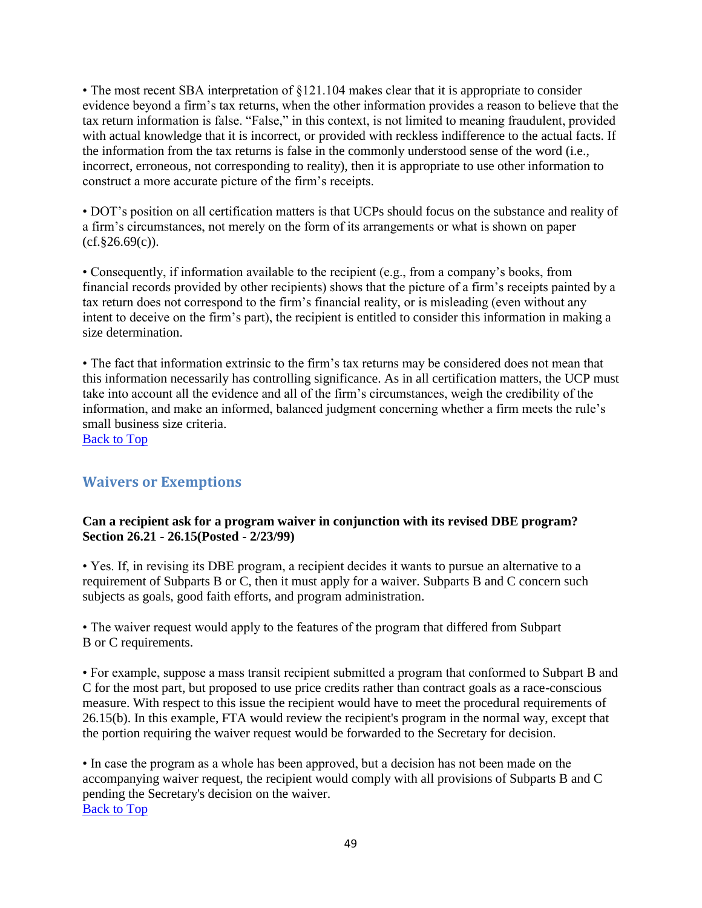• The most recent SBA interpretation of §121.104 makes clear that it is appropriate to consider evidence beyond a firm's tax returns, when the other information provides a reason to believe that the tax return information is false. "False," in this context, is not limited to meaning fraudulent, provided with actual knowledge that it is incorrect, or provided with reckless indifference to the actual facts. If the information from the tax returns is false in the commonly understood sense of the word (i.e., incorrect, erroneous, not corresponding to reality), then it is appropriate to use other information to construct a more accurate picture of the firm's receipts.

• DOT's position on all certification matters is that UCPs should focus on the substance and reality of a firm's circumstances, not merely on the form of its arrangements or what is shown on paper (cf.§26.69(c)).

• Consequently, if information available to the recipient (e.g., from a company's books, from financial records provided by other recipients) shows that the picture of a firm's receipts painted by a tax return does not correspond to the firm's financial reality, or is misleading (even without any intent to deceive on the firm's part), the recipient is entitled to consider this information in making a size determination.

• The fact that information extrinsic to the firm's tax returns may be considered does not mean that this information necessarily has controlling significance. As in all certification matters, the UCP must take into account all the evidence and all of the firm's circumstances, weigh the credibility of the information, and make an informed, balanced judgment concerning whether a firm meets the rule's small business size criteria.
[Back to Top]

## Waivers or Exemptions

**Can a recipient ask for a program waiver in conjunction with its revised DBE program? Section 26.21 - 26.15(Posted - 2/23/99)**

• Yes. If, in revising its DBE program, a recipient decides it wants to pursue an alternative to a requirement of Subparts B or C, then it must apply for a waiver. Subparts B and C concern such subjects as goals, good faith efforts, and program administration.

• The waiver request would apply to the features of the program that differed from Subpart B or C requirements.

• For example, suppose a mass transit recipient submitted a program that conformed to Subpart B and C for the most part, but proposed to use price credits rather than contract goals as a race-conscious measure. With respect to this issue the recipient would have to meet the procedural requirements of 26.15(b). In this example, FTA would review the recipient's program in the normal way, except that the portion requiring the waiver request would be forwarded to the Secretary for decision.

• In case the program as a whole has been approved, but a decision has not been made on the accompanying waiver request, the recipient would comply with all provisions of Subparts B and C pending the Secretary's decision on the waiver.
[Back to Top]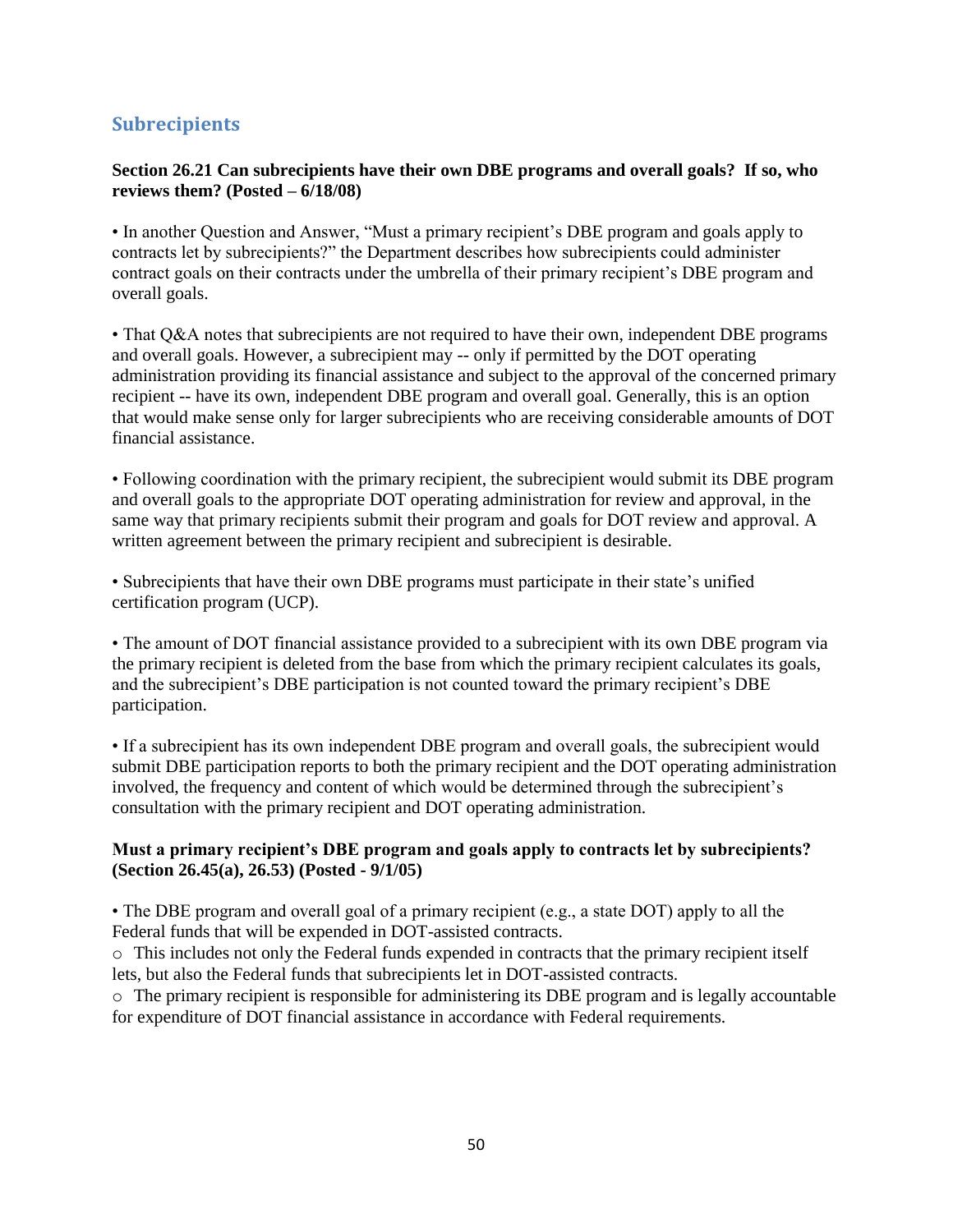## Subrecipients

**Section 26.21 Can subrecipients have their own DBE programs and overall goals? If so, who reviews them? (Posted – 6/18/08)**

- In another Question and Answer, "Must a primary recipient's DBE program and goals apply to contracts let by subrecipients?" the Department describes how subrecipients could administer contract goals on their contracts under the umbrella of their primary recipient's DBE program and overall goals.

- That Q&A notes that subrecipients are not required to have their own, independent DBE programs and overall goals. However, a subrecipient may -- only if permitted by the DOT operating administration providing its financial assistance and subject to the approval of the concerned primary recipient -- have its own, independent DBE program and overall goal. Generally, this is an option that would make sense only for larger subrecipients who are receiving considerable amounts of DOT financial assistance.

- Following coordination with the primary recipient, the subrecipient would submit its DBE program and overall goals to the appropriate DOT operating administration for review and approval, in the same way that primary recipients submit their program and goals for DOT review and approval. A written agreement between the primary recipient and subrecipient is desirable.

- Subrecipients that have their own DBE programs must participate in their state's unified certification program (UCP).

- The amount of DOT financial assistance provided to a subrecipient with its own DBE program via the primary recipient is deleted from the base from which the primary recipient calculates its goals, and the subrecipient's DBE participation is not counted toward the primary recipient's DBE participation.

- If a subrecipient has its own independent DBE program and overall goals, the subrecipient would submit DBE participation reports to both the primary recipient and the DOT operating administration involved, the frequency and content of which would be determined through the subrecipient's consultation with the primary recipient and DOT operating administration.

**Must a primary recipient's DBE program and goals apply to contracts let by subrecipients? (Section 26.45(a), 26.53) (Posted - 9/1/05)**

- The DBE program and overall goal of a primary recipient (e.g., a state DOT) apply to all the Federal funds that will be expended in DOT-assisted contracts.
  - This includes not only the Federal funds expended in contracts that the primary recipient itself lets, but also the Federal funds that subrecipients let in DOT-assisted contracts.
  - The primary recipient is responsible for administering its DBE program and is legally accountable for expenditure of DOT financial assistance in accordance with Federal requirements.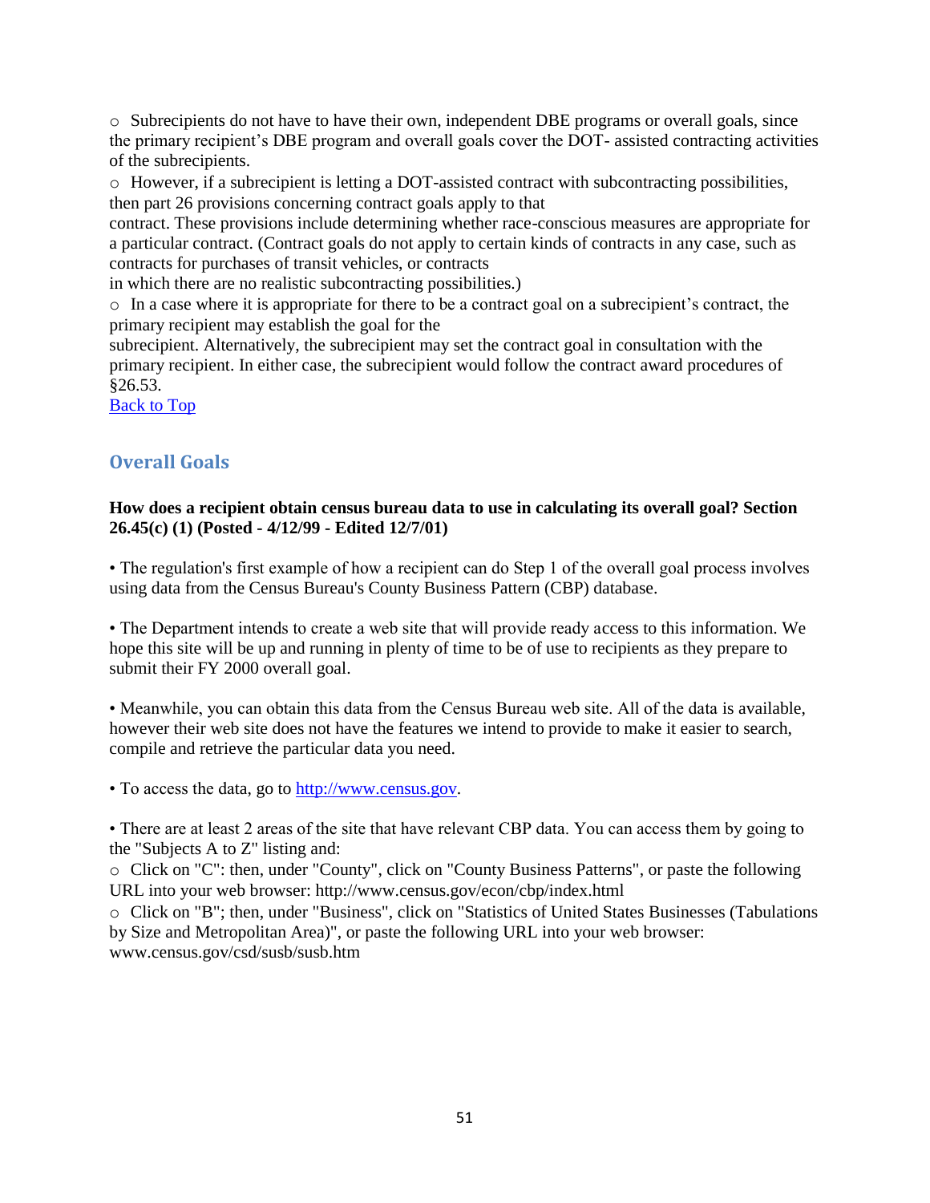- Subrecipients do not have to have their own, independent DBE programs or overall goals, since the primary recipient's DBE program and overall goals cover the DOT- assisted contracting activities of the subrecipients.
- However, if a subrecipient is letting a DOT-assisted contract with subcontracting possibilities, then part 26 provisions concerning contract goals apply to that contract. These provisions include determining whether race-conscious measures are appropriate for a particular contract. (Contract goals do not apply to certain kinds of contracts in any case, such as contracts for purchases of transit vehicles, or contracts in which there are no realistic subcontracting possibilities.)
- In a case where it is appropriate for there to be a contract goal on a subrecipient's contract, the primary recipient may establish the goal for the subrecipient. Alternatively, the subrecipient may set the contract goal in consultation with the primary recipient. In either case, the subrecipient would follow the contract award procedures of §26.53.

Back to Top

## Overall Goals

**How does a recipient obtain census bureau data to use in calculating its overall goal? Section 26.45(c) (1) (Posted - 4/12/99 - Edited 12/7/01)**

• The regulation's first example of how a recipient can do Step 1 of the overall goal process involves using data from the Census Bureau's County Business Pattern (CBP) database.

• The Department intends to create a web site that will provide ready access to this information. We hope this site will be up and running in plenty of time to be of use to recipients as they prepare to submit their FY 2000 overall goal.

• Meanwhile, you can obtain this data from the Census Bureau web site. All of the data is available, however their web site does not have the features we intend to provide to make it easier to search, compile and retrieve the particular data you need.

• To access the data, go to http://www.census.gov.

• There are at least 2 areas of the site that have relevant CBP data. You can access them by going to the "Subjects A to Z" listing and:
- Click on "C": then, under "County", click on "County Business Patterns", or paste the following URL into your web browser: http://www.census.gov/econ/cbp/index.html
- Click on "B"; then, under "Business", click on "Statistics of United States Businesses (Tabulations by Size and Metropolitan Area)", or paste the following URL into your web browser: www.census.gov/csd/susb/susb.htm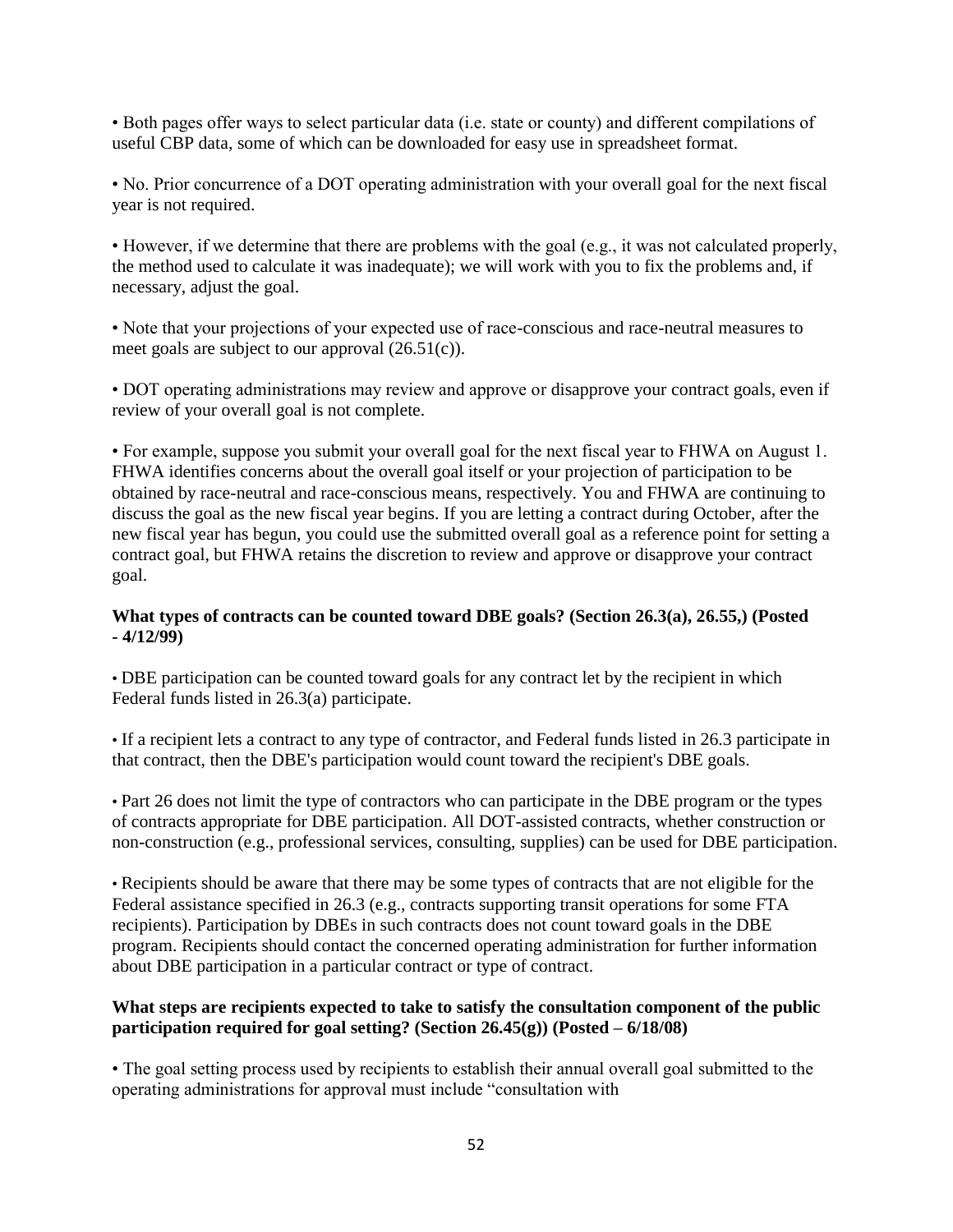- Both pages offer ways to select particular data (i.e. state or county) and different compilations of useful CBP data, some of which can be downloaded for easy use in spreadsheet format.

- No. Prior concurrence of a DOT operating administration with your overall goal for the next fiscal year is not required.

- However, if we determine that there are problems with the goal (e.g., it was not calculated properly, the method used to calculate it was inadequate); we will work with you to fix the problems and, if necessary, adjust the goal.

- Note that your projections of your expected use of race-conscious and race-neutral measures to meet goals are subject to our approval (26.51(c)).

- DOT operating administrations may review and approve or disapprove your contract goals, even if review of your overall goal is not complete.

- For example, suppose you submit your overall goal for the next fiscal year to FHWA on August 1. FHWA identifies concerns about the overall goal itself or your projection of participation to be obtained by race-neutral and race-conscious means, respectively. You and FHWA are continuing to discuss the goal as the new fiscal year begins. If you are letting a contract during October, after the new fiscal year has begun, you could use the submitted overall goal as a reference point for setting a contract goal, but FHWA retains the discretion to review and approve or disapprove your contract goal.

**What types of contracts can be counted toward DBE goals? (Section 26.3(a), 26.55,) (Posted - 4/12/99)**

- DBE participation can be counted toward goals for any contract let by the recipient in which Federal funds listed in 26.3(a) participate.

- If a recipient lets a contract to any type of contractor, and Federal funds listed in 26.3 participate in that contract, then the DBE's participation would count toward the recipient's DBE goals.

- Part 26 does not limit the type of contractors who can participate in the DBE program or the types of contracts appropriate for DBE participation. All DOT-assisted contracts, whether construction or non-construction (e.g., professional services, consulting, supplies) can be used for DBE participation.

- Recipients should be aware that there may be some types of contracts that are not eligible for the Federal assistance specified in 26.3 (e.g., contracts supporting transit operations for some FTA recipients). Participation by DBEs in such contracts does not count toward goals in the DBE program. Recipients should contact the concerned operating administration for further information about DBE participation in a particular contract or type of contract.

**What steps are recipients expected to take to satisfy the consultation component of the public participation required for goal setting? (Section 26.45(g)) (Posted – 6/18/08)**

- The goal setting process used by recipients to establish their annual overall goal submitted to the operating administrations for approval must include "consultation with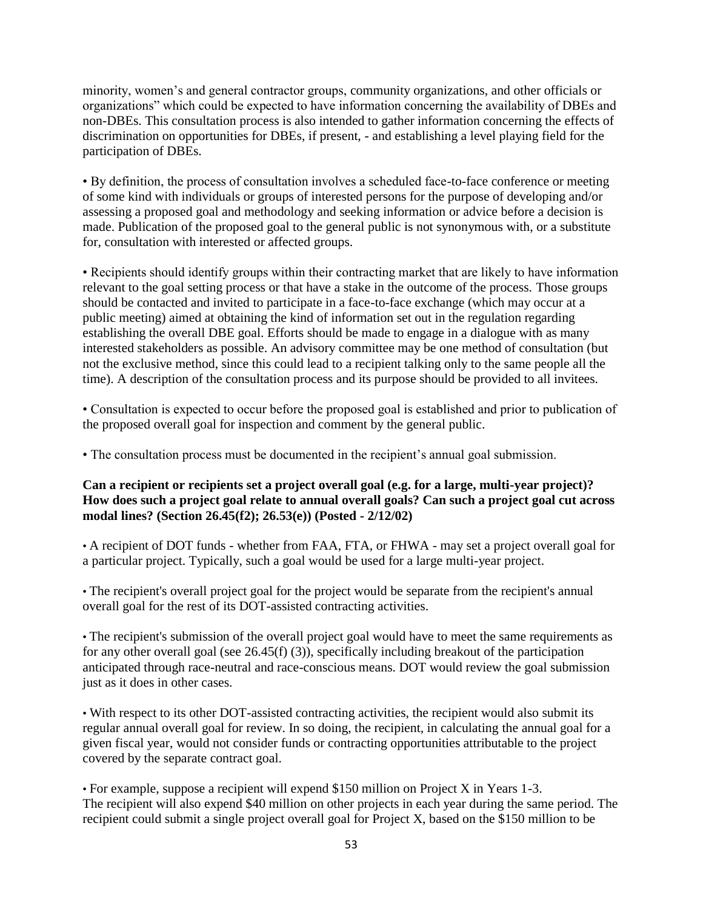minority, women's and general contractor groups, community organizations, and other officials or organizations" which could be expected to have information concerning the availability of DBEs and non-DBEs. This consultation process is also intended to gather information concerning the effects of discrimination on opportunities for DBEs, if present, - and establishing a level playing field for the participation of DBEs.

• By definition, the process of consultation involves a scheduled face-to-face conference or meeting of some kind with individuals or groups of interested persons for the purpose of developing and/or assessing a proposed goal and methodology and seeking information or advice before a decision is made. Publication of the proposed goal to the general public is not synonymous with, or a substitute for, consultation with interested or affected groups.

• Recipients should identify groups within their contracting market that are likely to have information relevant to the goal setting process or that have a stake in the outcome of the process. Those groups should be contacted and invited to participate in a face-to-face exchange (which may occur at a public meeting) aimed at obtaining the kind of information set out in the regulation regarding establishing the overall DBE goal. Efforts should be made to engage in a dialogue with as many interested stakeholders as possible. An advisory committee may be one method of consultation (but not the exclusive method, since this could lead to a recipient talking only to the same people all the time). A description of the consultation process and its purpose should be provided to all invitees.

• Consultation is expected to occur before the proposed goal is established and prior to publication of the proposed overall goal for inspection and comment by the general public.

• The consultation process must be documented in the recipient's annual goal submission.

**Can a recipient or recipients set a project overall goal (e.g. for a large, multi-year project)? How does such a project goal relate to annual overall goals? Can such a project goal cut across modal lines? (Section 26.45(f2); 26.53(e)) (Posted - 2/12/02)**

• A recipient of DOT funds - whether from FAA, FTA, or FHWA - may set a project overall goal for a particular project. Typically, such a goal would be used for a large multi-year project.

• The recipient's overall project goal for the project would be separate from the recipient's annual overall goal for the rest of its DOT-assisted contracting activities.

• The recipient's submission of the overall project goal would have to meet the same requirements as for any other overall goal (see 26.45(f) (3)), specifically including breakout of the participation anticipated through race-neutral and race-conscious means. DOT would review the goal submission just as it does in other cases.

• With respect to its other DOT-assisted contracting activities, the recipient would also submit its regular annual overall goal for review. In so doing, the recipient, in calculating the annual goal for a given fiscal year, would not consider funds or contracting opportunities attributable to the project covered by the separate contract goal.

• For example, suppose a recipient will expend $150 million on Project X in Years 1-3. The recipient will also expend $40 million on other projects in each year during the same period. The recipient could submit a single project overall goal for Project X, based on the $150 million to be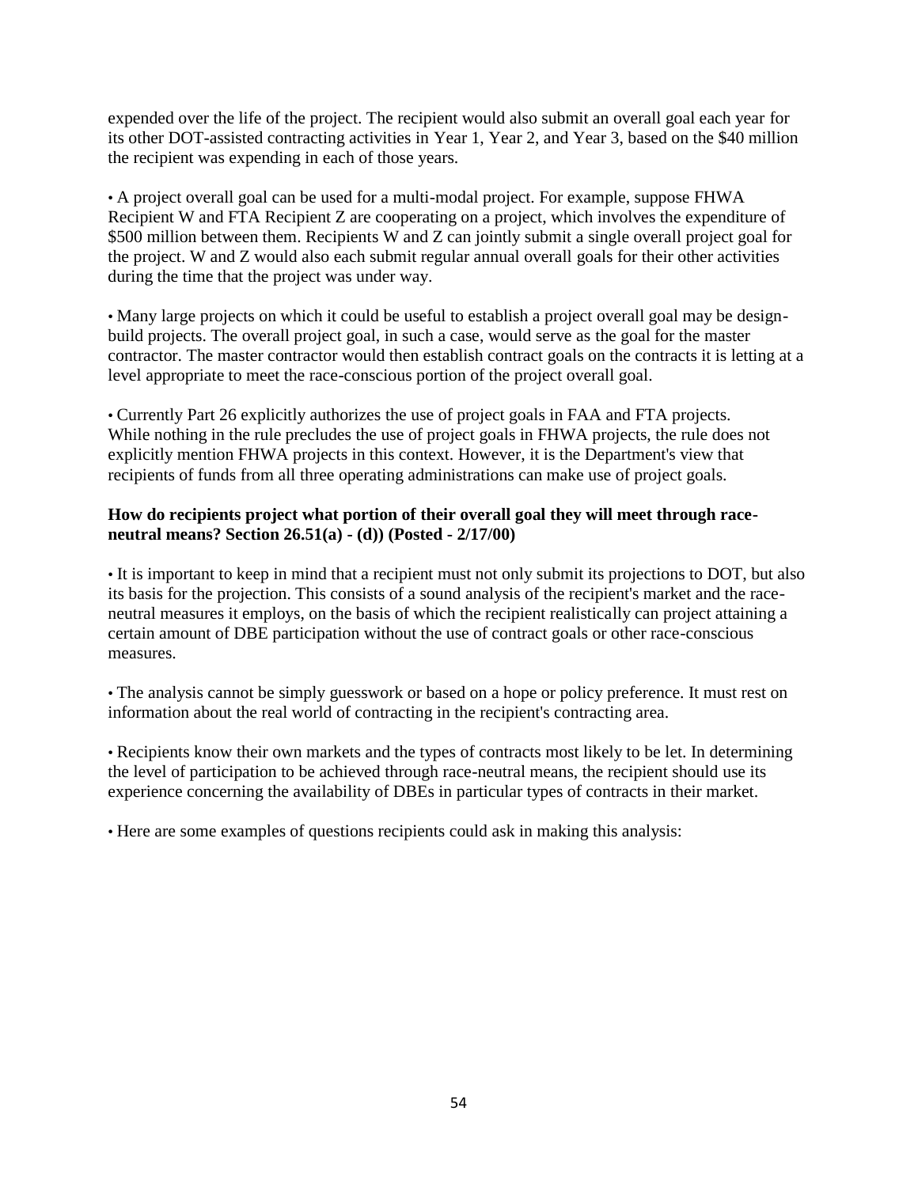expended over the life of the project. The recipient would also submit an overall goal each year for its other DOT-assisted contracting activities in Year 1, Year 2, and Year 3, based on the $40 million the recipient was expending in each of those years.

• A project overall goal can be used for a multi-modal project. For example, suppose FHWA Recipient W and FTA Recipient Z are cooperating on a project, which involves the expenditure of $500 million between them. Recipients W and Z can jointly submit a single overall project goal for the project. W and Z would also each submit regular annual overall goals for their other activities during the time that the project was under way.

• Many large projects on which it could be useful to establish a project overall goal may be design-build projects. The overall project goal, in such a case, would serve as the goal for the master contractor. The master contractor would then establish contract goals on the contracts it is letting at a level appropriate to meet the race-conscious portion of the project overall goal.

• Currently Part 26 explicitly authorizes the use of project goals in FAA and FTA projects. While nothing in the rule precludes the use of project goals in FHWA projects, the rule does not explicitly mention FHWA projects in this context. However, it is the Department's view that recipients of funds from all three operating administrations can make use of project goals.

**How do recipients project what portion of their overall goal they will meet through race-neutral means? Section 26.51(a) - (d)) (Posted - 2/17/00)**

• It is important to keep in mind that a recipient must not only submit its projections to DOT, but also its basis for the projection. This consists of a sound analysis of the recipient's market and the race-neutral measures it employs, on the basis of which the recipient realistically can project attaining a certain amount of DBE participation without the use of contract goals or other race-conscious measures.

• The analysis cannot be simply guesswork or based on a hope or policy preference. It must rest on information about the real world of contracting in the recipient's contracting area.

• Recipients know their own markets and the types of contracts most likely to be let. In determining the level of participation to be achieved through race-neutral means, the recipient should use its experience concerning the availability of DBEs in particular types of contracts in their market.

• Here are some examples of questions recipients could ask in making this analysis: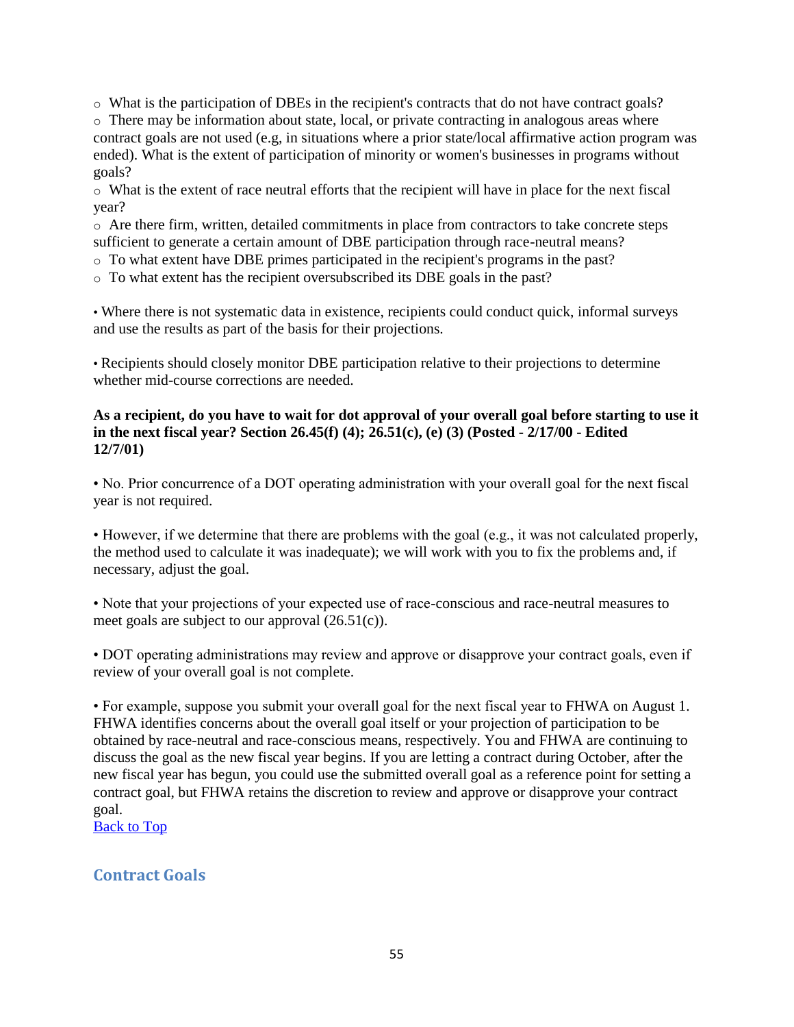- What is the participation of DBEs in the recipient's contracts that do not have contract goals?
- There may be information about state, local, or private contracting in analogous areas where contract goals are not used (e.g, in situations where a prior state/local affirmative action program was ended). What is the extent of participation of minority or women's businesses in programs without goals?
- What is the extent of race neutral efforts that the recipient will have in place for the next fiscal year?
- Are there firm, written, detailed commitments in place from contractors to take concrete steps sufficient to generate a certain amount of DBE participation through race-neutral means?
- To what extent have DBE primes participated in the recipient's programs in the past?
- To what extent has the recipient oversubscribed its DBE goals in the past?

• Where there is not systematic data in existence, recipients could conduct quick, informal surveys and use the results as part of the basis for their projections.

• Recipients should closely monitor DBE participation relative to their projections to determine whether mid-course corrections are needed.

**As a recipient, do you have to wait for dot approval of your overall goal before starting to use it in the next fiscal year? Section 26.45(f) (4); 26.51(c), (e) (3) (Posted - 2/17/00 - Edited 12/7/01)**

• No. Prior concurrence of a DOT operating administration with your overall goal for the next fiscal year is not required.

• However, if we determine that there are problems with the goal (e.g., it was not calculated properly, the method used to calculate it was inadequate); we will work with you to fix the problems and, if necessary, adjust the goal.

• Note that your projections of your expected use of race-conscious and race-neutral measures to meet goals are subject to our approval (26.51(c)).

• DOT operating administrations may review and approve or disapprove your contract goals, even if review of your overall goal is not complete.

• For example, suppose you submit your overall goal for the next fiscal year to FHWA on August 1. FHWA identifies concerns about the overall goal itself or your projection of participation to be obtained by race-neutral and race-conscious means, respectively. You and FHWA are continuing to discuss the goal as the new fiscal year begins. If you are letting a contract during October, after the new fiscal year has begun, you could use the submitted overall goal as a reference point for setting a contract goal, but FHWA retains the discretion to review and approve or disapprove your contract goal.
Back to Top

## Contract Goals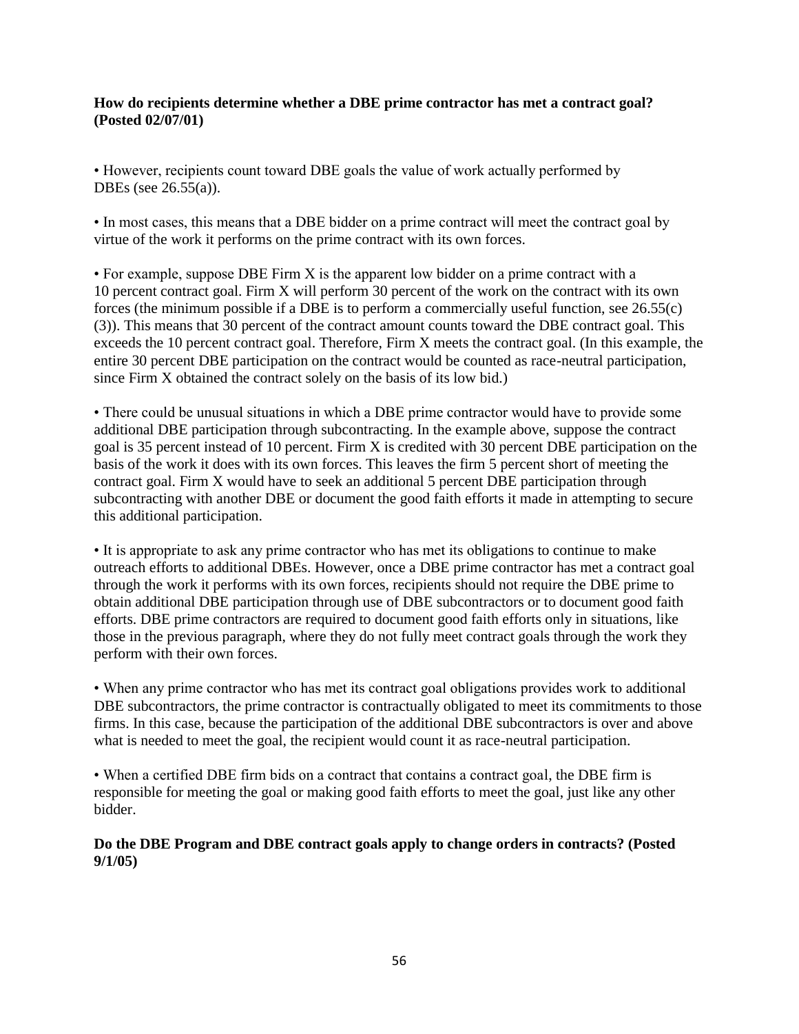**How do recipients determine whether a DBE prime contractor has met a contract goal? (Posted 02/07/01)**

• However, recipients count toward DBE goals the value of work actually performed by DBEs (see 26.55(a)).

• In most cases, this means that a DBE bidder on a prime contract will meet the contract goal by virtue of the work it performs on the prime contract with its own forces.

• For example, suppose DBE Firm X is the apparent low bidder on a prime contract with a 10 percent contract goal. Firm X will perform 30 percent of the work on the contract with its own forces (the minimum possible if a DBE is to perform a commercially useful function, see 26.55(c)(3)). This means that 30 percent of the contract amount counts toward the DBE contract goal. This exceeds the 10 percent contract goal. Therefore, Firm X meets the contract goal. (In this example, the entire 30 percent DBE participation on the contract would be counted as race-neutral participation, since Firm X obtained the contract solely on the basis of its low bid.)

• There could be unusual situations in which a DBE prime contractor would have to provide some additional DBE participation through subcontracting. In the example above, suppose the contract goal is 35 percent instead of 10 percent. Firm X is credited with 30 percent DBE participation on the basis of the work it does with its own forces. This leaves the firm 5 percent short of meeting the contract goal. Firm X would have to seek an additional 5 percent DBE participation through subcontracting with another DBE or document the good faith efforts it made in attempting to secure this additional participation.

• It is appropriate to ask any prime contractor who has met its obligations to continue to make outreach efforts to additional DBEs. However, once a DBE prime contractor has met a contract goal through the work it performs with its own forces, recipients should not require the DBE prime to obtain additional DBE participation through use of DBE subcontractors or to document good faith efforts. DBE prime contractors are required to document good faith efforts only in situations, like those in the previous paragraph, where they do not fully meet contract goals through the work they perform with their own forces.

• When any prime contractor who has met its contract goal obligations provides work to additional DBE subcontractors, the prime contractor is contractually obligated to meet its commitments to those firms. In this case, because the participation of the additional DBE subcontractors is over and above what is needed to meet the goal, the recipient would count it as race-neutral participation.

• When a certified DBE firm bids on a contract that contains a contract goal, the DBE firm is responsible for meeting the goal or making good faith efforts to meet the goal, just like any other bidder.

**Do the DBE Program and DBE contract goals apply to change orders in contracts? (Posted 9/1/05)**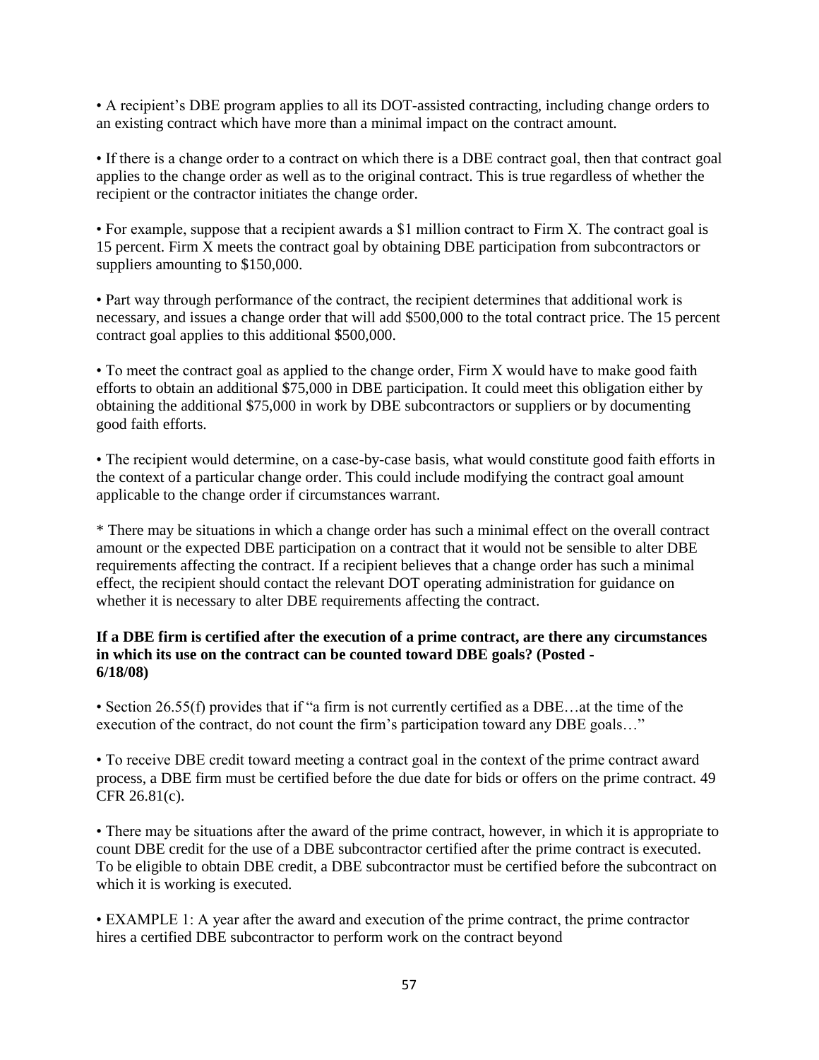• A recipient's DBE program applies to all its DOT-assisted contracting, including change orders to an existing contract which have more than a minimal impact on the contract amount.

• If there is a change order to a contract on which there is a DBE contract goal, then that contract goal applies to the change order as well as to the original contract. This is true regardless of whether the recipient or the contractor initiates the change order.

• For example, suppose that a recipient awards a $1 million contract to Firm X. The contract goal is 15 percent. Firm X meets the contract goal by obtaining DBE participation from subcontractors or suppliers amounting to $150,000.

• Part way through performance of the contract, the recipient determines that additional work is necessary, and issues a change order that will add $500,000 to the total contract price. The 15 percent contract goal applies to this additional $500,000.

• To meet the contract goal as applied to the change order, Firm X would have to make good faith efforts to obtain an additional $75,000 in DBE participation. It could meet this obligation either by obtaining the additional $75,000 in work by DBE subcontractors or suppliers or by documenting good faith efforts.

• The recipient would determine, on a case-by-case basis, what would constitute good faith efforts in the context of a particular change order. This could include modifying the contract goal amount applicable to the change order if circumstances warrant.

* There may be situations in which a change order has such a minimal effect on the overall contract amount or the expected DBE participation on a contract that it would not be sensible to alter DBE requirements affecting the contract. If a recipient believes that a change order has such a minimal effect, the recipient should contact the relevant DOT operating administration for guidance on whether it is necessary to alter DBE requirements affecting the contract.

**If a DBE firm is certified after the execution of a prime contract, are there any circumstances in which its use on the contract can be counted toward DBE goals? (Posted - 6/18/08)**

• Section 26.55(f) provides that if "a firm is not currently certified as a DBE…at the time of the execution of the contract, do not count the firm's participation toward any DBE goals…"

• To receive DBE credit toward meeting a contract goal in the context of the prime contract award process, a DBE firm must be certified before the due date for bids or offers on the prime contract. 49 CFR 26.81(c).

• There may be situations after the award of the prime contract, however, in which it is appropriate to count DBE credit for the use of a DBE subcontractor certified after the prime contract is executed. To be eligible to obtain DBE credit, a DBE subcontractor must be certified before the subcontract on which it is working is executed.

• EXAMPLE 1: A year after the award and execution of the prime contract, the prime contractor hires a certified DBE subcontractor to perform work on the contract beyond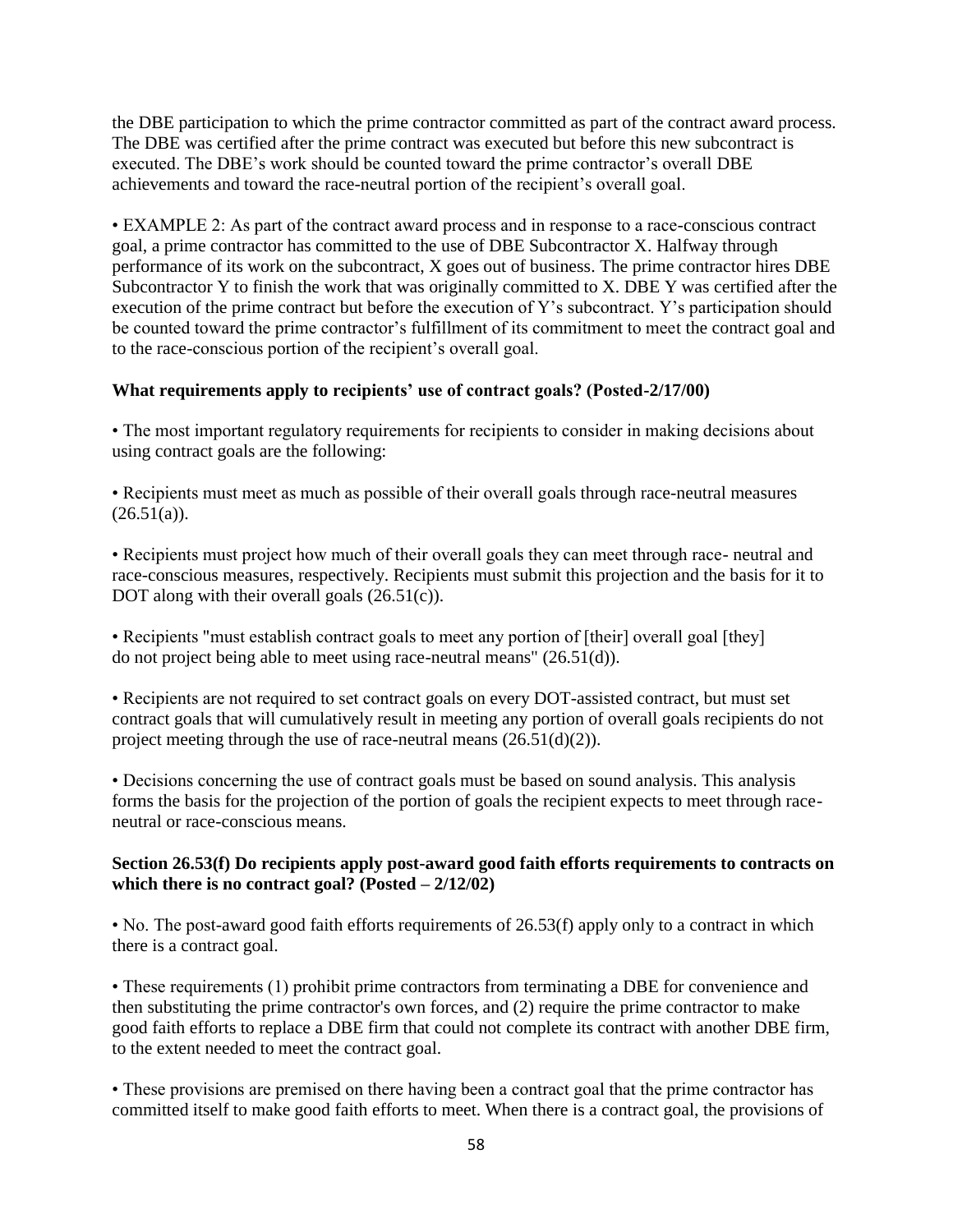the DBE participation to which the prime contractor committed as part of the contract award process. The DBE was certified after the prime contract was executed but before this new subcontract is executed. The DBE's work should be counted toward the prime contractor's overall DBE achievements and toward the race-neutral portion of the recipient's overall goal.

• EXAMPLE 2: As part of the contract award process and in response to a race-conscious contract goal, a prime contractor has committed to the use of DBE Subcontractor X. Halfway through performance of its work on the subcontract, X goes out of business. The prime contractor hires DBE Subcontractor Y to finish the work that was originally committed to X. DBE Y was certified after the execution of the prime contract but before the execution of Y's subcontract. Y's participation should be counted toward the prime contractor's fulfillment of its commitment to meet the contract goal and to the race-conscious portion of the recipient's overall goal.

**What requirements apply to recipients' use of contract goals? (Posted-2/17/00)**

• The most important regulatory requirements for recipients to consider in making decisions about using contract goals are the following:

• Recipients must meet as much as possible of their overall goals through race-neutral measures (26.51(a)).

• Recipients must project how much of their overall goals they can meet through race- neutral and race-conscious measures, respectively. Recipients must submit this projection and the basis for it to DOT along with their overall goals (26.51(c)).

• Recipients "must establish contract goals to meet any portion of [their] overall goal [they] do not project being able to meet using race-neutral means" (26.51(d)).

• Recipients are not required to set contract goals on every DOT-assisted contract, but must set contract goals that will cumulatively result in meeting any portion of overall goals recipients do not project meeting through the use of race-neutral means (26.51(d)(2)).

• Decisions concerning the use of contract goals must be based on sound analysis. This analysis forms the basis for the projection of the portion of goals the recipient expects to meet through race-neutral or race-conscious means.

**Section 26.53(f) Do recipients apply post-award good faith efforts requirements to contracts on which there is no contract goal? (Posted – 2/12/02)**

• No. The post-award good faith efforts requirements of 26.53(f) apply only to a contract in which there is a contract goal.

• These requirements (1) prohibit prime contractors from terminating a DBE for convenience and then substituting the prime contractor's own forces, and (2) require the prime contractor to make good faith efforts to replace a DBE firm that could not complete its contract with another DBE firm, to the extent needed to meet the contract goal.

• These provisions are premised on there having been a contract goal that the prime contractor has committed itself to make good faith efforts to meet. When there is a contract goal, the provisions of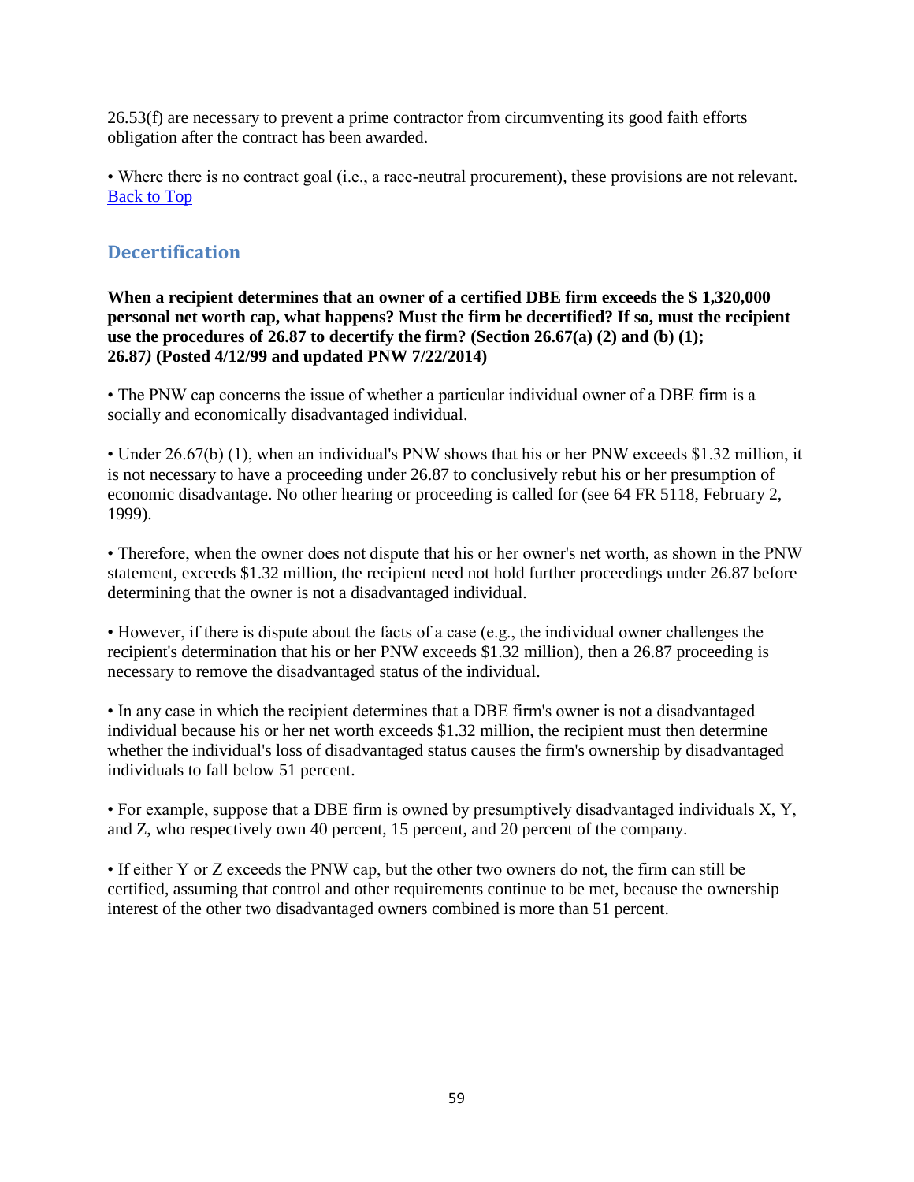26.53(f) are necessary to prevent a prime contractor from circumventing its good faith efforts obligation after the contract has been awarded.

• Where there is no contract goal (i.e., a race-neutral procurement), these provisions are not relevant. [Back to Top]

## Decertification

**When a recipient determines that an owner of a certified DBE firm exceeds the $ 1,320,000 personal net worth cap, what happens? Must the firm be decertified? If so, must the recipient use the procedures of 26.87 to decertify the firm? (Section 26.67(a) (2) and (b) (1); 26.87) (Posted 4/12/99 and updated PNW 7/22/2014)**

• The PNW cap concerns the issue of whether a particular individual owner of a DBE firm is a socially and economically disadvantaged individual.

• Under 26.67(b) (1), when an individual's PNW shows that his or her PNW exceeds $1.32 million, it is not necessary to have a proceeding under 26.87 to conclusively rebut his or her presumption of economic disadvantage. No other hearing or proceeding is called for (see 64 FR 5118, February 2, 1999).

• Therefore, when the owner does not dispute that his or her owner's net worth, as shown in the PNW statement, exceeds $1.32 million, the recipient need not hold further proceedings under 26.87 before determining that the owner is not a disadvantaged individual.

• However, if there is dispute about the facts of a case (e.g., the individual owner challenges the recipient's determination that his or her PNW exceeds $1.32 million), then a 26.87 proceeding is necessary to remove the disadvantaged status of the individual.

• In any case in which the recipient determines that a DBE firm's owner is not a disadvantaged individual because his or her net worth exceeds $1.32 million, the recipient must then determine whether the individual's loss of disadvantaged status causes the firm's ownership by disadvantaged individuals to fall below 51 percent.

• For example, suppose that a DBE firm is owned by presumptively disadvantaged individuals X, Y, and Z, who respectively own 40 percent, 15 percent, and 20 percent of the company.

• If either Y or Z exceeds the PNW cap, but the other two owners do not, the firm can still be certified, assuming that control and other requirements continue to be met, because the ownership interest of the other two disadvantaged owners combined is more than 51 percent.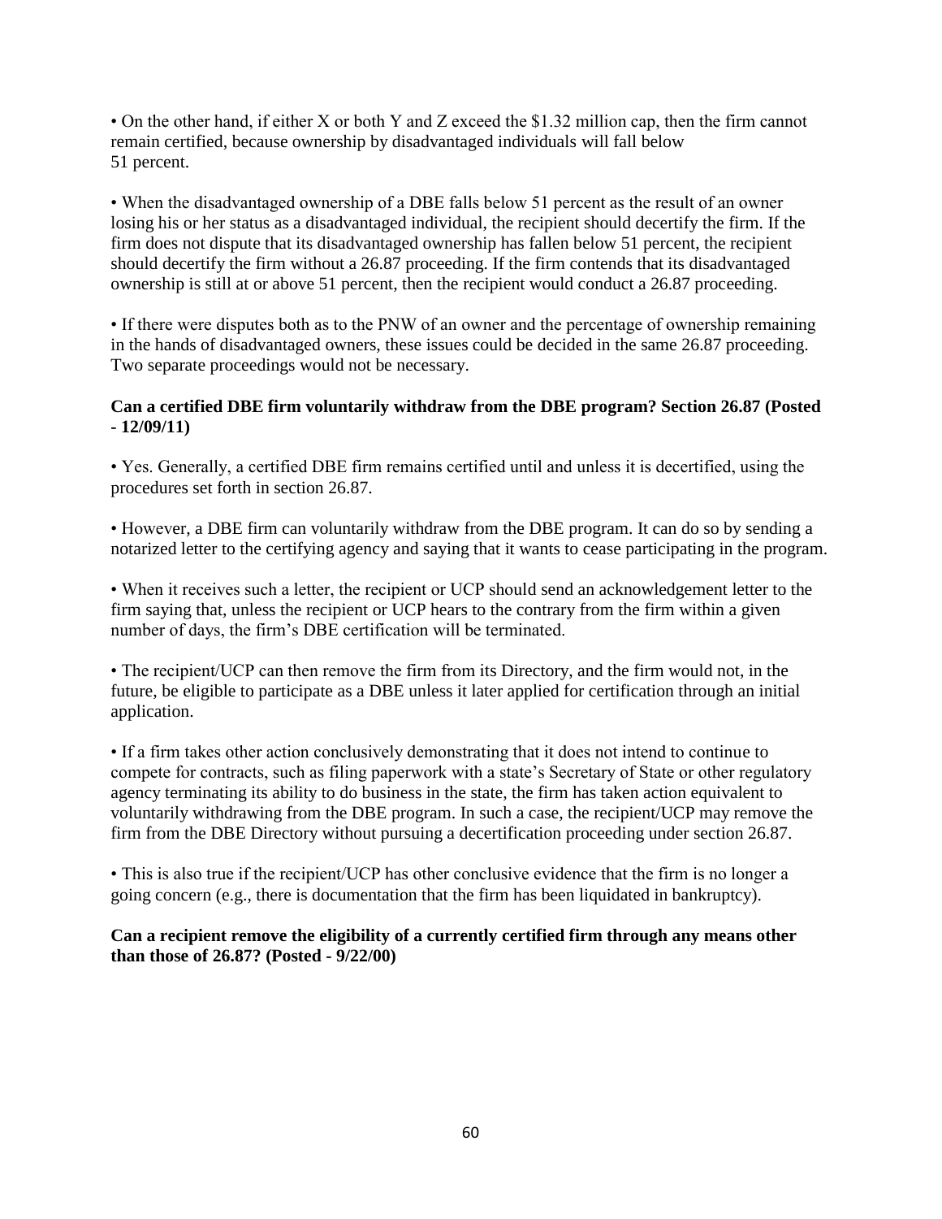• On the other hand, if either X or both Y and Z exceed the $1.32 million cap, then the firm cannot remain certified, because ownership by disadvantaged individuals will fall below 51 percent.

• When the disadvantaged ownership of a DBE falls below 51 percent as the result of an owner losing his or her status as a disadvantaged individual, the recipient should decertify the firm. If the firm does not dispute that its disadvantaged ownership has fallen below 51 percent, the recipient should decertify the firm without a 26.87 proceeding. If the firm contends that its disadvantaged ownership is still at or above 51 percent, then the recipient would conduct a 26.87 proceeding.

• If there were disputes both as to the PNW of an owner and the percentage of ownership remaining in the hands of disadvantaged owners, these issues could be decided in the same 26.87 proceeding. Two separate proceedings would not be necessary.

**Can a certified DBE firm voluntarily withdraw from the DBE program? Section 26.87 (Posted - 12/09/11)**

• Yes. Generally, a certified DBE firm remains certified until and unless it is decertified, using the procedures set forth in section 26.87.

• However, a DBE firm can voluntarily withdraw from the DBE program. It can do so by sending a notarized letter to the certifying agency and saying that it wants to cease participating in the program.

• When it receives such a letter, the recipient or UCP should send an acknowledgement letter to the firm saying that, unless the recipient or UCP hears to the contrary from the firm within a given number of days, the firm's DBE certification will be terminated.

• The recipient/UCP can then remove the firm from its Directory, and the firm would not, in the future, be eligible to participate as a DBE unless it later applied for certification through an initial application.

• If a firm takes other action conclusively demonstrating that it does not intend to continue to compete for contracts, such as filing paperwork with a state's Secretary of State or other regulatory agency terminating its ability to do business in the state, the firm has taken action equivalent to voluntarily withdrawing from the DBE program. In such a case, the recipient/UCP may remove the firm from the DBE Directory without pursuing a decertification proceeding under section 26.87.

• This is also true if the recipient/UCP has other conclusive evidence that the firm is no longer a going concern (e.g., there is documentation that the firm has been liquidated in bankruptcy).

**Can a recipient remove the eligibility of a currently certified firm through any means other than those of 26.87? (Posted - 9/22/00)**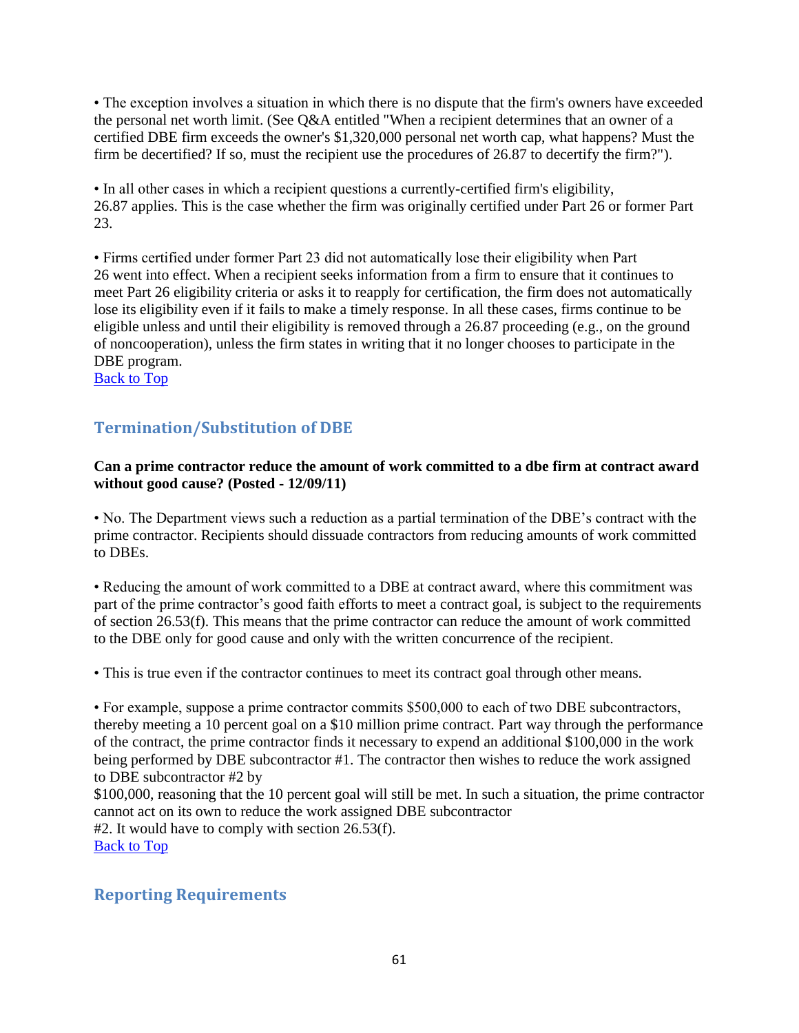• The exception involves a situation in which there is no dispute that the firm's owners have exceeded the personal net worth limit. (See Q&A entitled "When a recipient determines that an owner of a certified DBE firm exceeds the owner's $1,320,000 personal net worth cap, what happens? Must the firm be decertified? If so, must the recipient use the procedures of 26.87 to decertify the firm?").

• In all other cases in which a recipient questions a currently-certified firm's eligibility, 26.87 applies. This is the case whether the firm was originally certified under Part 26 or former Part 23.

• Firms certified under former Part 23 did not automatically lose their eligibility when Part 26 went into effect. When a recipient seeks information from a firm to ensure that it continues to meet Part 26 eligibility criteria or asks it to reapply for certification, the firm does not automatically lose its eligibility even if it fails to make a timely response. In all these cases, firms continue to be eligible unless and until their eligibility is removed through a 26.87 proceeding (e.g., on the ground of noncooperation), unless the firm states in writing that it no longer chooses to participate in the DBE program.
[Back to Top]

## Termination/Substitution of DBE

**Can a prime contractor reduce the amount of work committed to a dbe firm at contract award without good cause? (Posted - 12/09/11)**

• No. The Department views such a reduction as a partial termination of the DBE's contract with the prime contractor. Recipients should dissuade contractors from reducing amounts of work committed to DBEs.

• Reducing the amount of work committed to a DBE at contract award, where this commitment was part of the prime contractor's good faith efforts to meet a contract goal, is subject to the requirements of section 26.53(f). This means that the prime contractor can reduce the amount of work committed to the DBE only for good cause and only with the written concurrence of the recipient.

• This is true even if the contractor continues to meet its contract goal through other means.

• For example, suppose a prime contractor commits $500,000 to each of two DBE subcontractors, thereby meeting a 10 percent goal on a $10 million prime contract. Part way through the performance of the contract, the prime contractor finds it necessary to expend an additional $100,000 in the work being performed by DBE subcontractor #1. The contractor then wishes to reduce the work assigned to DBE subcontractor #2 by $100,000, reasoning that the 10 percent goal will still be met. In such a situation, the prime contractor cannot act on its own to reduce the work assigned DBE subcontractor #2. It would have to comply with section 26.53(f).
[Back to Top]

## Reporting Requirements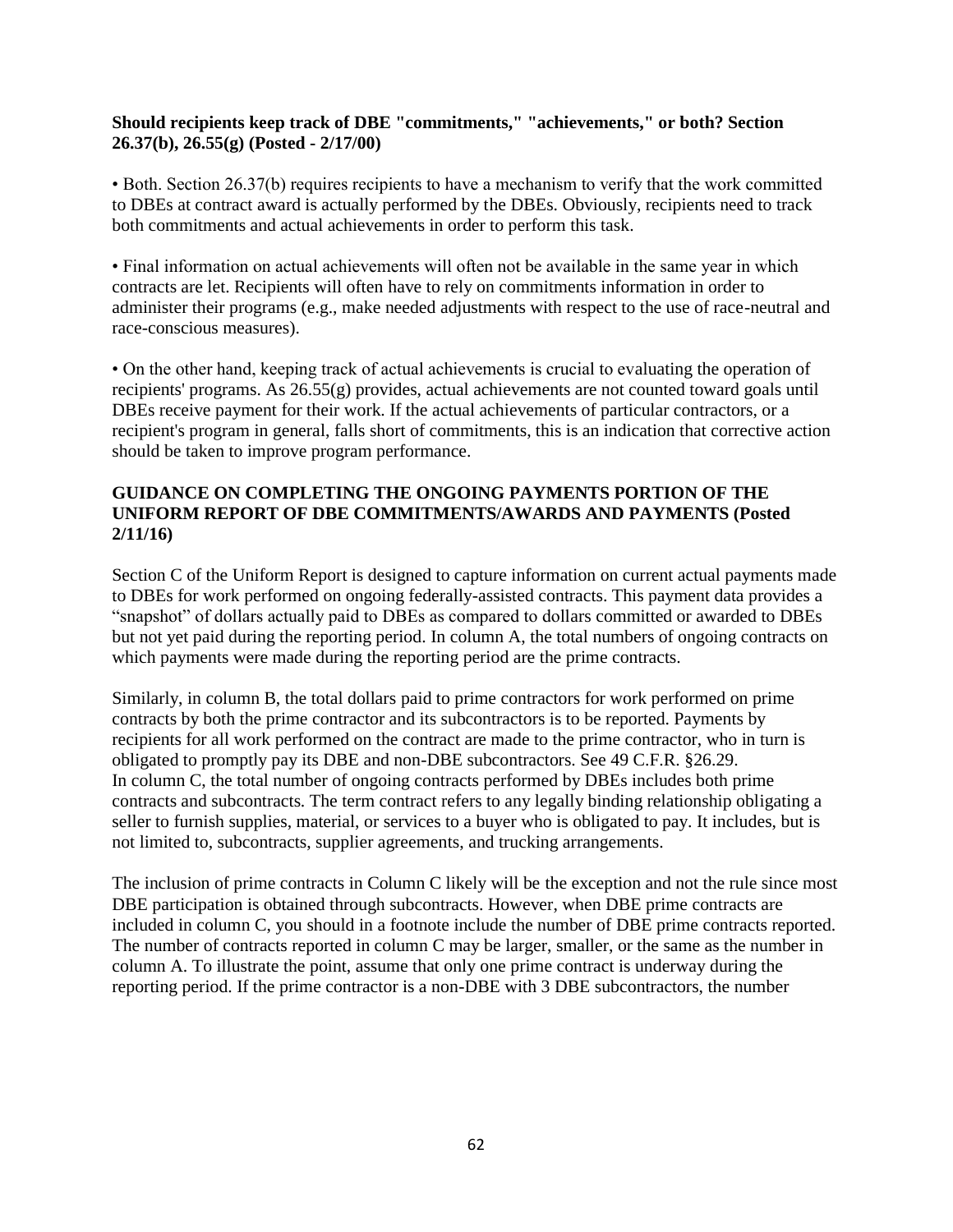**Should recipients keep track of DBE "commitments," "achievements," or both? Section 26.37(b), 26.55(g) (Posted - 2/17/00)**

• Both. Section 26.37(b) requires recipients to have a mechanism to verify that the work committed to DBEs at contract award is actually performed by the DBEs. Obviously, recipients need to track both commitments and actual achievements in order to perform this task.

• Final information on actual achievements will often not be available in the same year in which contracts are let. Recipients will often have to rely on commitments information in order to administer their programs (e.g., make needed adjustments with respect to the use of race-neutral and race-conscious measures).

• On the other hand, keeping track of actual achievements is crucial to evaluating the operation of recipients' programs. As 26.55(g) provides, actual achievements are not counted toward goals until DBEs receive payment for their work. If the actual achievements of particular contractors, or a recipient's program in general, falls short of commitments, this is an indication that corrective action should be taken to improve program performance.

**GUIDANCE ON COMPLETING THE ONGOING PAYMENTS PORTION OF THE UNIFORM REPORT OF DBE COMMITMENTS/AWARDS AND PAYMENTS (Posted 2/11/16)**

Section C of the Uniform Report is designed to capture information on current actual payments made to DBEs for work performed on ongoing federally-assisted contracts. This payment data provides a "snapshot" of dollars actually paid to DBEs as compared to dollars committed or awarded to DBEs but not yet paid during the reporting period. In column A, the total numbers of ongoing contracts on which payments were made during the reporting period are the prime contracts.

Similarly, in column B, the total dollars paid to prime contractors for work performed on prime contracts by both the prime contractor and its subcontractors is to be reported. Payments by recipients for all work performed on the contract are made to the prime contractor, who in turn is obligated to promptly pay its DBE and non-DBE subcontractors. See 49 C.F.R. §26.29. In column C, the total number of ongoing contracts performed by DBEs includes both prime contracts and subcontracts. The term contract refers to any legally binding relationship obligating a seller to furnish supplies, material, or services to a buyer who is obligated to pay. It includes, but is not limited to, subcontracts, supplier agreements, and trucking arrangements.

The inclusion of prime contracts in Column C likely will be the exception and not the rule since most DBE participation is obtained through subcontracts. However, when DBE prime contracts are included in column C, you should in a footnote include the number of DBE prime contracts reported. The number of contracts reported in column C may be larger, smaller, or the same as the number in column A. To illustrate the point, assume that only one prime contract is underway during the reporting period. If the prime contractor is a non-DBE with 3 DBE subcontractors, the number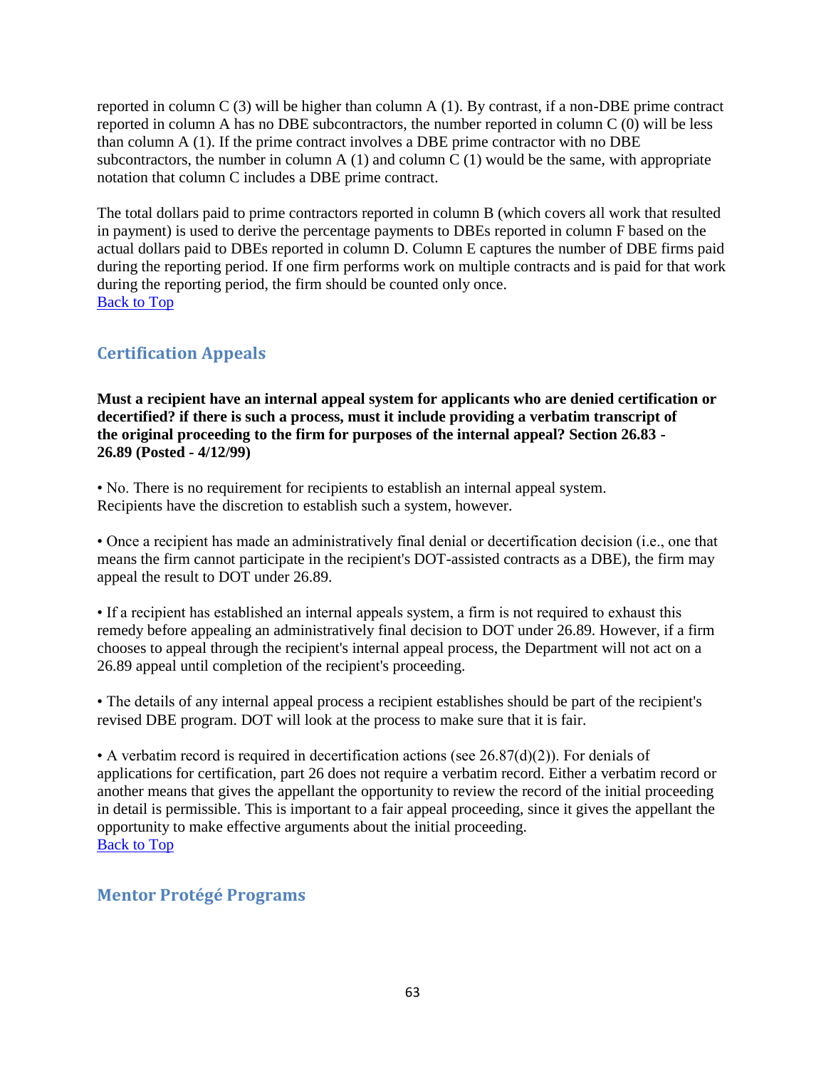reported in column C (3) will be higher than column A (1). By contrast, if a non-DBE prime contract reported in column A has no DBE subcontractors, the number reported in column C (0) will be less than column A (1). If the prime contract involves a DBE prime contractor with no DBE subcontractors, the number in column A (1) and column C (1) would be the same, with appropriate notation that column C includes a DBE prime contract.

The total dollars paid to prime contractors reported in column B (which covers all work that resulted in payment) is used to derive the percentage payments to DBEs reported in column F based on the actual dollars paid to DBEs reported in column D. Column E captures the number of DBE firms paid during the reporting period. If one firm performs work on multiple contracts and is paid for that work during the reporting period, the firm should be counted only once.
Back to Top

## Certification Appeals

**Must a recipient have an internal appeal system for applicants who are denied certification or decertified? if there is such a process, must it include providing a verbatim transcript of the original proceeding to the firm for purposes of the internal appeal? Section 26.83 - 26.89 (Posted - 4/12/99)**

• No. There is no requirement for recipients to establish an internal appeal system. Recipients have the discretion to establish such a system, however.

• Once a recipient has made an administratively final denial or decertification decision (i.e., one that means the firm cannot participate in the recipient's DOT-assisted contracts as a DBE), the firm may appeal the result to DOT under 26.89.

• If a recipient has established an internal appeals system, a firm is not required to exhaust this remedy before appealing an administratively final decision to DOT under 26.89. However, if a firm chooses to appeal through the recipient's internal appeal process, the Department will not act on a 26.89 appeal until completion of the recipient's proceeding.

• The details of any internal appeal process a recipient establishes should be part of the recipient's revised DBE program. DOT will look at the process to make sure that it is fair.

• A verbatim record is required in decertification actions (see 26.87(d)(2)). For denials of applications for certification, part 26 does not require a verbatim record. Either a verbatim record or another means that gives the appellant the opportunity to review the record of the initial proceeding in detail is permissible. This is important to a fair appeal proceeding, since it gives the appellant the opportunity to make effective arguments about the initial proceeding.
Back to Top

## Mentor Protégé Programs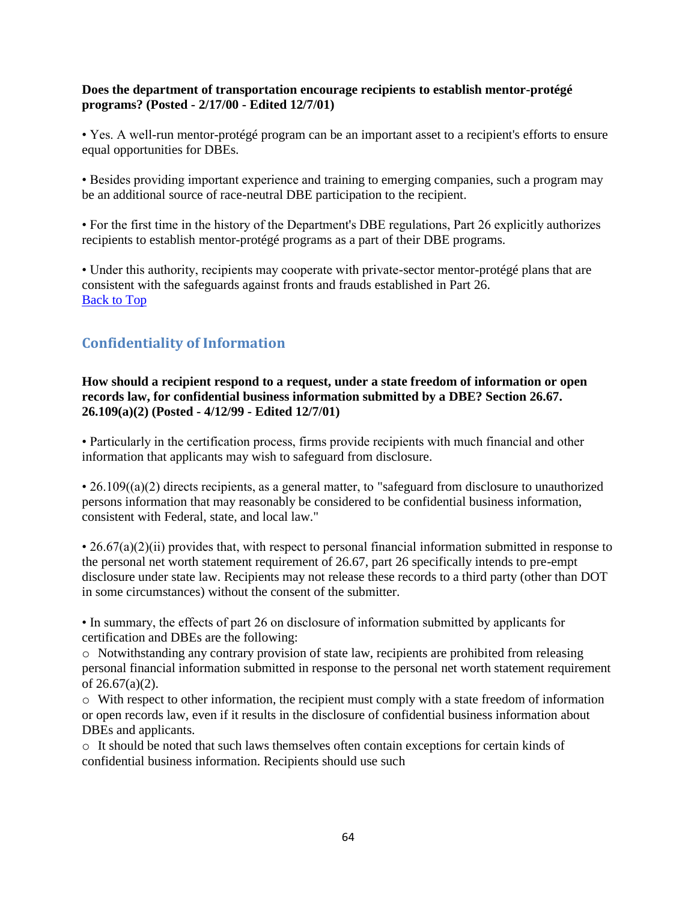**Does the department of transportation encourage recipients to establish mentor-protégé programs? (Posted - 2/17/00 - Edited 12/7/01)**

• Yes. A well-run mentor-protégé program can be an important asset to a recipient's efforts to ensure equal opportunities for DBEs.

• Besides providing important experience and training to emerging companies, such a program may be an additional source of race-neutral DBE participation to the recipient.

• For the first time in the history of the Department's DBE regulations, Part 26 explicitly authorizes recipients to establish mentor-protégé programs as a part of their DBE programs.

• Under this authority, recipients may cooperate with private-sector mentor-protégé plans that are consistent with the safeguards against fronts and frauds established in Part 26.
[Back to Top]

## Confidentiality of Information

**How should a recipient respond to a request, under a state freedom of information or open records law, for confidential business information submitted by a DBE? Section 26.67. 26.109(a)(2) (Posted - 4/12/99 - Edited 12/7/01)**

• Particularly in the certification process, firms provide recipients with much financial and other information that applicants may wish to safeguard from disclosure.

• 26.109((a)(2) directs recipients, as a general matter, to "safeguard from disclosure to unauthorized persons information that may reasonably be considered to be confidential business information, consistent with Federal, state, and local law."

• 26.67(a)(2)(ii) provides that, with respect to personal financial information submitted in response to the personal net worth statement requirement of 26.67, part 26 specifically intends to pre-empt disclosure under state law. Recipients may not release these records to a third party (other than DOT in some circumstances) without the consent of the submitter.

• In summary, the effects of part 26 on disclosure of information submitted by applicants for certification and DBEs are the following:

- Notwithstanding any contrary provision of state law, recipients are prohibited from releasing personal financial information submitted in response to the personal net worth statement requirement of 26.67(a)(2).
- With respect to other information, the recipient must comply with a state freedom of information or open records law, even if it results in the disclosure of confidential business information about DBEs and applicants.
- It should be noted that such laws themselves often contain exceptions for certain kinds of confidential business information. Recipients should use such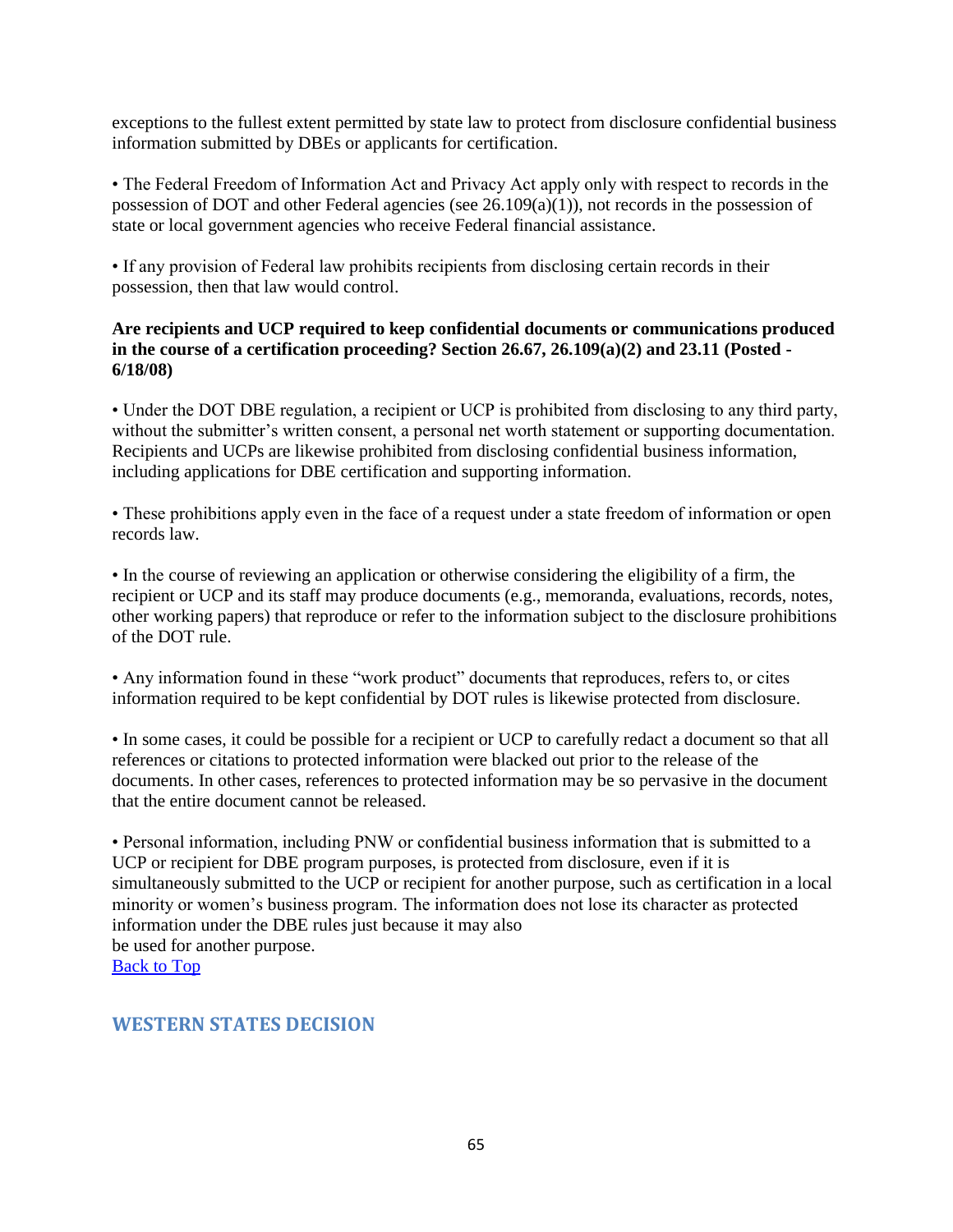exceptions to the fullest extent permitted by state law to protect from disclosure confidential business information submitted by DBEs or applicants for certification.

• The Federal Freedom of Information Act and Privacy Act apply only with respect to records in the possession of DOT and other Federal agencies (see 26.109(a)(1)), not records in the possession of state or local government agencies who receive Federal financial assistance.

• If any provision of Federal law prohibits recipients from disclosing certain records in their possession, then that law would control.

**Are recipients and UCP required to keep confidential documents or communications produced in the course of a certification proceeding? Section 26.67, 26.109(a)(2) and 23.11 (Posted - 6/18/08)**

• Under the DOT DBE regulation, a recipient or UCP is prohibited from disclosing to any third party, without the submitter's written consent, a personal net worth statement or supporting documentation. Recipients and UCPs are likewise prohibited from disclosing confidential business information, including applications for DBE certification and supporting information.

• These prohibitions apply even in the face of a request under a state freedom of information or open records law.

• In the course of reviewing an application or otherwise considering the eligibility of a firm, the recipient or UCP and its staff may produce documents (e.g., memoranda, evaluations, records, notes, other working papers) that reproduce or refer to the information subject to the disclosure prohibitions of the DOT rule.

• Any information found in these "work product" documents that reproduces, refers to, or cites information required to be kept confidential by DOT rules is likewise protected from disclosure.

• In some cases, it could be possible for a recipient or UCP to carefully redact a document so that all references or citations to protected information were blacked out prior to the release of the documents. In other cases, references to protected information may be so pervasive in the document that the entire document cannot be released.

• Personal information, including PNW or confidential business information that is submitted to a UCP or recipient for DBE program purposes, is protected from disclosure, even if it is simultaneously submitted to the UCP or recipient for another purpose, such as certification in a local minority or women's business program. The information does not lose its character as protected information under the DBE rules just because it may also be used for another purpose.

Back to Top

## WESTERN STATES DECISION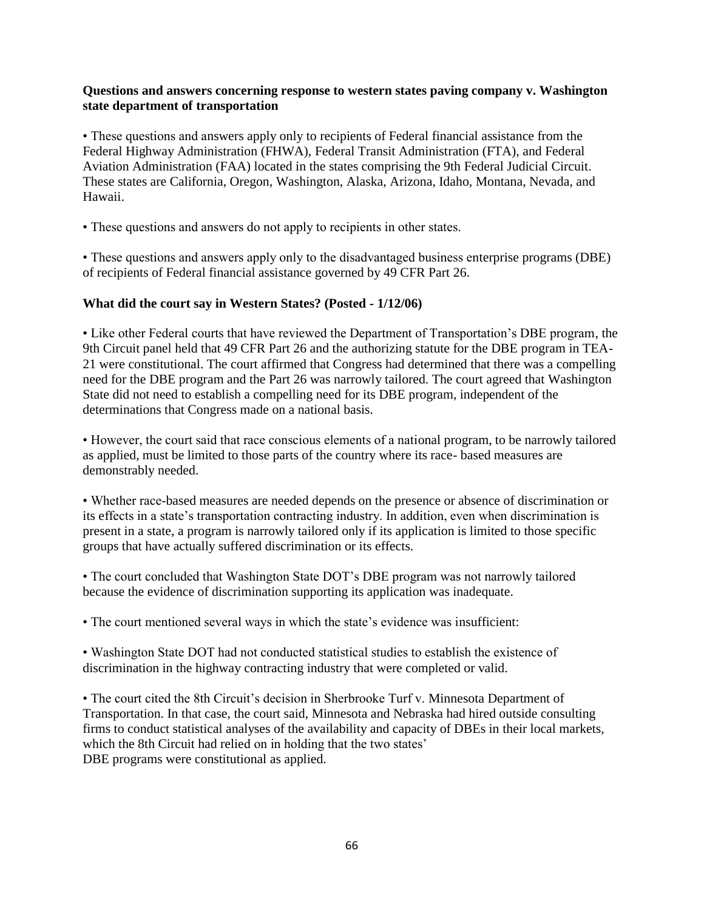**Questions and answers concerning response to western states paving company v. Washington state department of transportation**

• These questions and answers apply only to recipients of Federal financial assistance from the Federal Highway Administration (FHWA), Federal Transit Administration (FTA), and Federal Aviation Administration (FAA) located in the states comprising the 9th Federal Judicial Circuit. These states are California, Oregon, Washington, Alaska, Arizona, Idaho, Montana, Nevada, and Hawaii.

• These questions and answers do not apply to recipients in other states.

• These questions and answers apply only to the disadvantaged business enterprise programs (DBE) of recipients of Federal financial assistance governed by 49 CFR Part 26.

**What did the court say in Western States? (Posted - 1/12/06)**

• Like other Federal courts that have reviewed the Department of Transportation's DBE program, the 9th Circuit panel held that 49 CFR Part 26 and the authorizing statute for the DBE program in TEA-21 were constitutional. The court affirmed that Congress had determined that there was a compelling need for the DBE program and the Part 26 was narrowly tailored. The court agreed that Washington State did not need to establish a compelling need for its DBE program, independent of the determinations that Congress made on a national basis.

• However, the court said that race conscious elements of a national program, to be narrowly tailored as applied, must be limited to those parts of the country where its race- based measures are demonstrably needed.

• Whether race-based measures are needed depends on the presence or absence of discrimination or its effects in a state's transportation contracting industry. In addition, even when discrimination is present in a state, a program is narrowly tailored only if its application is limited to those specific groups that have actually suffered discrimination or its effects.

• The court concluded that Washington State DOT's DBE program was not narrowly tailored because the evidence of discrimination supporting its application was inadequate.

• The court mentioned several ways in which the state's evidence was insufficient:

• Washington State DOT had not conducted statistical studies to establish the existence of discrimination in the highway contracting industry that were completed or valid.

• The court cited the 8th Circuit's decision in Sherbrooke Turf v. Minnesota Department of Transportation. In that case, the court said, Minnesota and Nebraska had hired outside consulting firms to conduct statistical analyses of the availability and capacity of DBEs in their local markets, which the 8th Circuit had relied on in holding that the two states' DBE programs were constitutional as applied.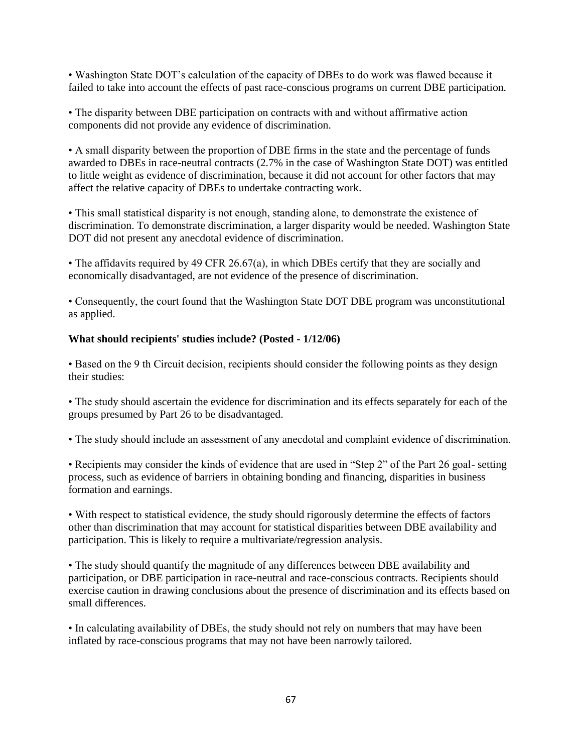• Washington State DOT's calculation of the capacity of DBEs to do work was flawed because it failed to take into account the effects of past race-conscious programs on current DBE participation.

• The disparity between DBE participation on contracts with and without affirmative action components did not provide any evidence of discrimination.

• A small disparity between the proportion of DBE firms in the state and the percentage of funds awarded to DBEs in race-neutral contracts (2.7% in the case of Washington State DOT) was entitled to little weight as evidence of discrimination, because it did not account for other factors that may affect the relative capacity of DBEs to undertake contracting work.

• This small statistical disparity is not enough, standing alone, to demonstrate the existence of discrimination. To demonstrate discrimination, a larger disparity would be needed. Washington State DOT did not present any anecdotal evidence of discrimination.

• The affidavits required by 49 CFR 26.67(a), in which DBEs certify that they are socially and economically disadvantaged, are not evidence of the presence of discrimination.

• Consequently, the court found that the Washington State DOT DBE program was unconstitutional as applied.

**What should recipients' studies include? (Posted - 1/12/06)**

• Based on the 9 th Circuit decision, recipients should consider the following points as they design their studies:

• The study should ascertain the evidence for discrimination and its effects separately for each of the groups presumed by Part 26 to be disadvantaged.

• The study should include an assessment of any anecdotal and complaint evidence of discrimination.

• Recipients may consider the kinds of evidence that are used in "Step 2" of the Part 26 goal- setting process, such as evidence of barriers in obtaining bonding and financing, disparities in business formation and earnings.

• With respect to statistical evidence, the study should rigorously determine the effects of factors other than discrimination that may account for statistical disparities between DBE availability and participation. This is likely to require a multivariate/regression analysis.

• The study should quantify the magnitude of any differences between DBE availability and participation, or DBE participation in race-neutral and race-conscious contracts. Recipients should exercise caution in drawing conclusions about the presence of discrimination and its effects based on small differences.

• In calculating availability of DBEs, the study should not rely on numbers that may have been inflated by race-conscious programs that may not have been narrowly tailored.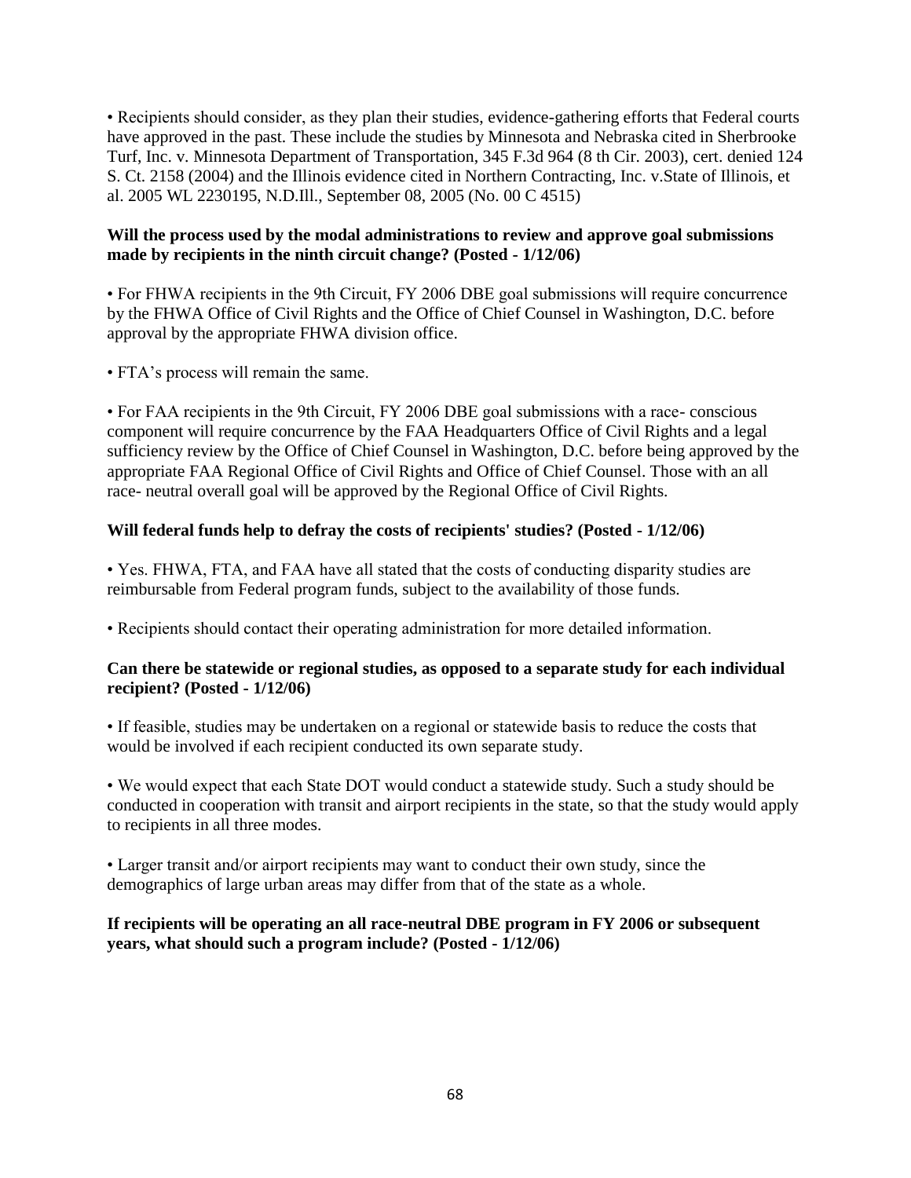• Recipients should consider, as they plan their studies, evidence-gathering efforts that Federal courts have approved in the past. These include the studies by Minnesota and Nebraska cited in Sherbrooke Turf, Inc. v. Minnesota Department of Transportation, 345 F.3d 964 (8 th Cir. 2003), cert. denied 124 S. Ct. 2158 (2004) and the Illinois evidence cited in Northern Contracting, Inc. v.State of Illinois, et al. 2005 WL 2230195, N.D.Ill., September 08, 2005 (No. 00 C 4515)

**Will the process used by the modal administrations to review and approve goal submissions made by recipients in the ninth circuit change? (Posted - 1/12/06)**

• For FHWA recipients in the 9th Circuit, FY 2006 DBE goal submissions will require concurrence by the FHWA Office of Civil Rights and the Office of Chief Counsel in Washington, D.C. before approval by the appropriate FHWA division office.

• FTA's process will remain the same.

• For FAA recipients in the 9th Circuit, FY 2006 DBE goal submissions with a race- conscious component will require concurrence by the FAA Headquarters Office of Civil Rights and a legal sufficiency review by the Office of Chief Counsel in Washington, D.C. before being approved by the appropriate FAA Regional Office of Civil Rights and Office of Chief Counsel. Those with an all race- neutral overall goal will be approved by the Regional Office of Civil Rights.

**Will federal funds help to defray the costs of recipients' studies? (Posted - 1/12/06)**

• Yes. FHWA, FTA, and FAA have all stated that the costs of conducting disparity studies are reimbursable from Federal program funds, subject to the availability of those funds.

• Recipients should contact their operating administration for more detailed information.

**Can there be statewide or regional studies, as opposed to a separate study for each individual recipient? (Posted - 1/12/06)**

• If feasible, studies may be undertaken on a regional or statewide basis to reduce the costs that would be involved if each recipient conducted its own separate study.

• We would expect that each State DOT would conduct a statewide study. Such a study should be conducted in cooperation with transit and airport recipients in the state, so that the study would apply to recipients in all three modes.

• Larger transit and/or airport recipients may want to conduct their own study, since the demographics of large urban areas may differ from that of the state as a whole.

**If recipients will be operating an all race-neutral DBE program in FY 2006 or subsequent years, what should such a program include? (Posted - 1/12/06)**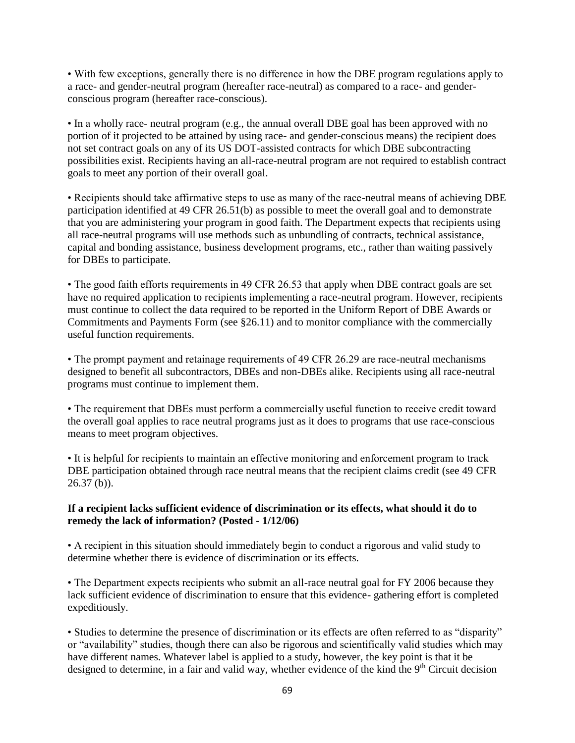• With few exceptions, generally there is no difference in how the DBE program regulations apply to a race- and gender-neutral program (hereafter race-neutral) as compared to a race- and gender-conscious program (hereafter race-conscious).

• In a wholly race- neutral program (e.g., the annual overall DBE goal has been approved with no portion of it projected to be attained by using race- and gender-conscious means) the recipient does not set contract goals on any of its US DOT-assisted contracts for which DBE subcontracting possibilities exist. Recipients having an all-race-neutral program are not required to establish contract goals to meet any portion of their overall goal.

• Recipients should take affirmative steps to use as many of the race-neutral means of achieving DBE participation identified at 49 CFR 26.51(b) as possible to meet the overall goal and to demonstrate that you are administering your program in good faith. The Department expects that recipients using all race-neutral programs will use methods such as unbundling of contracts, technical assistance, capital and bonding assistance, business development programs, etc., rather than waiting passively for DBEs to participate.

• The good faith efforts requirements in 49 CFR 26.53 that apply when DBE contract goals are set have no required application to recipients implementing a race-neutral program. However, recipients must continue to collect the data required to be reported in the Uniform Report of DBE Awards or Commitments and Payments Form (see §26.11) and to monitor compliance with the commercially useful function requirements.

• The prompt payment and retainage requirements of 49 CFR 26.29 are race-neutral mechanisms designed to benefit all subcontractors, DBEs and non-DBEs alike. Recipients using all race-neutral programs must continue to implement them.

• The requirement that DBEs must perform a commercially useful function to receive credit toward the overall goal applies to race neutral programs just as it does to programs that use race-conscious means to meet program objectives.

• It is helpful for recipients to maintain an effective monitoring and enforcement program to track DBE participation obtained through race neutral means that the recipient claims credit (see 49 CFR 26.37 (b)).

**If a recipient lacks sufficient evidence of discrimination or its effects, what should it do to remedy the lack of information? (Posted - 1/12/06)**

• A recipient in this situation should immediately begin to conduct a rigorous and valid study to determine whether there is evidence of discrimination or its effects.

• The Department expects recipients who submit an all-race neutral goal for FY 2006 because they lack sufficient evidence of discrimination to ensure that this evidence- gathering effort is completed expeditiously.

• Studies to determine the presence of discrimination or its effects are often referred to as "disparity" or "availability" studies, though there can also be rigorous and scientifically valid studies which may have different names. Whatever label is applied to a study, however, the key point is that it be designed to determine, in a fair and valid way, whether evidence of the kind the 9th Circuit decision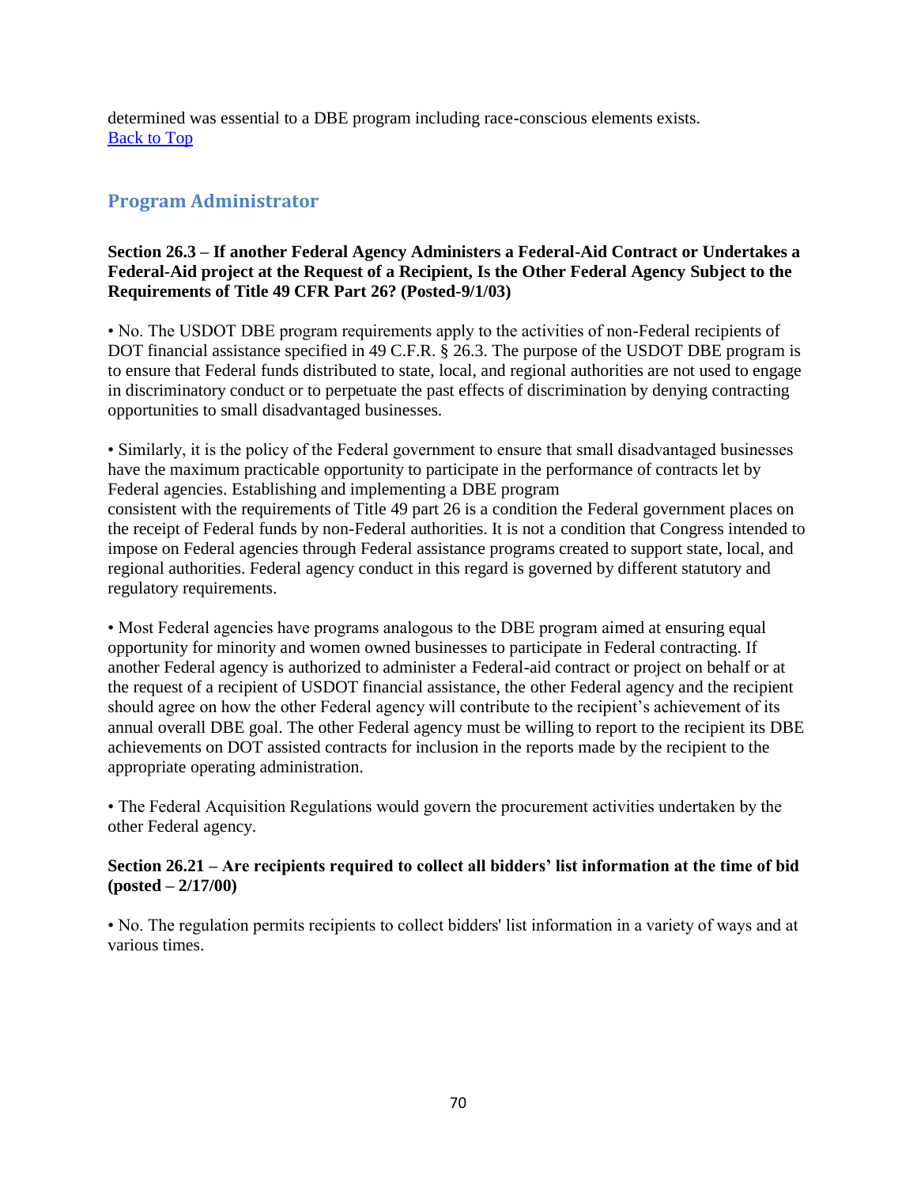determined was essential to a DBE program including race-conscious elements exists.
[Back to Top]

## Program Administrator

**Section 26.3 – If another Federal Agency Administers a Federal-Aid Contract or Undertakes a Federal-Aid project at the Request of a Recipient, Is the Other Federal Agency Subject to the Requirements of Title 49 CFR Part 26? (Posted-9/1/03)**

• No. The USDOT DBE program requirements apply to the activities of non-Federal recipients of DOT financial assistance specified in 49 C.F.R. § 26.3. The purpose of the USDOT DBE program is to ensure that Federal funds distributed to state, local, and regional authorities are not used to engage in discriminatory conduct or to perpetuate the past effects of discrimination by denying contracting opportunities to small disadvantaged businesses.

• Similarly, it is the policy of the Federal government to ensure that small disadvantaged businesses have the maximum practicable opportunity to participate in the performance of contracts let by Federal agencies. Establishing and implementing a DBE program consistent with the requirements of Title 49 part 26 is a condition the Federal government places on the receipt of Federal funds by non-Federal authorities. It is not a condition that Congress intended to impose on Federal agencies through Federal assistance programs created to support state, local, and regional authorities. Federal agency conduct in this regard is governed by different statutory and regulatory requirements.

• Most Federal agencies have programs analogous to the DBE program aimed at ensuring equal opportunity for minority and women owned businesses to participate in Federal contracting. If another Federal agency is authorized to administer a Federal-aid contract or project on behalf or at the request of a recipient of USDOT financial assistance, the other Federal agency and the recipient should agree on how the other Federal agency will contribute to the recipient's achievement of its annual overall DBE goal. The other Federal agency must be willing to report to the recipient its DBE achievements on DOT assisted contracts for inclusion in the reports made by the recipient to the appropriate operating administration.

• The Federal Acquisition Regulations would govern the procurement activities undertaken by the other Federal agency.

**Section 26.21 – Are recipients required to collect all bidders' list information at the time of bid (posted – 2/17/00)**

• No. The regulation permits recipients to collect bidders' list information in a variety of ways and at various times.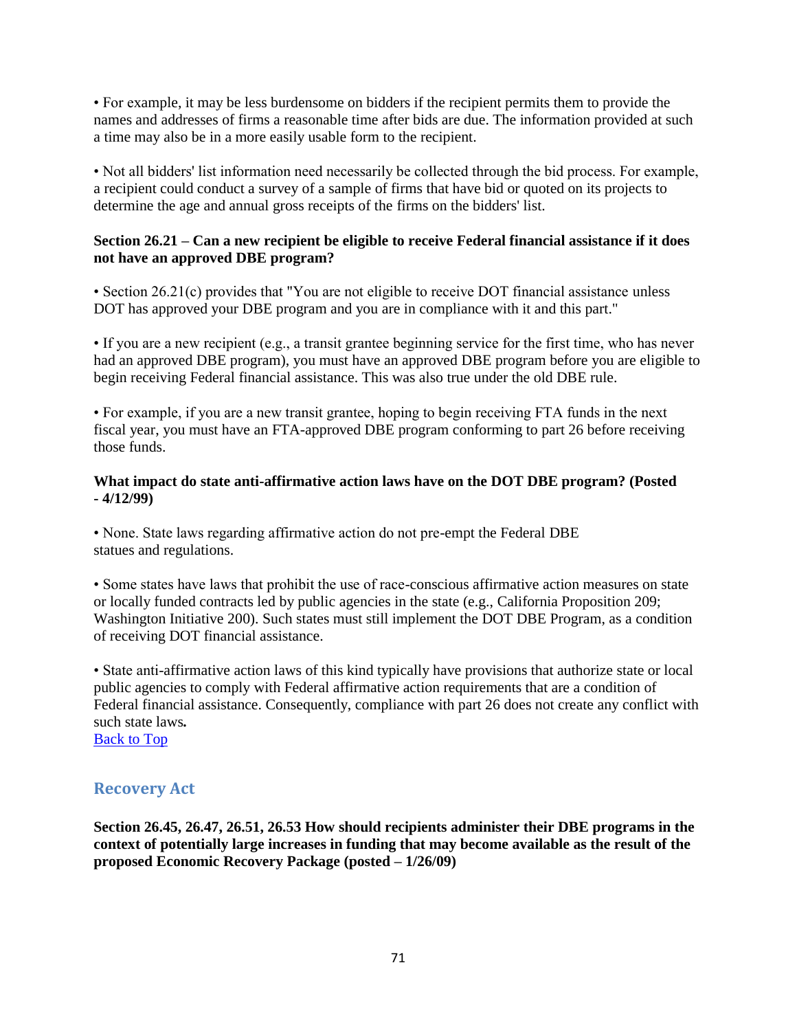• For example, it may be less burdensome on bidders if the recipient permits them to provide the names and addresses of firms a reasonable time after bids are due. The information provided at such a time may also be in a more easily usable form to the recipient.

• Not all bidders' list information need necessarily be collected through the bid process. For example, a recipient could conduct a survey of a sample of firms that have bid or quoted on its projects to determine the age and annual gross receipts of the firms on the bidders' list.

**Section 26.21 – Can a new recipient be eligible to receive Federal financial assistance if it does not have an approved DBE program?**

• Section 26.21(c) provides that "You are not eligible to receive DOT financial assistance unless DOT has approved your DBE program and you are in compliance with it and this part."

• If you are a new recipient (e.g., a transit grantee beginning service for the first time, who has never had an approved DBE program), you must have an approved DBE program before you are eligible to begin receiving Federal financial assistance. This was also true under the old DBE rule.

• For example, if you are a new transit grantee, hoping to begin receiving FTA funds in the next fiscal year, you must have an FTA-approved DBE program conforming to part 26 before receiving those funds.

**What impact do state anti-affirmative action laws have on the DOT DBE program? (Posted - 4/12/99)**

• None. State laws regarding affirmative action do not pre-empt the Federal DBE statues and regulations.

• Some states have laws that prohibit the use of race-conscious affirmative action measures on state or locally funded contracts led by public agencies in the state (e.g., California Proposition 209; Washington Initiative 200). Such states must still implement the DOT DBE Program, as a condition of receiving DOT financial assistance.

• State anti-affirmative action laws of this kind typically have provisions that authorize state or local public agencies to comply with Federal affirmative action requirements that are a condition of Federal financial assistance. Consequently, compliance with part 26 does not create any conflict with such state laws**.**

[Back to Top]

## Recovery Act

**Section 26.45, 26.47, 26.51, 26.53 How should recipients administer their DBE programs in the context of potentially large increases in funding that may become available as the result of the proposed Economic Recovery Package (posted – 1/26/09)**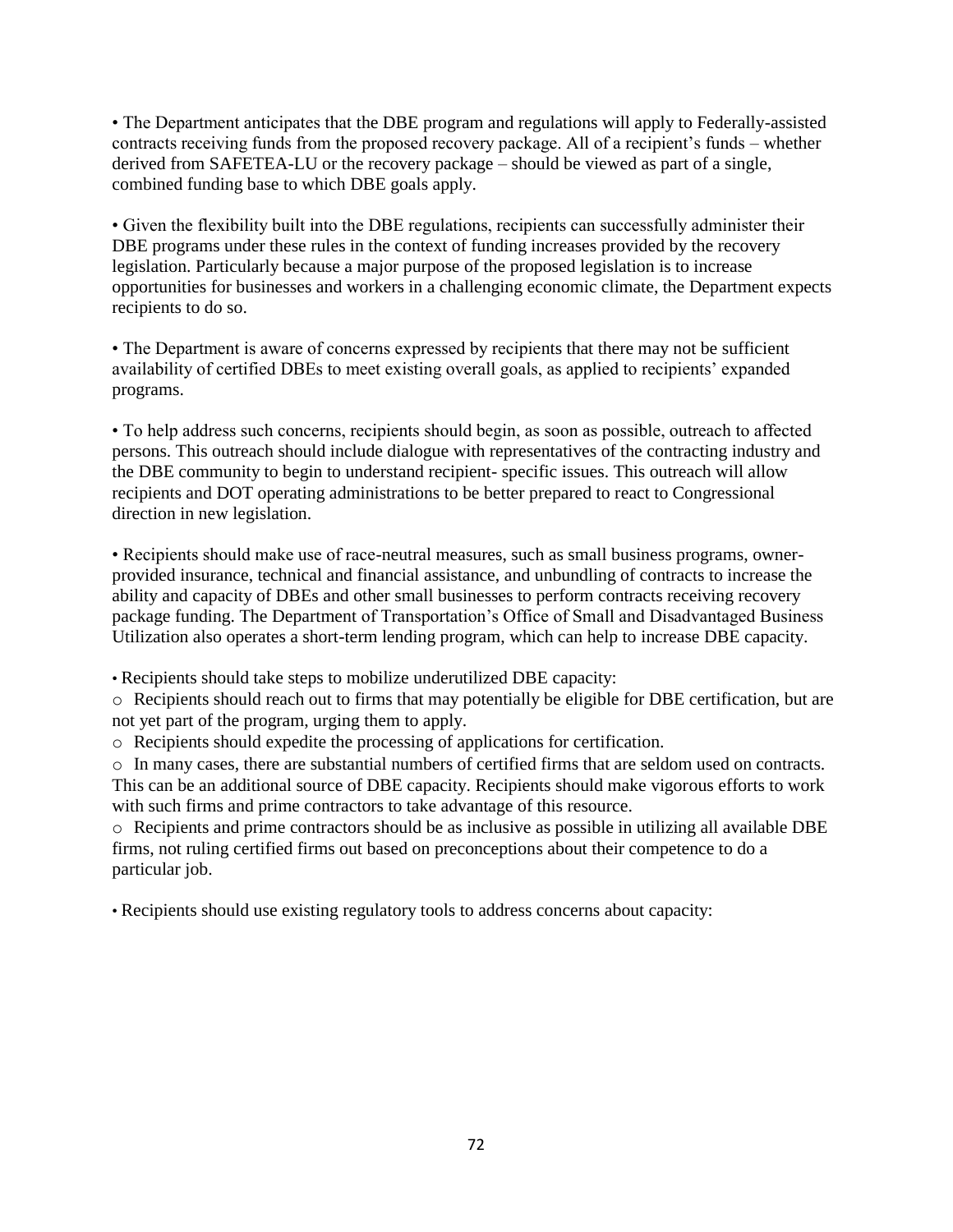- The Department anticipates that the DBE program and regulations will apply to Federally-assisted contracts receiving funds from the proposed recovery package. All of a recipient's funds – whether derived from SAFETEA-LU or the recovery package – should be viewed as part of a single, combined funding base to which DBE goals apply.

- Given the flexibility built into the DBE regulations, recipients can successfully administer their DBE programs under these rules in the context of funding increases provided by the recovery legislation. Particularly because a major purpose of the proposed legislation is to increase opportunities for businesses and workers in a challenging economic climate, the Department expects recipients to do so.

- The Department is aware of concerns expressed by recipients that there may not be sufficient availability of certified DBEs to meet existing overall goals, as applied to recipients' expanded programs.

- To help address such concerns, recipients should begin, as soon as possible, outreach to affected persons. This outreach should include dialogue with representatives of the contracting industry and the DBE community to begin to understand recipient- specific issues. This outreach will allow recipients and DOT operating administrations to be better prepared to react to Congressional direction in new legislation.

- Recipients should make use of race-neutral measures, such as small business programs, owner-provided insurance, technical and financial assistance, and unbundling of contracts to increase the ability and capacity of DBEs and other small businesses to perform contracts receiving recovery package funding. The Department of Transportation's Office of Small and Disadvantaged Business Utilization also operates a short-term lending program, which can help to increase DBE capacity.

- Recipients should take steps to mobilize underutilized DBE capacity:
  - Recipients should reach out to firms that may potentially be eligible for DBE certification, but are not yet part of the program, urging them to apply.
  - Recipients should expedite the processing of applications for certification.
  - In many cases, there are substantial numbers of certified firms that are seldom used on contracts. This can be an additional source of DBE capacity. Recipients should make vigorous efforts to work with such firms and prime contractors to take advantage of this resource.
  - Recipients and prime contractors should be as inclusive as possible in utilizing all available DBE firms, not ruling certified firms out based on preconceptions about their competence to do a particular job.

- Recipients should use existing regulatory tools to address concerns about capacity: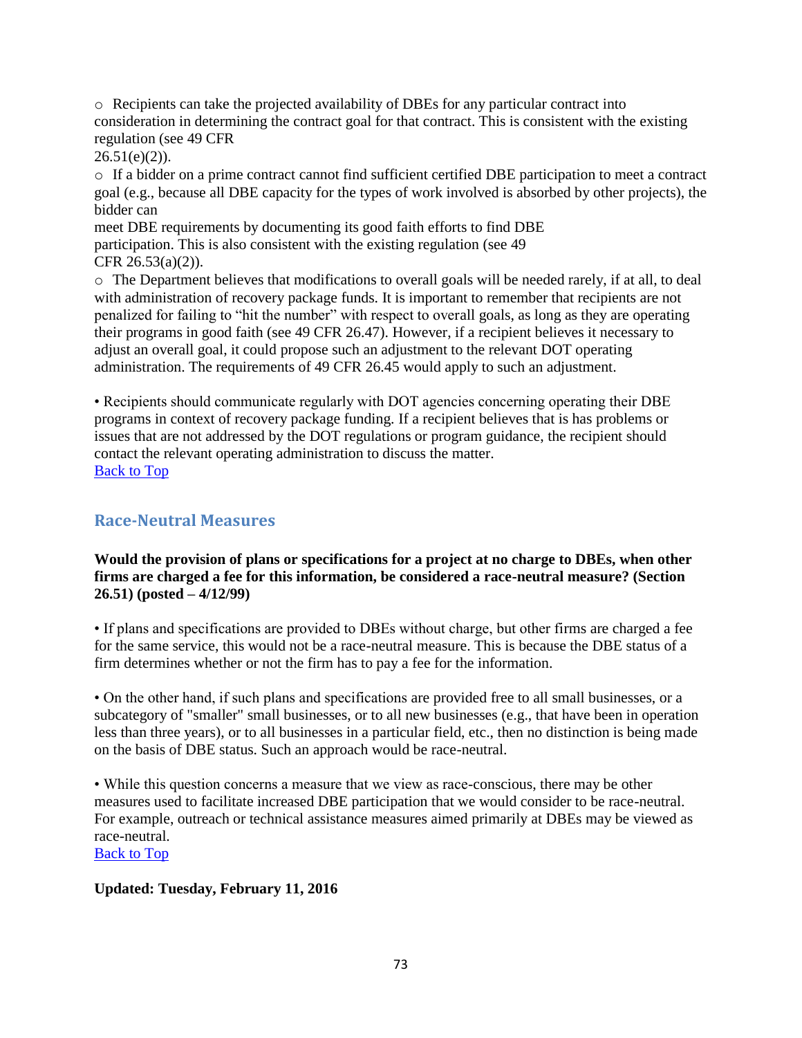- Recipients can take the projected availability of DBEs for any particular contract into consideration in determining the contract goal for that contract. This is consistent with the existing regulation (see 49 CFR 26.51(e)(2)).
- If a bidder on a prime contract cannot find sufficient certified DBE participation to meet a contract goal (e.g., because all DBE capacity for the types of work involved is absorbed by other projects), the bidder can meet DBE requirements by documenting its good faith efforts to find DBE participation. This is also consistent with the existing regulation (see 49 CFR 26.53(a)(2)).
- The Department believes that modifications to overall goals will be needed rarely, if at all, to deal with administration of recovery package funds. It is important to remember that recipients are not penalized for failing to "hit the number" with respect to overall goals, as long as they are operating their programs in good faith (see 49 CFR 26.47). However, if a recipient believes it necessary to adjust an overall goal, it could propose such an adjustment to the relevant DOT operating administration. The requirements of 49 CFR 26.45 would apply to such an adjustment.

• Recipients should communicate regularly with DOT agencies concerning operating their DBE programs in context of recovery package funding. If a recipient believes that is has problems or issues that are not addressed by the DOT regulations or program guidance, the recipient should contact the relevant operating administration to discuss the matter.
Back to Top

## Race-Neutral Measures

**Would the provision of plans or specifications for a project at no charge to DBEs, when other firms are charged a fee for this information, be considered a race-neutral measure? (Section 26.51) (posted – 4/12/99)**

• If plans and specifications are provided to DBEs without charge, but other firms are charged a fee for the same service, this would not be a race-neutral measure. This is because the DBE status of a firm determines whether or not the firm has to pay a fee for the information.

• On the other hand, if such plans and specifications are provided free to all small businesses, or a subcategory of "smaller" small businesses, or to all new businesses (e.g., that have been in operation less than three years), or to all businesses in a particular field, etc., then no distinction is being made on the basis of DBE status. Such an approach would be race-neutral.

• While this question concerns a measure that we view as race-conscious, there may be other measures used to facilitate increased DBE participation that we would consider to be race-neutral. For example, outreach or technical assistance measures aimed primarily at DBEs may be viewed as race-neutral.
Back to Top

**Updated: Tuesday, February 11, 2016**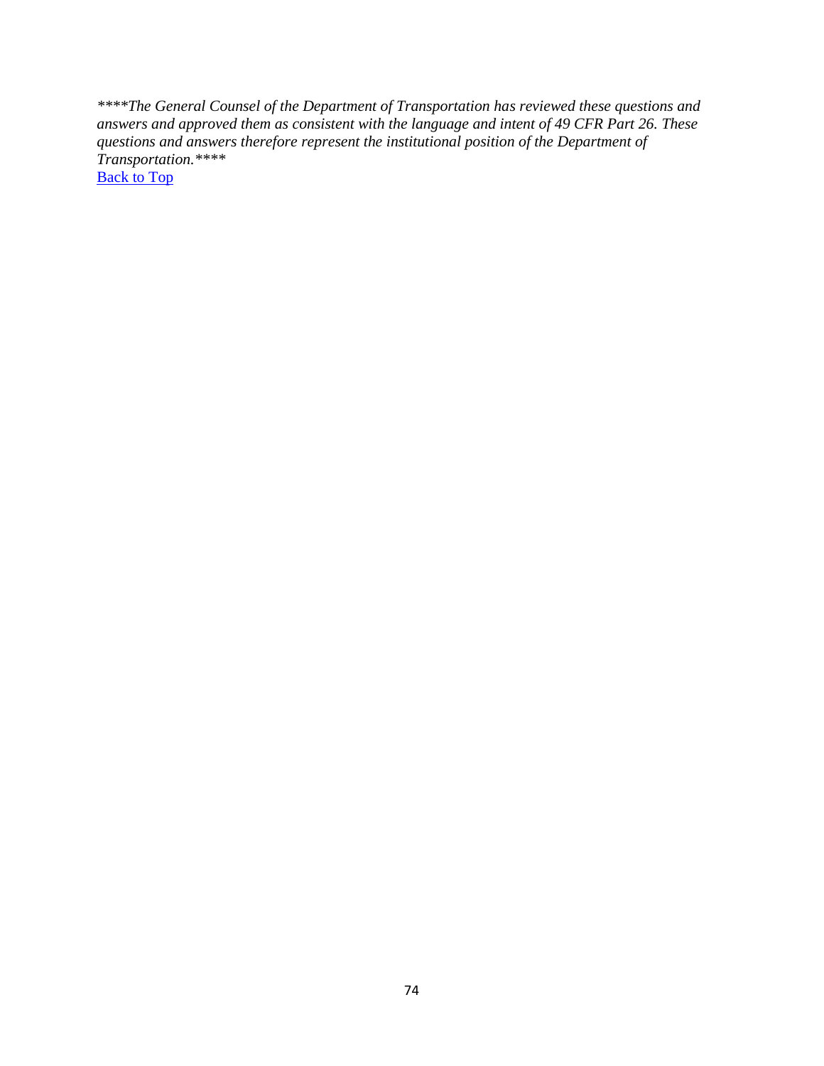*\*\*\*\*The General Counsel of the Department of Transportation has reviewed these questions and answers and approved them as consistent with the language and intent of 49 CFR Part 26. These questions and answers therefore represent the institutional position of the Department of Transportation.\*\*\*\**

[Back to Top]()